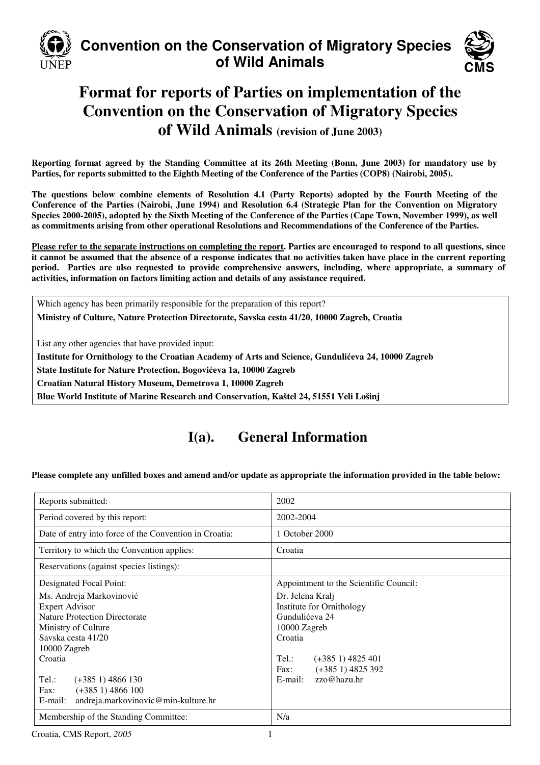**Convention on the Conservation of Migratory Species of Wild Animals**

# Format for reports of Parties on implementation of the Convention on the Conservation of Migratory Species of Wild Animals (revision of June 2003)

**Reporting format agreed by the Standing Committee at its 26th Meeting (Bonn, June 2003) for mandatory use by Parties, for reports submitted to the Eighth Meeting of the Conference of the Parties (COP8) (Nairobi, 2005).**

**The questions below combine elements of Resolution 4.1 (Party Reports) adopted by the Fourth Meeting of the Conference of the Parties (Nairobi, June 1994) and Resolution 6.4 (Strategic Plan for the Convention on Migratory Species 2000-2005), adopted by the Sixth Meeting of the Conference of the Parties (Cape Town, November 1999), as well as commitments arising from other operational Resolutions and Recommendations of the Conference of the Parties.**

**Please refer to the separate instructions on completing the report. Parties are encouraged to respond to all questions, since it cannot be assumed that the absence of a response indicates that no activities taken have place in the current reporting period. Parties are also requested to provide comprehensive answers, including, where appropriate, a summary of activities, information on factors limiting action and details of any assistance required.**

Which agency has been primarily responsible for the preparation of this report?

**Ministry of Culture, Nature Protection Directorate, Savska cesta 41/20, 10000 Zagreb, Croatia**

List any other agencies that have provided input:

**Institute for Ornithology to the Croatian Academy of Arts and Science, Gundulićeva 24, 10000 Zagreb**

**State Institute for Nature Protection, Bogovićeva 1a, 10000 Zagreb**

**Croatian Natural History Museum, Demetrova 1, 10000 Zagreb**

**Blue World Institute of Marine Research and Conservation, Kaštel 24, 51551 Veli Lošinj**

## I(a). General Information

**Please complete any unfilled boxes and amend and/or update as appropriate the information provided in the table below:**

| Reports submitted: | 2002 |
|---|---|
| Period covered by this report: | 2002-2004 |
| Date of entry into force of the Convention in Croatia: | 1 October 2000 |
| Territory to which the Convention applies: | Croatia |
| Reservations (against species listings): | |
| Designated Focal Point:<br>Ms. Andreja Markovinović<br>Expert Advisor<br>Nature Protection Directorate<br>Ministry of Culture<br>Savska cesta 41/20<br>10000 Zagreb<br>Croatia<br><br>Tel.: (+385 1) 4866 130<br>Fax: (+385 1) 4866 100<br>E-mail: andreja.markovinovic@min-kulture.hr | Appointment to the Scientific Council:<br>Dr. Jelena Kralj<br>Institute for Ornithology<br>Gundulićeva 24<br>10000 Zagreb<br>Croatia<br><br>Tel.: (+385 1) 4825 401<br>Fax: (+385 1) 4825 392<br>E-mail: zzo@hazu.hr |
| Membership of the Standing Committee: | N/a |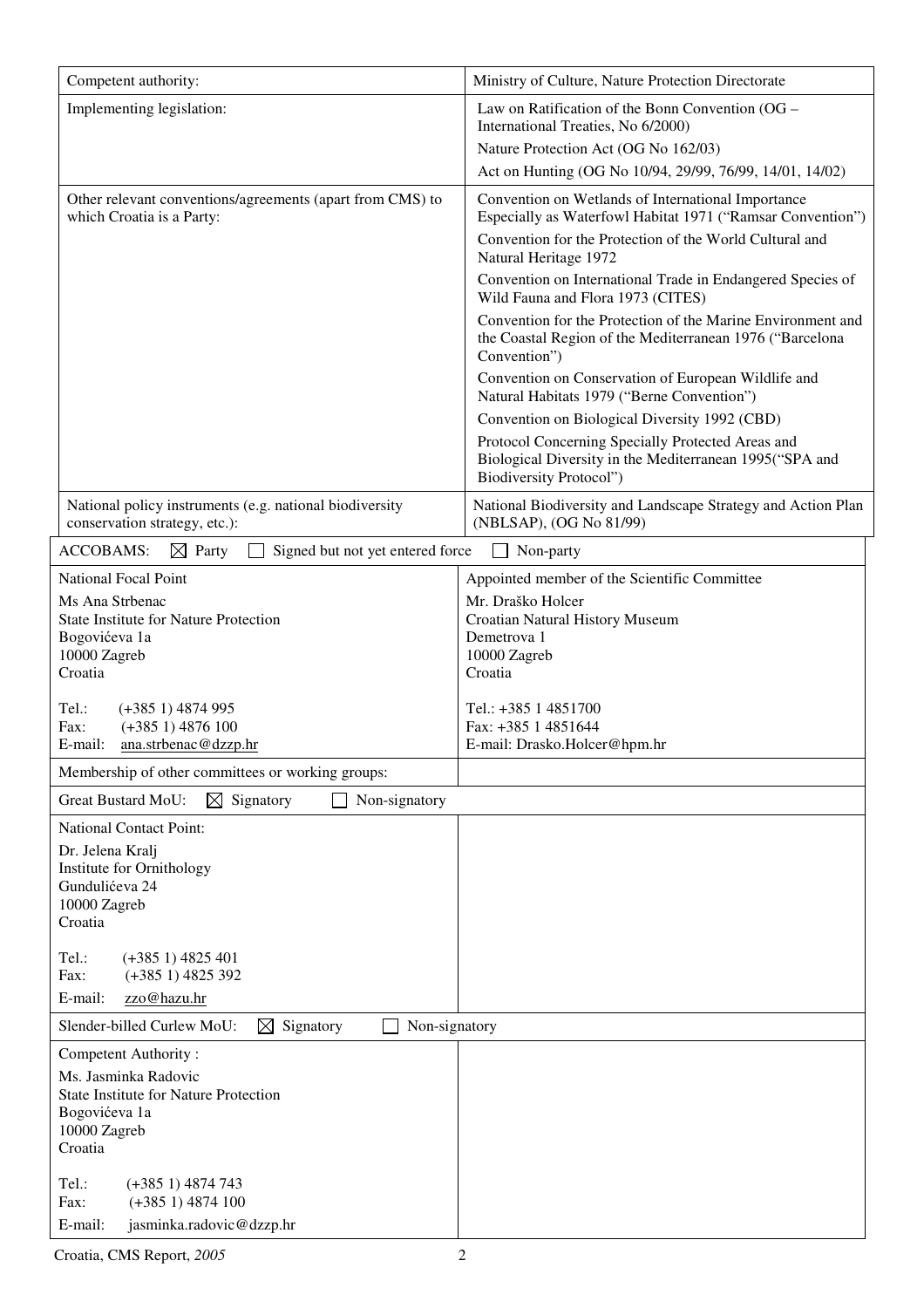| | |
|---|---|
| Competent authority: | Ministry of Culture, Nature Protection Directorate |
| Implementing legislation: | Law on Ratification of the Bonn Convention (OG – International Treaties, No 6/2000)<br>Nature Protection Act (OG No 162/03)<br>Act on Hunting (OG No 10/94, 29/99, 76/99, 14/01, 14/02) |
| Other relevant conventions/agreements (apart from CMS) to which Croatia is a Party: | Convention on Wetlands of International Importance Especially as Waterfowl Habitat 1971 ("Ramsar Convention")<br>Convention for the Protection of the World Cultural and Natural Heritage 1972<br>Convention on International Trade in Endangered Species of Wild Fauna and Flora 1973 (CITES)<br>Convention for the Protection of the Marine Environment and the Coastal Region of the Mediterranean 1976 ("Barcelona Convention")<br>Convention on Conservation of European Wildlife and Natural Habitats 1979 ("Berne Convention")<br>Convention on Biological Diversity 1992 (CBD)<br>Protocol Concerning Specially Protected Areas and Biological Diversity in the Mediterranean 1995("SPA and Biodiversity Protocol") |
| National policy instruments (e.g. national biodiversity conservation strategy, etc.): | National Biodiversity and Landscape Strategy and Action Plan (NBLSAP), (OG No 81/99) |

| | |
|---|---|
| ACCOBAMS: ☒ Party ☐ Signed but not yet entered force ☐ Non-party | |
| National Focal Point<br>Ms Ana Strbenac<br>State Institute for Nature Protection<br>Bogovićeva 1a<br>10000 Zagreb<br>Croatia<br><br>Tel.: (+385 1) 4874 995<br>Fax: (+385 1) 4876 100<br>E-mail: ana.strbenac@dzzp.hr | Appointed member of the Scientific Committee<br>Mr. Draško Holcer<br>Croatian Natural History Museum<br>Demetrova 1<br>10000 Zagreb<br>Croatia<br><br>Tel.: +385 1 4851700<br>Fax: +385 1 4851644<br>E-mail: Drasko.Holcer@hpm.hr |
| Membership of other committees or working groups: | |
| Great Bustard MoU: ☒ Signatory ☐ Non-signatory | |
| National Contact Point:<br>Dr. Jelena Kralj<br>Institute for Ornithology<br>Gundulićeva 24<br>10000 Zagreb<br>Croatia<br><br>Tel.: (+385 1) 4825 401<br>Fax: (+385 1) 4825 392<br>E-mail: zzo@hazu.hr | |
| Slender-billed Curlew MoU: ☒ Signatory ☐ Non-signatory | |
| Competent Authority :<br>Ms. Jasminka Radovic<br>State Institute for Nature Protection<br>Bogovićeva 1a<br>10000 Zagreb<br>Croatia<br><br>Tel.: (+385 1) 4874 743<br>Fax: (+385 1) 4874 100<br>E-mail: jasminka.radovic@dzzp.hr | |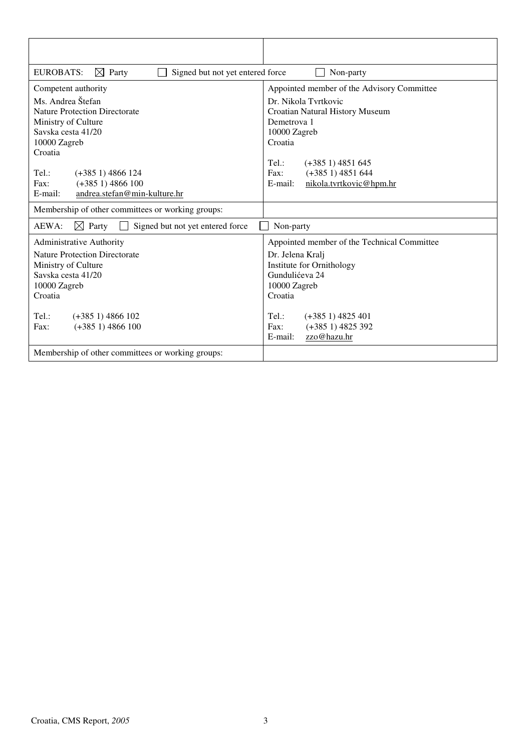| | |
|---|---|
| EUROBATS: ☒ Party ☐ Signed but not yet entered force ☐ Non-party | |
| Competent authority<br><br>Ms. Andrea Štefan<br>Nature Protection Directorate<br>Ministry of Culture<br>Savska cesta 41/20<br>10000 Zagreb<br>Croatia<br><br>Tel.: (+385 1) 4866 124<br>Fax: (+385 1) 4866 100<br>E-mail: andrea.stefan@min-kulture.hr | Appointed member of the Advisory Committee<br><br>Dr. Nikola Tvrtkovic<br>Croatian Natural History Museum<br>Demetrova 1<br>10000 Zagreb<br>Croatia<br><br>Tel.: (+385 1) 4851 645<br>Fax: (+385 1) 4851 644<br>E-mail: nikola.tvrtkovic@hpm.hr |
| Membership of other committees or working groups: | |
| AEWA: ☒ Party ☐ Signed but not yet entered force ☐ Non-party | |
| Administrative Authority<br><br>Nature Protection Directorate<br>Ministry of Culture<br>Savska cesta 41/20<br>10000 Zagreb<br>Croatia<br><br>Tel.: (+385 1) 4866 102<br>Fax: (+385 1) 4866 100 | Appointed member of the Technical Committee<br><br>Dr. Jelena Kralj<br>Institute for Ornithology<br>Gundulićeva 24<br>10000 Zagreb<br>Croatia<br><br>Tel.: (+385 1) 4825 401<br>Fax: (+385 1) 4825 392<br>E-mail: zzo@hazu.hr |
| Membership of other committees or working groups: | |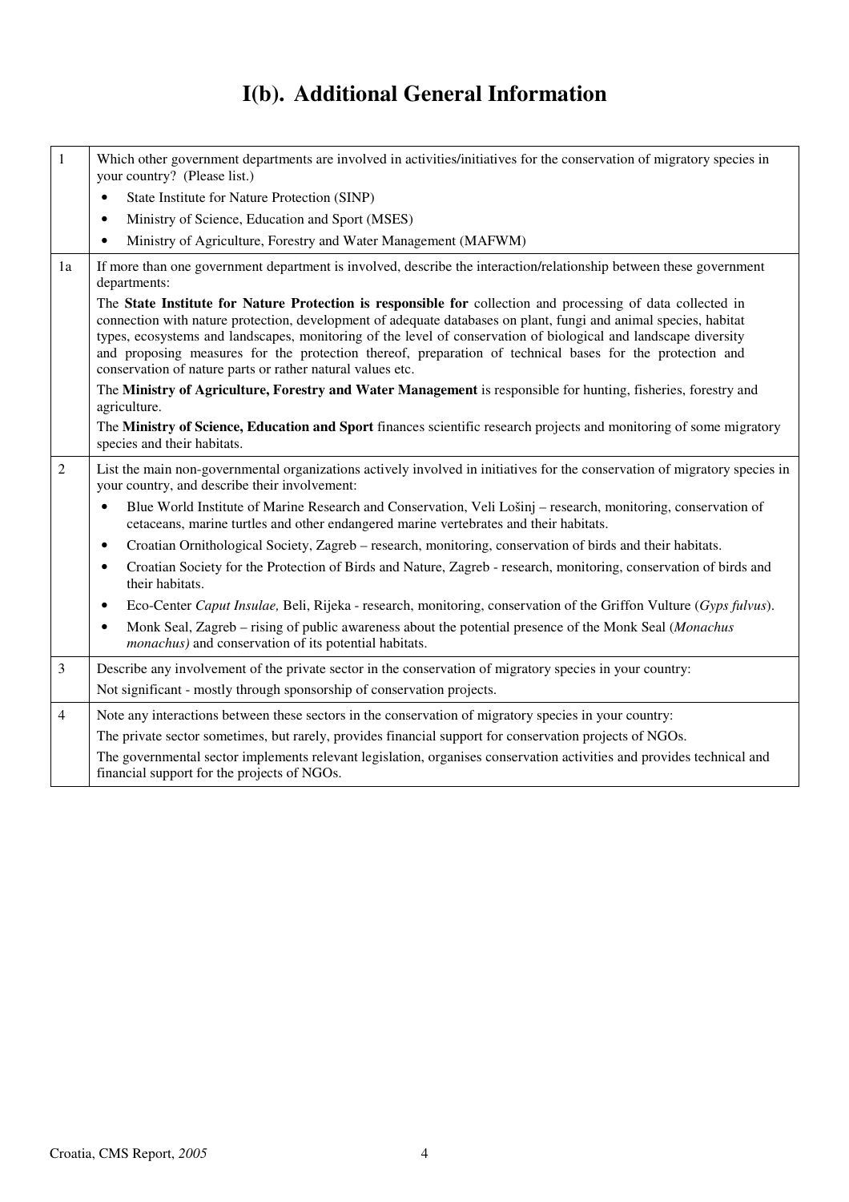# I(b). Additional General Information

| | |
|---|---|
| 1 | Which other government departments are involved in activities/initiatives for the conservation of migratory species in your country? (Please list.)<br>• State Institute for Nature Protection (SINP)<br>• Ministry of Science, Education and Sport (MSES)<br>• Ministry of Agriculture, Forestry and Water Management (MAFWM) |
| 1a | If more than one government department is involved, describe the interaction/relationship between these government departments:<br>The **State Institute for Nature Protection is responsible for** collection and processing of data collected in connection with nature protection, development of adequate databases on plant, fungi and animal species, habitat types, ecosystems and landscapes, monitoring of the level of conservation of biological and landscape diversity and proposing measures for the protection thereof, preparation of technical bases for the protection and conservation of nature parts or rather natural values etc.<br>The **Ministry of Agriculture, Forestry and Water Management** is responsible for hunting, fisheries, forestry and agriculture.<br>The **Ministry of Science, Education and Sport** finances scientific research projects and monitoring of some migratory species and their habitats. |
| 2 | List the main non-governmental organizations actively involved in initiatives for the conservation of migratory species in your country, and describe their involvement:<br>• Blue World Institute of Marine Research and Conservation, Veli Lošinj – research, monitoring, conservation of cetaceans, marine turtles and other endangered marine vertebrates and their habitats.<br>• Croatian Ornithological Society, Zagreb – research, monitoring, conservation of birds and their habitats.<br>• Croatian Society for the Protection of Birds and Nature, Zagreb - research, monitoring, conservation of birds and their habitats.<br>• Eco-Center *Caput Insulae,* Beli, Rijeka - research, monitoring, conservation of the Griffon Vulture (*Gyps fulvus*).<br>• Monk Seal, Zagreb – rising of public awareness about the potential presence of the Monk Seal (*Monachus monachus)* and conservation of its potential habitats. |
| 3 | Describe any involvement of the private sector in the conservation of migratory species in your country:<br>Not significant - mostly through sponsorship of conservation projects. |
| 4 | Note any interactions between these sectors in the conservation of migratory species in your country:<br>The private sector sometimes, but rarely, provides financial support for conservation projects of NGOs.<br>The governmental sector implements relevant legislation, organises conservation activities and provides technical and financial support for the projects of NGOs. |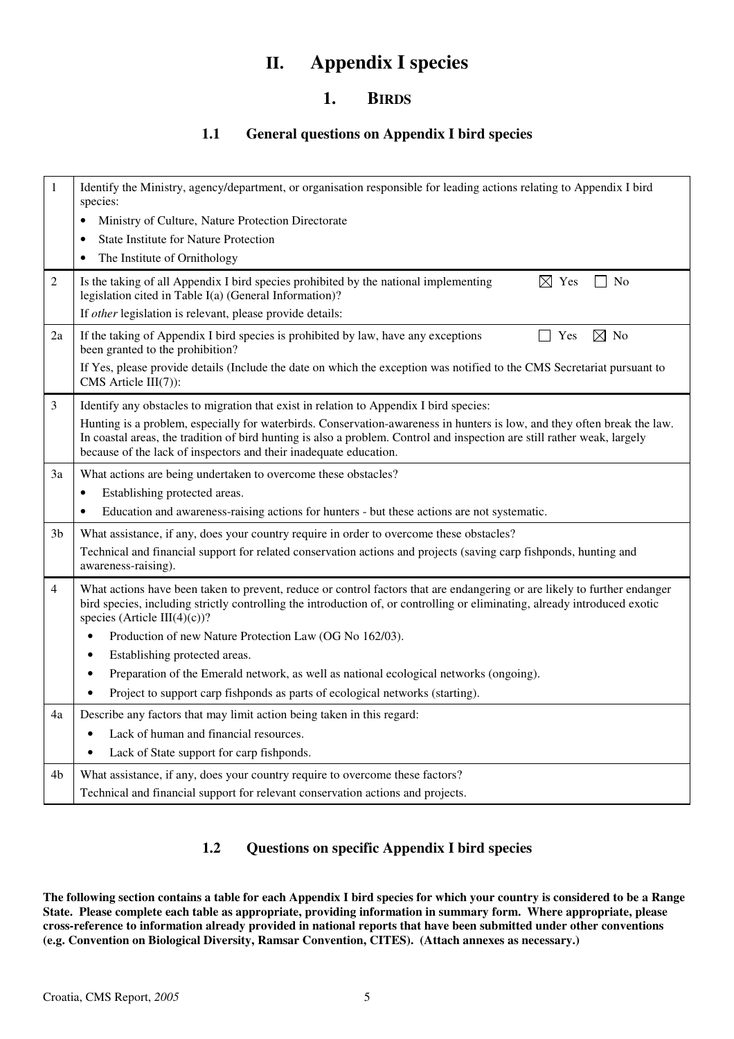# II. Appendix I species

## 1. BIRDS

### 1.1 General questions on Appendix I bird species

| | |
|---|---|
| 1 | Identify the Ministry, agency/department, or organisation responsible for leading actions relating to Appendix I bird species:<br>• Ministry of Culture, Nature Protection Directorate<br>• State Institute for Nature Protection<br>• The Institute of Ornithology |
| 2 | Is the taking of all Appendix I bird species prohibited by the national implementing legislation cited in Table I(a) (General Information)? ☒ Yes ☐ No<br>If *other* legislation is relevant, please provide details: |
| 2a | If the taking of Appendix I bird species is prohibited by law, have any exceptions been granted to the prohibition? ☐ Yes ☒ No<br>If Yes, please provide details (Include the date on which the exception was notified to the CMS Secretariat pursuant to CMS Article III(7)): |
| 3 | Identify any obstacles to migration that exist in relation to Appendix I bird species:<br>Hunting is a problem, especially for waterbirds. Conservation-awareness in hunters is low, and they often break the law. In coastal areas, the tradition of bird hunting is also a problem. Control and inspection are still rather weak, largely because of the lack of inspectors and their inadequate education. |
| 3a | What actions are being undertaken to overcome these obstacles?<br>• Establishing protected areas.<br>• Education and awareness-raising actions for hunters - but these actions are not systematic. |
| 3b | What assistance, if any, does your country require in order to overcome these obstacles?<br>Technical and financial support for related conservation actions and projects (saving carp fishponds, hunting and awareness-raising). |
| 4 | What actions have been taken to prevent, reduce or control factors that are endangering or are likely to further endanger bird species, including strictly controlling the introduction of, or controlling or eliminating, already introduced exotic species (Article III(4)(c))?<br>• Production of new Nature Protection Law (OG No 162/03).<br>• Establishing protected areas.<br>• Preparation of the Emerald network, as well as national ecological networks (ongoing).<br>• Project to support carp fishponds as parts of ecological networks (starting). |
| 4a | Describe any factors that may limit action being taken in this regard:<br>• Lack of human and financial resources.<br>• Lack of State support for carp fishponds. |
| 4b | What assistance, if any, does your country require to overcome these factors?<br>Technical and financial support for relevant conservation actions and projects. |

### 1.2 Questions on specific Appendix I bird species

**The following section contains a table for each Appendix I bird species for which your country is considered to be a Range State. Please complete each table as appropriate, providing information in summary form. Where appropriate, please cross-reference to information already provided in national reports that have been submitted under other conventions (e.g. Convention on Biological Diversity, Ramsar Convention, CITES). (Attach annexes as necessary.)**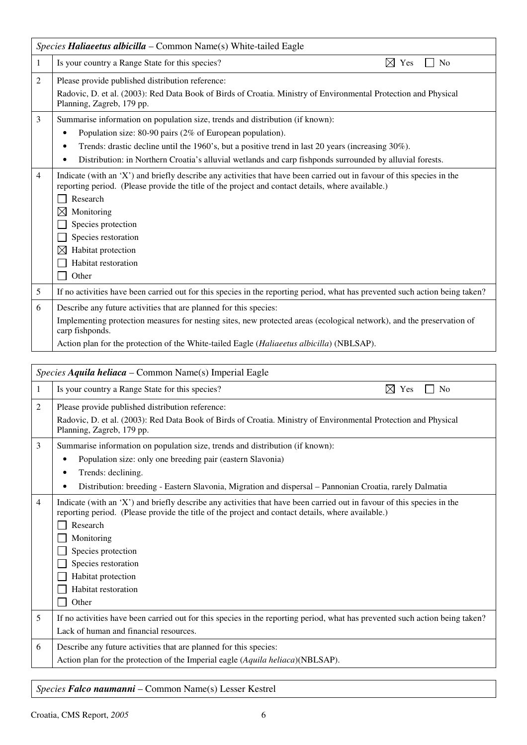| *Species* ***Haliaeetus albicilla*** – Common Name(s) White-tailed Eagle | |
|---|---|
| 1 | Is your country a Range State for this species? ☒ Yes ☐ No |
| 2 | Please provide published distribution reference:<br>Radovic, D. et al. (2003): Red Data Book of Birds of Croatia. Ministry of Environmental Protection and Physical Planning, Zagreb, 179 pp. |
| 3 | Summarise information on population size, trends and distribution (if known):<br>• Population size: 80-90 pairs (2% of European population).<br>• Trends: drastic decline until the 1960's, but a positive trend in last 20 years (increasing 30%).<br>• Distribution: in Northern Croatia's alluvial wetlands and carp fishponds surrounded by alluvial forests. |
| 4 | Indicate (with an 'X') and briefly describe any activities that have been carried out in favour of this species in the reporting period. (Please provide the title of the project and contact details, where available.)<br>☐ Research<br>☒ Monitoring<br>☐ Species protection<br>☐ Species restoration<br>☒ Habitat protection<br>☐ Habitat restoration<br>☐ Other |
| 5 | If no activities have been carried out for this species in the reporting period, what has prevented such action being taken? |
| 6 | Describe any future activities that are planned for this species:<br>Implementing protection measures for nesting sites, new protected areas (ecological network), and the preservation of carp fishponds.<br>Action plan for the protection of the White-tailed Eagle (*Haliaeetus albicilla*) (NBLSAP). |

| *Species* ***Aquila heliaca*** – Common Name(s) Imperial Eagle | |
|---|---|
| 1 | Is your country a Range State for this species? ☒ Yes ☐ No |
| 2 | Please provide published distribution reference:<br>Radovic, D. et al. (2003): Red Data Book of Birds of Croatia. Ministry of Environmental Protection and Physical Planning, Zagreb, 179 pp. |
| 3 | Summarise information on population size, trends and distribution (if known):<br>• Population size: only one breeding pair (eastern Slavonia)<br>• Trends: declining.<br>• Distribution: breeding - Eastern Slavonia, Migration and dispersal – Pannonian Croatia, rarely Dalmatia |
| 4 | Indicate (with an 'X') and briefly describe any activities that have been carried out in favour of this species in the reporting period. (Please provide the title of the project and contact details, where available.)<br>☐ Research<br>☐ Monitoring<br>☐ Species protection<br>☐ Species restoration<br>☐ Habitat protection<br>☐ Habitat restoration<br>☐ Other |
| 5 | If no activities have been carried out for this species in the reporting period, what has prevented such action being taken?<br>Lack of human and financial resources. |
| 6 | Describe any future activities that are planned for this species:<br>Action plan for the protection of the Imperial eagle (*Aquila heliaca*)(NBLSAP). |

| *Species* ***Falco naumanni*** – Common Name(s) Lesser Kestrel |
|---|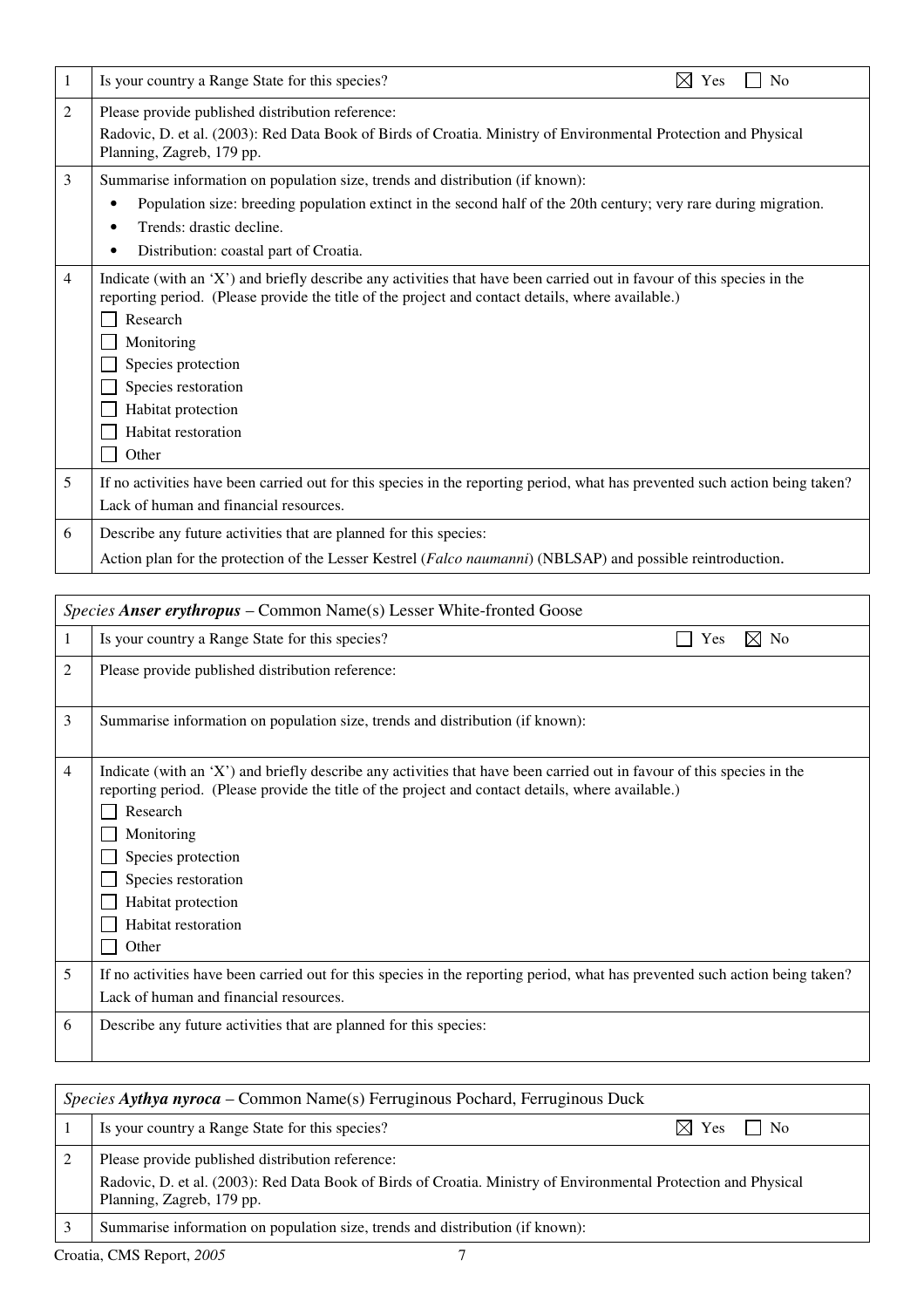| | | |
|---|---|---|
| 1 | Is your country a Range State for this species? | ☒ Yes ☐ No |
| 2 | Please provide published distribution reference:<br>Radovic, D. et al. (2003): Red Data Book of Birds of Croatia. Ministry of Environmental Protection and Physical Planning, Zagreb, 179 pp. | |
| 3 | Summarise information on population size, trends and distribution (if known):<br>• Population size: breeding population extinct in the second half of the 20th century; very rare during migration.<br>• Trends: drastic decline.<br>• Distribution: coastal part of Croatia. | |
| 4 | Indicate (with an 'X') and briefly describe any activities that have been carried out in favour of this species in the reporting period. (Please provide the title of the project and contact details, where available.)<br>☐ Research<br>☐ Monitoring<br>☐ Species protection<br>☐ Species restoration<br>☐ Habitat protection<br>☐ Habitat restoration<br>☐ Other | |
| 5 | If no activities have been carried out for this species in the reporting period, what has prevented such action being taken?<br>Lack of human and financial resources. | |
| 6 | Describe any future activities that are planned for this species:<br>Action plan for the protection of the Lesser Kestrel (*Falco naumanni*) (NBLSAP) and possible reintroduction. | |

| *Species **Anser erythropus*** – Common Name(s) Lesser White-fronted Goose | | |
|---|---|---|
| 1 | Is your country a Range State for this species? | ☐ Yes ☒ No |
| 2 | Please provide published distribution reference: | |
| 3 | Summarise information on population size, trends and distribution (if known): | |
| 4 | Indicate (with an 'X') and briefly describe any activities that have been carried out in favour of this species in the reporting period. (Please provide the title of the project and contact details, where available.)<br>☐ Research<br>☐ Monitoring<br>☐ Species protection<br>☐ Species restoration<br>☐ Habitat protection<br>☐ Habitat restoration<br>☐ Other | |
| 5 | If no activities have been carried out for this species in the reporting period, what has prevented such action being taken?<br>Lack of human and financial resources. | |
| 6 | Describe any future activities that are planned for this species: | |

| *Species **Aythya nyroca*** – Common Name(s) Ferruginous Pochard, Ferruginous Duck | | |
|---|---|---|
| 1 | Is your country a Range State for this species? | ☒ Yes ☐ No |
| 2 | Please provide published distribution reference:<br>Radovic, D. et al. (2003): Red Data Book of Birds of Croatia. Ministry of Environmental Protection and Physical Planning, Zagreb, 179 pp. | |
| 3 | Summarise information on population size, trends and distribution (if known): | |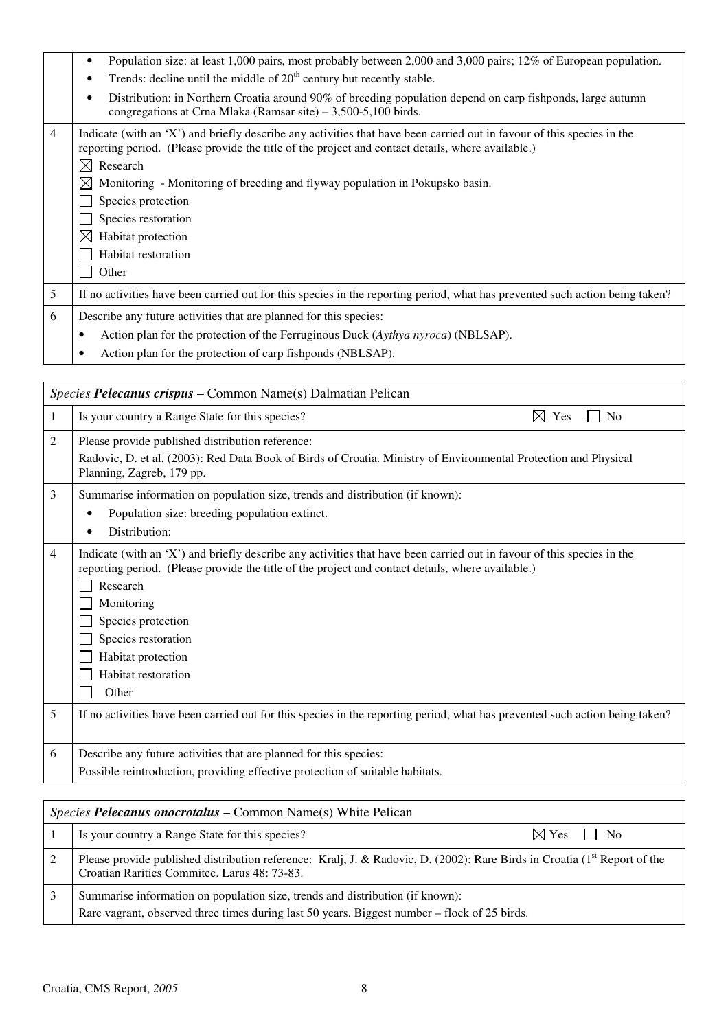| | |
|---|---|
| | • Population size: at least 1,000 pairs, most probably between 2,000 and 3,000 pairs; 12% of European population.<br>• Trends: decline until the middle of 20[th] century but recently stable.<br>• Distribution: in Northern Croatia around 90% of breeding population depend on carp fishponds, large autumn congregations at Crna Mlaka (Ramsar site) – 3,500-5,100 birds. |
| 4 | Indicate (with an 'X') and briefly describe any activities that have been carried out in favour of this species in the reporting period. (Please provide the title of the project and contact details, where available.)<br>☒ Research<br>☒ Monitoring - Monitoring of breeding and flyway population in Pokupsko basin.<br>☐ Species protection<br>☐ Species restoration<br>☒ Habitat protection<br>☐ Habitat restoration<br>☐ Other |
| 5 | If no activities have been carried out for this species in the reporting period, what has prevented such action being taken? |
| 6 | Describe any future activities that are planned for this species:<br>• Action plan for the protection of the Ferruginous Duck (*Aythya nyroca*) (NBLSAP).<br>• Action plan for the protection of carp fishponds (NBLSAP). |

| *Species* ***Pelecanus crispus*** – Common Name(s) Dalmatian Pelican | |
|---|---|
| 1 | Is your country a Range State for this species? ☒ Yes ☐ No |
| 2 | Please provide published distribution reference:<br>Radovic, D. et al. (2003): Red Data Book of Birds of Croatia. Ministry of Environmental Protection and Physical Planning, Zagreb, 179 pp. |
| 3 | Summarise information on population size, trends and distribution (if known):<br>• Population size: breeding population extinct.<br>• Distribution: |
| 4 | Indicate (with an 'X') and briefly describe any activities that have been carried out in favour of this species in the reporting period. (Please provide the title of the project and contact details, where available.)<br>☐ Research<br>☐ Monitoring<br>☐ Species protection<br>☐ Species restoration<br>☐ Habitat protection<br>☐ Habitat restoration<br>☐ Other |
| 5 | If no activities have been carried out for this species in the reporting period, what has prevented such action being taken? |
| 6 | Describe any future activities that are planned for this species:<br>Possible reintroduction, providing effective protection of suitable habitats. |

| *Species* ***Pelecanus onocrotalus*** – Common Name(s) White Pelican | |
|---|---|
| 1 | Is your country a Range State for this species? ☒ Yes ☐ No |
| 2 | Please provide published distribution reference: Kralj, J. & Radovic, D. (2002): Rare Birds in Croatia (1[st] Report of the Croatian Rarities Commitee. Larus 48: 73-83. |
| 3 | Summarise information on population size, trends and distribution (if known):<br>Rare vagrant, observed three times during last 50 years. Biggest number – flock of 25 birds. |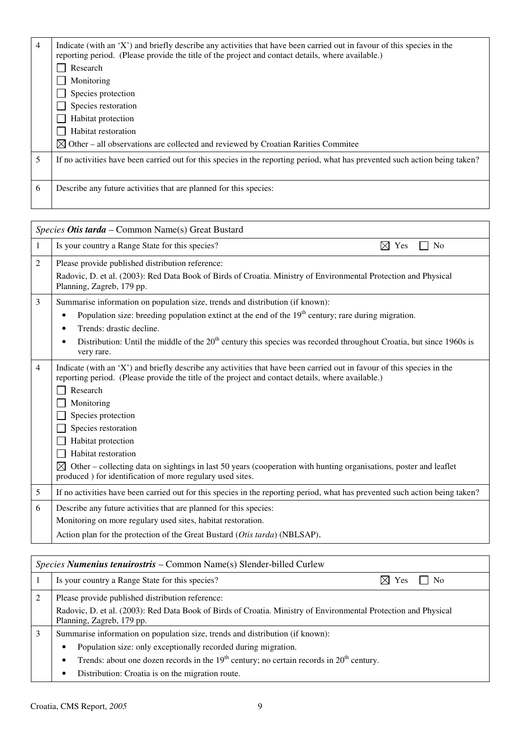| 4 | Indicate (with an 'X') and briefly describe any activities that have been carried out in favour of this species in the reporting period. (Please provide the title of the project and contact details, where available.)<br>☐ Research<br>☐ Monitoring<br>☐ Species protection<br>☐ Species restoration<br>☐ Habitat protection<br>☐ Habitat restoration<br>☒ Other – all observations are collected and reviewed by Croatian Rarities Commitee |
|---|---|
| 5 | If no activities have been carried out for this species in the reporting period, what has prevented such action being taken? |
| 6 | Describe any future activities that are planned for this species: |

| *Species* ***Otis tarda*** – Common Name(s) Great Bustard | |
|---|---|
| 1 | Is your country a Range State for this species? ☒ Yes ☐ No |
| 2 | Please provide published distribution reference:<br>Radovic, D. et al. (2003): Red Data Book of Birds of Croatia. Ministry of Environmental Protection and Physical Planning, Zagreb, 179 pp. |
| 3 | Summarise information on population size, trends and distribution (if known):<br>• Population size: breeding population extinct at the end of the 19th century; rare during migration.<br>• Trends: drastic decline.<br>• Distribution: Until the middle of the 20th century this species was recorded throughout Croatia, but since 1960s is very rare. |
| 4 | Indicate (with an 'X') and briefly describe any activities that have been carried out in favour of this species in the reporting period. (Please provide the title of the project and contact details, where available.)<br>☐ Research<br>☐ Monitoring<br>☐ Species protection<br>☐ Species restoration<br>☐ Habitat protection<br>☐ Habitat restoration<br>☒ Other – collecting data on sightings in last 50 years (cooperation with hunting organisations, poster and leaflet produced ) for identification of more regulary used sites. |
| 5 | If no activities have been carried out for this species in the reporting period, what has prevented such action being taken? |
| 6 | Describe any future activities that are planned for this species:<br>Monitoring on more regulary used sites, habitat restoration.<br>Action plan for the protection of the Great Bustard (*Otis tarda*) (NBLSAP). |

| *Species* ***Numenius tenuirostris*** – Common Name(s) Slender-billed Curlew | |
|---|---|
| 1 | Is your country a Range State for this species? ☒ Yes ☐ No |
| 2 | Please provide published distribution reference:<br>Radovic, D. et al. (2003): Red Data Book of Birds of Croatia. Ministry of Environmental Protection and Physical Planning, Zagreb, 179 pp. |
| 3 | Summarise information on population size, trends and distribution (if known):<br>• Population size: only exceptionally recorded during migration.<br>• Trends: about one dozen records in the 19th century; no certain records in 20th century.<br>• Distribution: Croatia is on the migration route. |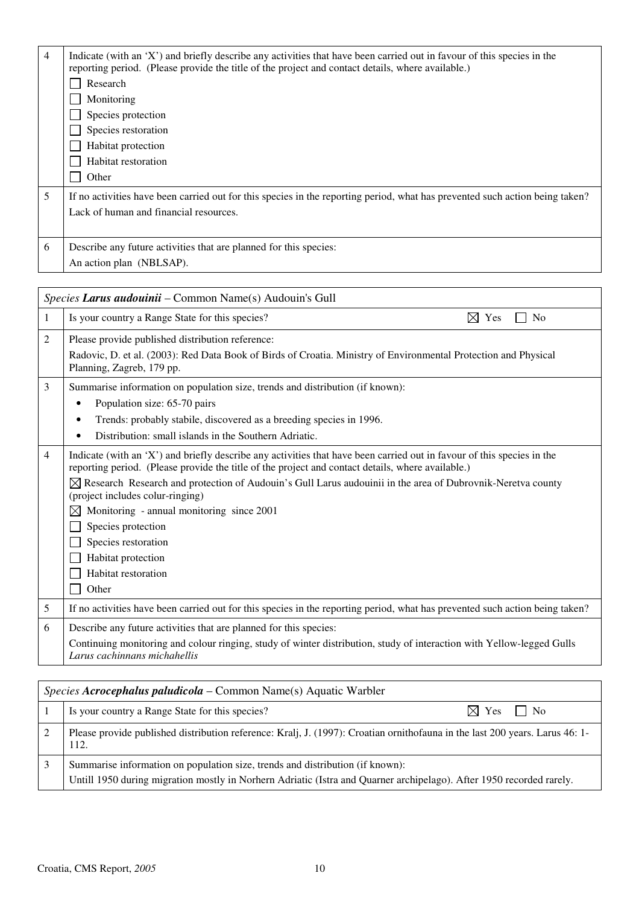| | |
|---|---|
| 4 | Indicate (with an 'X') and briefly describe any activities that have been carried out in favour of this species in the reporting period. (Please provide the title of the project and contact details, where available.)<br>☐ Research<br>☐ Monitoring<br>☐ Species protection<br>☐ Species restoration<br>☐ Habitat protection<br>☐ Habitat restoration<br>☐ Other |
| 5 | If no activities have been carried out for this species in the reporting period, what has prevented such action being taken?<br>Lack of human and financial resources. |
| 6 | Describe any future activities that are planned for this species:<br>An action plan (NBLSAP). |

| *Species* ***Larus audouinii*** – Common Name(s) Audouin's Gull | |
|---|---|
| 1 | Is your country a Range State for this species? ☒ Yes ☐ No |
| 2 | Please provide published distribution reference:<br>Radovic, D. et al. (2003): Red Data Book of Birds of Croatia. Ministry of Environmental Protection and Physical Planning, Zagreb, 179 pp. |
| 3 | Summarise information on population size, trends and distribution (if known):<br>• Population size: 65-70 pairs<br>• Trends: probably stabile, discovered as a breeding species in 1996.<br>• Distribution: small islands in the Southern Adriatic. |
| 4 | Indicate (with an 'X') and briefly describe any activities that have been carried out in favour of this species in the reporting period. (Please provide the title of the project and contact details, where available.)<br>☒ Research Research and protection of Audouin's Gull Larus audouinii in the area of Dubrovnik-Neretva county (project includes colur-ringing)<br>☒ Monitoring - annual monitoring since 2001<br>☐ Species protection<br>☐ Species restoration<br>☐ Habitat protection<br>☐ Habitat restoration<br>☐ Other |
| 5 | If no activities have been carried out for this species in the reporting period, what has prevented such action being taken? |
| 6 | Describe any future activities that are planned for this species:<br>Continuing monitoring and colour ringing, study of winter distribution, study of interaction with Yellow-legged Gulls *Larus cachinnans michahellis* |

| *Species* ***Acrocephalus paludicola*** – Common Name(s) Aquatic Warbler | |
|---|---|
| 1 | Is your country a Range State for this species? ☒ Yes ☐ No |
| 2 | Please provide published distribution reference: Kralj, J. (1997): Croatian ornithofauna in the last 200 years. Larus 46: 1-112. |
| 3 | Summarise information on population size, trends and distribution (if known):<br>Untill 1950 during migration mostly in Norhern Adriatic (Istra and Quarner archipelago). After 1950 recorded rarely. |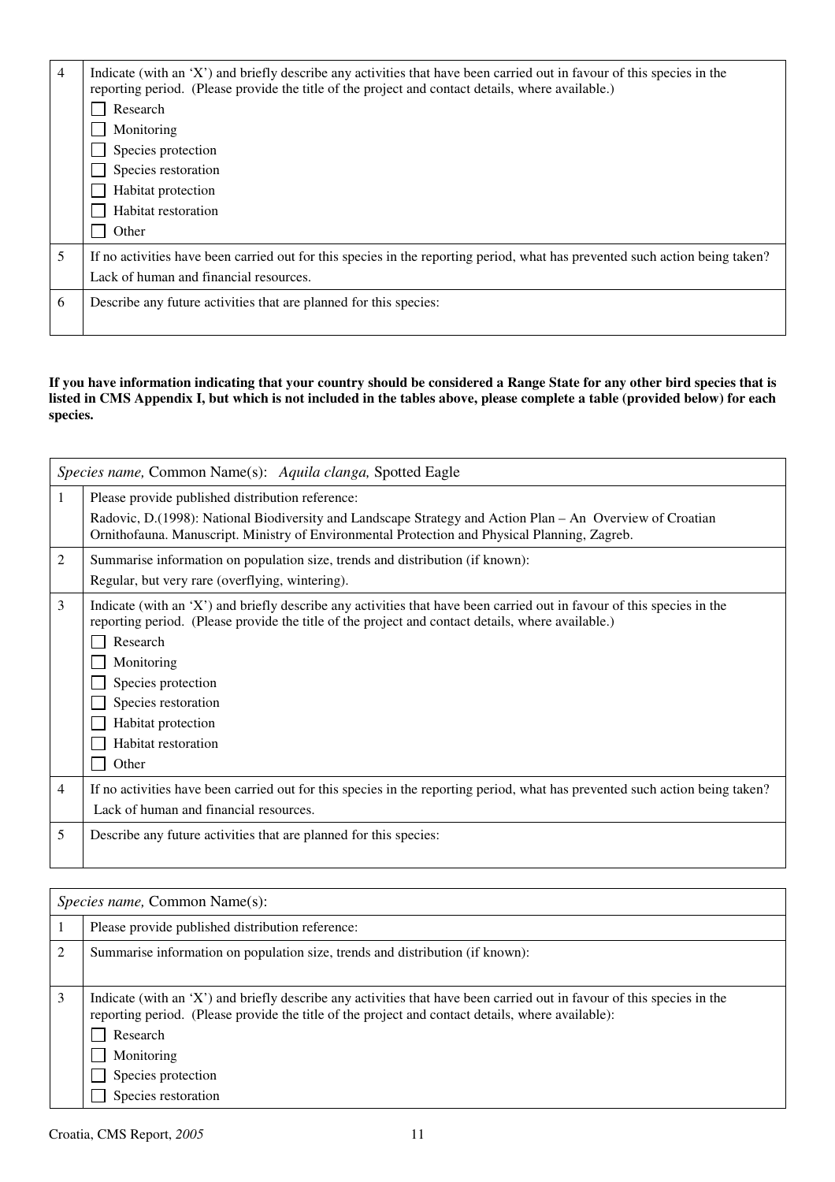| 4 | Indicate (with an 'X') and briefly describe any activities that have been carried out in favour of this species in the reporting period. (Please provide the title of the project and contact details, where available.)<br>☐ Research<br>☐ Monitoring<br>☐ Species protection<br>☐ Species restoration<br>☐ Habitat protection<br>☐ Habitat restoration<br>☐ Other |
|---|---|
| 5 | If no activities have been carried out for this species in the reporting period, what has prevented such action being taken?<br>Lack of human and financial resources. |
| 6 | Describe any future activities that are planned for this species: |

**If you have information indicating that your country should be considered a Range State for any other bird species that is listed in CMS Appendix I, but which is not included in the tables above, please complete a table (provided below) for each species.**

| *Species name,* Common Name(s): *Aquila clanga,* Spotted Eagle | |
|---|---|
| 1 | Please provide published distribution reference:<br>Radovic, D.(1998): National Biodiversity and Landscape Strategy and Action Plan – An Overview of Croatian Ornithofauna. Manuscript. Ministry of Environmental Protection and Physical Planning, Zagreb. |
| 2 | Summarise information on population size, trends and distribution (if known):<br>Regular, but very rare (overflying, wintering). |
| 3 | Indicate (with an 'X') and briefly describe any activities that have been carried out in favour of this species in the reporting period. (Please provide the title of the project and contact details, where available.)<br>☐ Research<br>☐ Monitoring<br>☐ Species protection<br>☐ Species restoration<br>☐ Habitat protection<br>☐ Habitat restoration<br>☐ Other |
| 4 | If no activities have been carried out for this species in the reporting period, what has prevented such action being taken?<br>Lack of human and financial resources. |
| 5 | Describe any future activities that are planned for this species: |

| *Species name,* Common Name(s): | |
|---|---|
| 1 | Please provide published distribution reference: |
| 2 | Summarise information on population size, trends and distribution (if known): |
| 3 | Indicate (with an 'X') and briefly describe any activities that have been carried out in favour of this species in the reporting period. (Please provide the title of the project and contact details, where available):<br>☐ Research<br>☐ Monitoring<br>☐ Species protection<br>☐ Species restoration |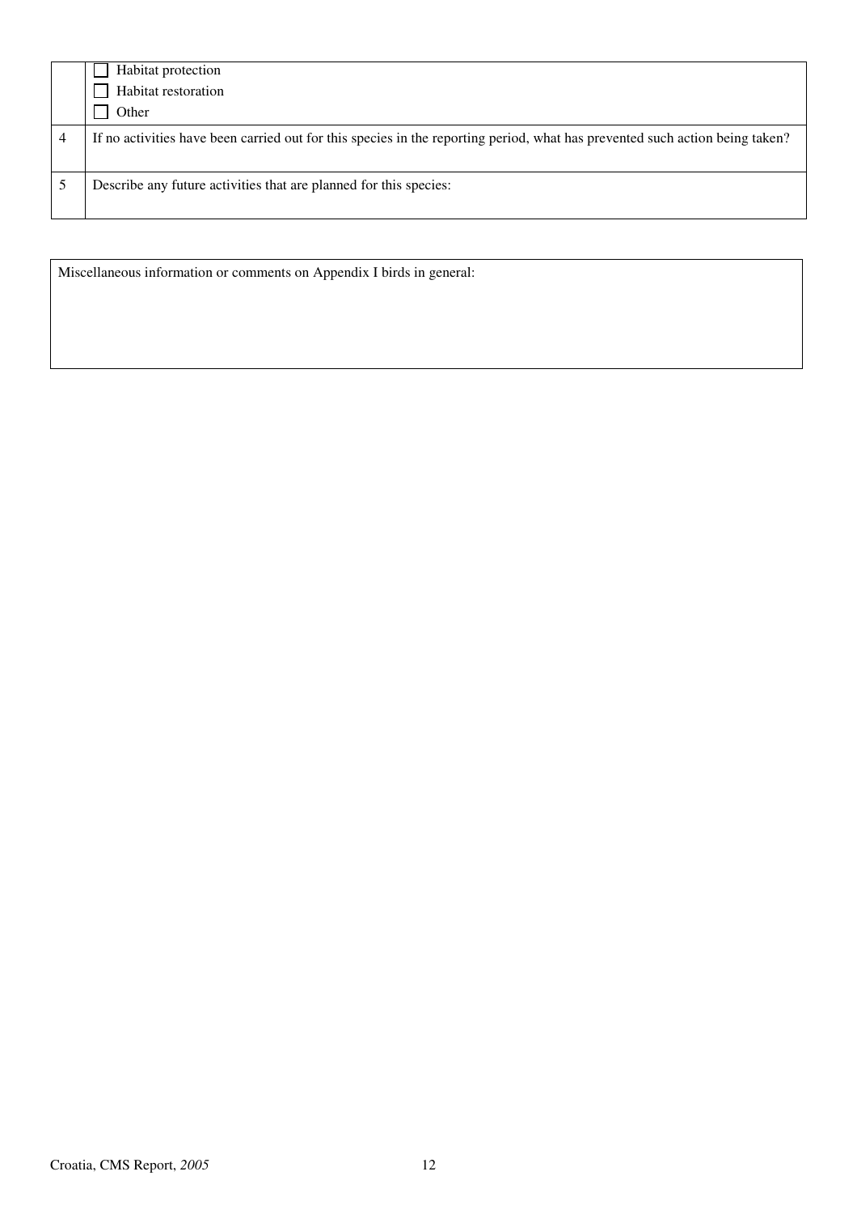|   |   |
|---|---|
|   | ☐ Habitat protection<br>☐ Habitat restoration<br>☐ Other |
| 4 | If no activities have been carried out for this species in the reporting period, what has prevented such action being taken? |
| 5 | Describe any future activities that are planned for this species: |

| Miscellaneous information or comments on Appendix I birds in general: |
|---|
|   |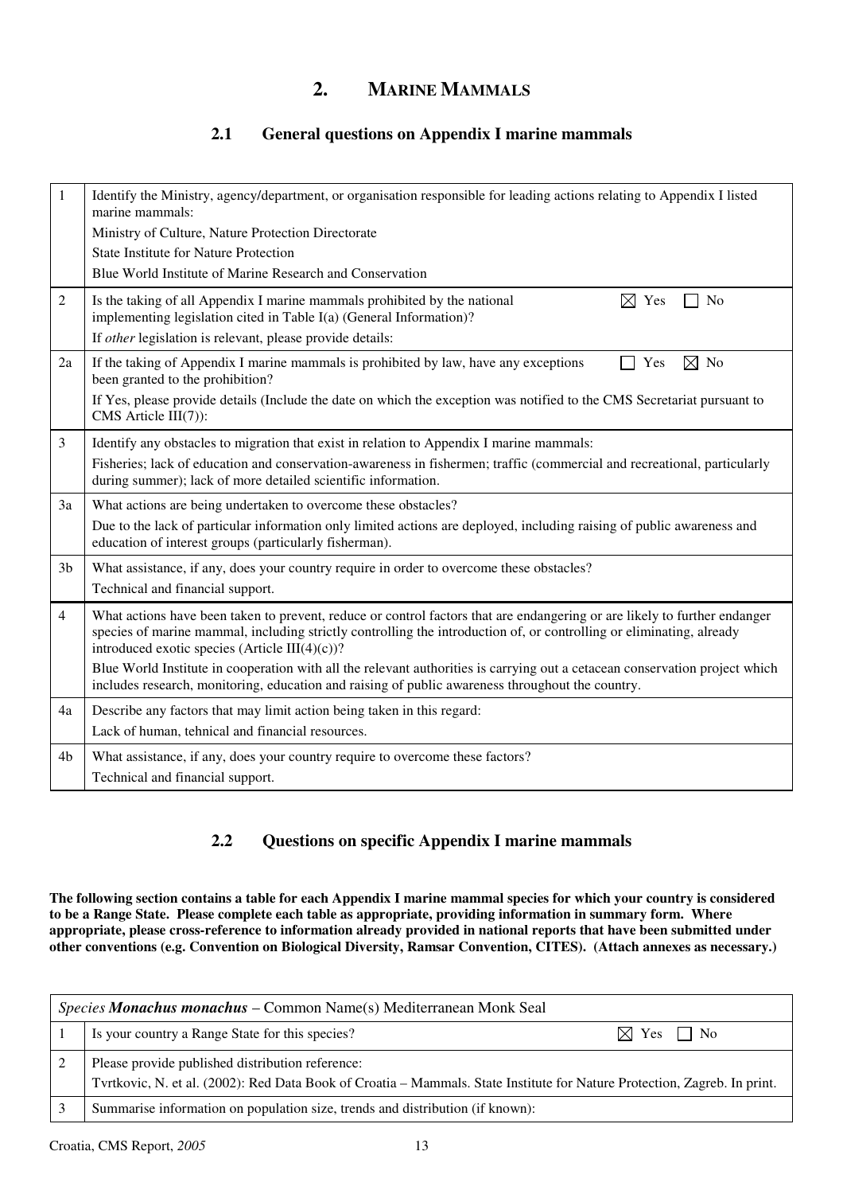## 2. MARINE MAMMALS

### 2.1 General questions on Appendix I marine mammals

| | |
|---|---|
| 1 | Identify the Ministry, agency/department, or organisation responsible for leading actions relating to Appendix I listed marine mammals:<br>Ministry of Culture, Nature Protection Directorate<br>State Institute for Nature Protection<br>Blue World Institute of Marine Research and Conservation |
| 2 | Is the taking of all Appendix I marine mammals prohibited by the national implementing legislation cited in Table I(a) (General Information)? ☒ Yes ☐ No<br>If *other* legislation is relevant, please provide details: |
| 2a | If the taking of Appendix I marine mammals is prohibited by law, have any exceptions been granted to the prohibition? ☐ Yes ☒ No<br>If Yes, please provide details (Include the date on which the exception was notified to the CMS Secretariat pursuant to CMS Article III(7)): |
| 3 | Identify any obstacles to migration that exist in relation to Appendix I marine mammals:<br>Fisheries; lack of education and conservation-awareness in fishermen; traffic (commercial and recreational, particularly during summer); lack of more detailed scientific information. |
| 3a | What actions are being undertaken to overcome these obstacles?<br>Due to the lack of particular information only limited actions are deployed, including raising of public awareness and education of interest groups (particularly fisherman). |
| 3b | What assistance, if any, does your country require in order to overcome these obstacles?<br>Technical and financial support. |
| 4 | What actions have been taken to prevent, reduce or control factors that are endangering or are likely to further endanger species of marine mammal, including strictly controlling the introduction of, or controlling or eliminating, already introduced exotic species (Article III(4)(c))?<br>Blue World Institute in cooperation with all the relevant authorities is carrying out a cetacean conservation project which includes research, monitoring, education and raising of public awareness throughout the country. |
| 4a | Describe any factors that may limit action being taken in this regard:<br>Lack of human, tehnical and financial resources. |
| 4b | What assistance, if any, does your country require to overcome these factors?<br>Technical and financial support. |

### 2.2 Questions on specific Appendix I marine mammals

**The following section contains a table for each Appendix I marine mammal species for which your country is considered to be a Range State. Please complete each table as appropriate, providing information in summary form. Where appropriate, please cross-reference to information already provided in national reports that have been submitted under other conventions (e.g. Convention on Biological Diversity, Ramsar Convention, CITES). (Attach annexes as necessary.)**

| *Species* ***Monachus monachus*** – Common Name(s) Mediterranean Monk Seal | |
|---|---|
| 1 | Is your country a Range State for this species? ☒ Yes ☐ No |
| 2 | Please provide published distribution reference:<br>Tvrtkovic, N. et al. (2002): Red Data Book of Croatia – Mammals. State Institute for Nature Protection, Zagreb. In print. |
| 3 | Summarise information on population size, trends and distribution (if known): |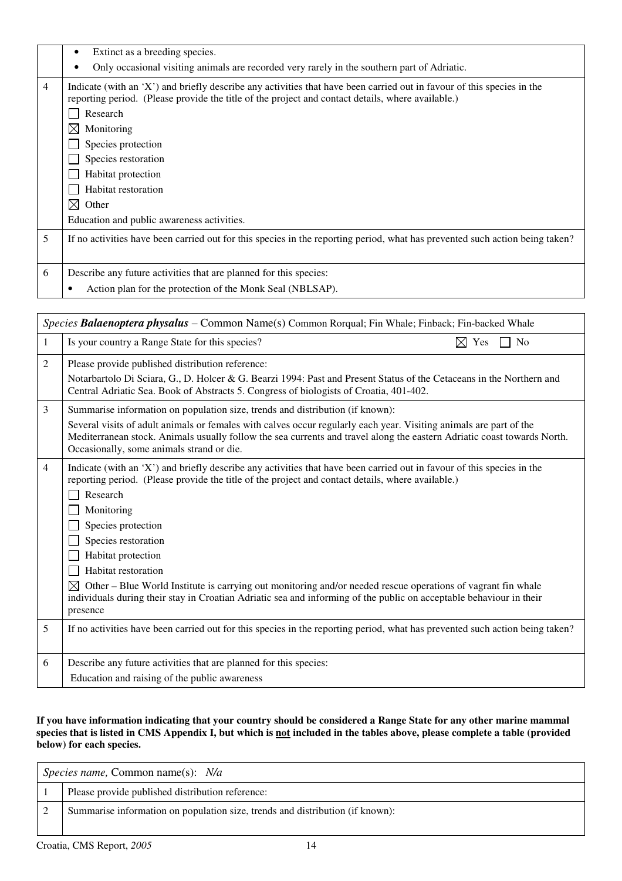| | |
|---|---|
| | • Extinct as a breeding species.<br>• Only occasional visiting animals are recorded very rarely in the southern part of Adriatic. |
| 4 | Indicate (with an 'X') and briefly describe any activities that have been carried out in favour of this species in the reporting period. (Please provide the title of the project and contact details, where available.)<br>☐ Research<br>☒ Monitoring<br>☐ Species protection<br>☐ Species restoration<br>☐ Habitat protection<br>☐ Habitat restoration<br>☒ Other<br>Education and public awareness activities. |
| 5 | If no activities have been carried out for this species in the reporting period, what has prevented such action being taken? |
| 6 | Describe any future activities that are planned for this species:<br>• Action plan for the protection of the Monk Seal (NBLSAP). |

| *Species* ***Balaenoptera physalus*** – Common Name(s) Common Rorqual; Fin Whale; Finback; Fin-backed Whale | |
|---|---|
| 1 | Is your country a Range State for this species? ☒ Yes ☐ No |
| 2 | Please provide published distribution reference:<br>Notarbartolo Di Sciara, G., D. Holcer & G. Bearzi 1994: Past and Present Status of the Cetaceans in the Northern and Central Adriatic Sea. Book of Abstracts 5. Congress of biologists of Croatia, 401-402. |
| 3 | Summarise information on population size, trends and distribution (if known):<br>Several visits of adult animals or females with calves occur regularly each year. Visiting animals are part of the Mediterranean stock. Animals usually follow the sea currents and travel along the eastern Adriatic coast towards North. Occasionally, some animals strand or die. |
| 4 | Indicate (with an 'X') and briefly describe any activities that have been carried out in favour of this species in the reporting period. (Please provide the title of the project and contact details, where available.)<br>☐ Research<br>☐ Monitoring<br>☐ Species protection<br>☐ Species restoration<br>☐ Habitat protection<br>☐ Habitat restoration<br>☒ Other – Blue World Institute is carrying out monitoring and/or needed rescue operations of vagrant fin whale individuals during their stay in Croatian Adriatic sea and informing of the public on acceptable behaviour in their presence |
| 5 | If no activities have been carried out for this species in the reporting period, what has prevented such action being taken? |
| 6 | Describe any future activities that are planned for this species:<br>Education and raising of the public awareness |

**If you have information indicating that your country should be considered a Range State for any other marine mammal species that is listed in CMS Appendix I, but which is not included in the tables above, please complete a table (provided below) for each species.**

| *Species name,* Common name(s): *N/a* | |
|---|---|
| 1 | Please provide published distribution reference: |
| 2 | Summarise information on population size, trends and distribution (if known): |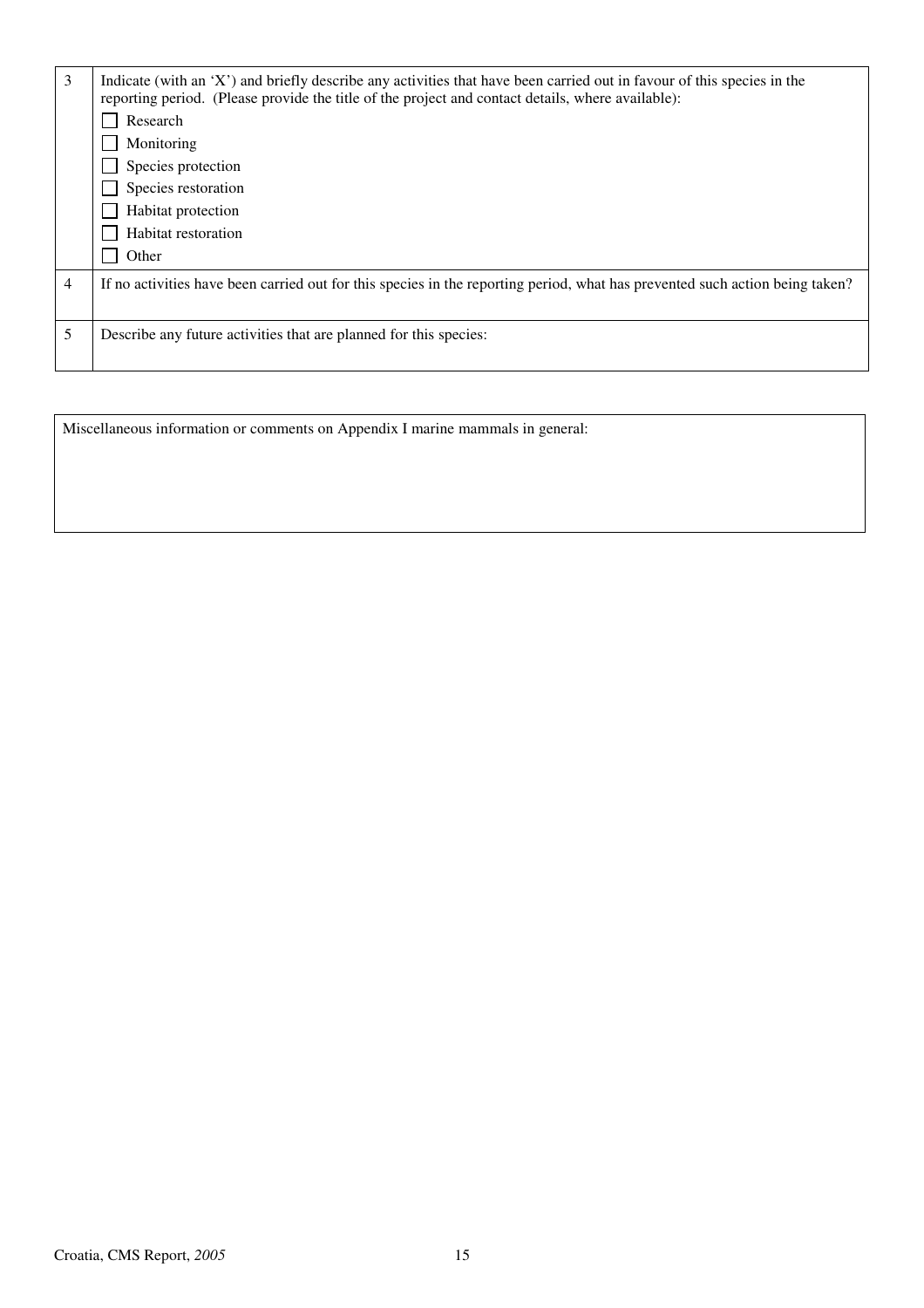| | |
|---|---|
| 3 | Indicate (with an 'X') and briefly describe any activities that have been carried out in favour of this species in the reporting period. (Please provide the title of the project and contact details, where available):<br>☐ Research<br>☐ Monitoring<br>☐ Species protection<br>☐ Species restoration<br>☐ Habitat protection<br>☐ Habitat restoration<br>☐ Other |
| 4 | If no activities have been carried out for this species in the reporting period, what has prevented such action being taken? |
| 5 | Describe any future activities that are planned for this species: |

| Miscellaneous information or comments on Appendix I marine mammals in general: |
|---|
| |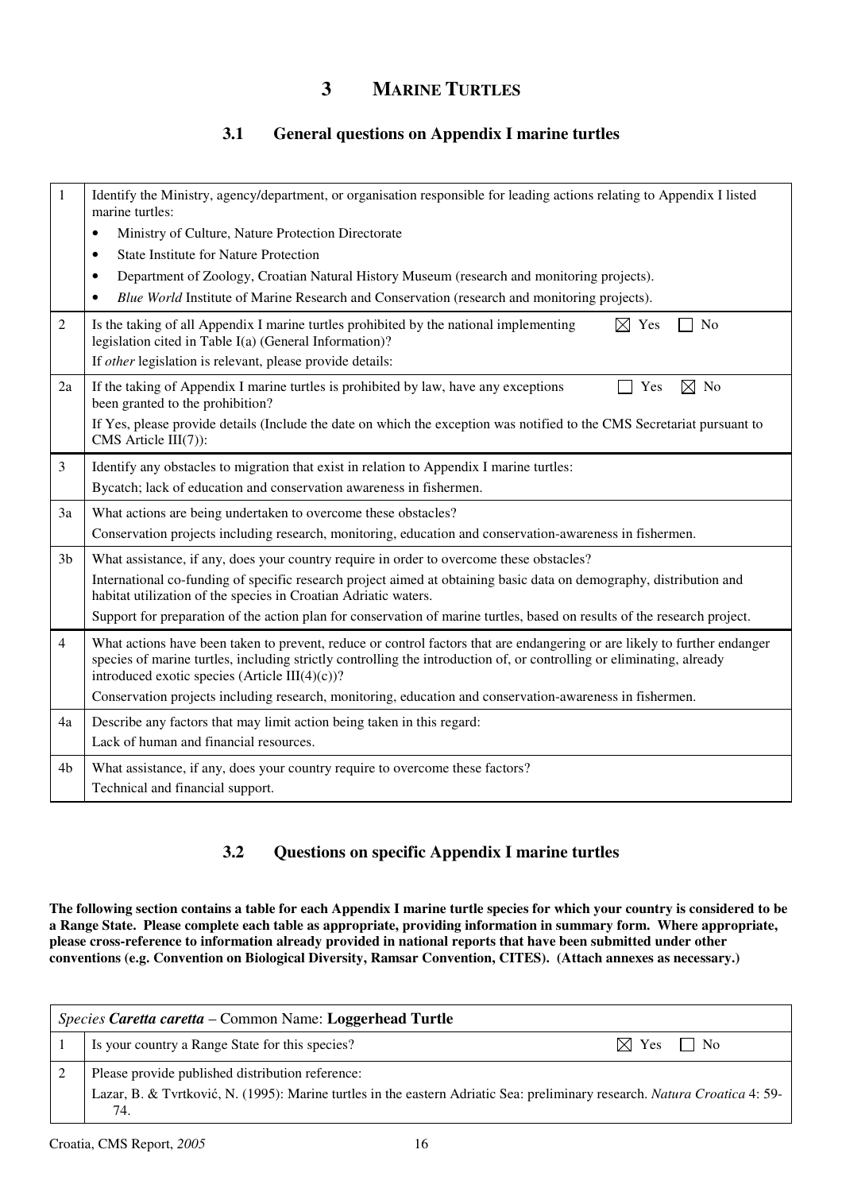# 3 MARINE TURTLES

## 3.1 General questions on Appendix I marine turtles

| | |
|---|---|
| 1 | Identify the Ministry, agency/department, or organisation responsible for leading actions relating to Appendix I listed marine turtles:<br>• Ministry of Culture, Nature Protection Directorate<br>• State Institute for Nature Protection<br>• Department of Zoology, Croatian Natural History Museum (research and monitoring projects).<br>• *Blue World* Institute of Marine Research and Conservation (research and monitoring projects). |
| 2 | Is the taking of all Appendix I marine turtles prohibited by the national implementing legislation cited in Table I(a) (General Information)? ☒ Yes ☐ No<br>If *other* legislation is relevant, please provide details: |
| 2a | If the taking of Appendix I marine turtles is prohibited by law, have any exceptions been granted to the prohibition? ☐ Yes ☒ No<br>If Yes, please provide details (Include the date on which the exception was notified to the CMS Secretariat pursuant to CMS Article III(7)): |
| 3 | Identify any obstacles to migration that exist in relation to Appendix I marine turtles:<br>Bycatch; lack of education and conservation awareness in fishermen. |
| 3a | What actions are being undertaken to overcome these obstacles?<br>Conservation projects including research, monitoring, education and conservation-awareness in fishermen. |
| 3b | What assistance, if any, does your country require in order to overcome these obstacles?<br>International co-funding of specific research project aimed at obtaining basic data on demography, distribution and habitat utilization of the species in Croatian Adriatic waters.<br>Support for preparation of the action plan for conservation of marine turtles, based on results of the research project. |
| 4 | What actions have been taken to prevent, reduce or control factors that are endangering or are likely to further endanger species of marine turtles, including strictly controlling the introduction of, or controlling or eliminating, already introduced exotic species (Article III(4)(c))?<br>Conservation projects including research, monitoring, education and conservation-awareness in fishermen. |
| 4a | Describe any factors that may limit action being taken in this regard:<br>Lack of human and financial resources. |
| 4b | What assistance, if any, does your country require to overcome these factors?<br>Technical and financial support. |

## 3.2 Questions on specific Appendix I marine turtles

**The following section contains a table for each Appendix I marine turtle species for which your country is considered to be a Range State. Please complete each table as appropriate, providing information in summary form. Where appropriate, please cross-reference to information already provided in national reports that have been submitted under other conventions (e.g. Convention on Biological Diversity, Ramsar Convention, CITES). (Attach annexes as necessary.)**

| *Species **Caretta caretta*** – Common Name: **Loggerhead Turtle** | |
|---|---|
| 1 | Is your country a Range State for this species? ☒ Yes ☐ No |
| 2 | Please provide published distribution reference:<br>Lazar, B. & Tvrtković, N. (1995): Marine turtles in the eastern Adriatic Sea: preliminary research. *Natura Croatica* 4: 59-74. |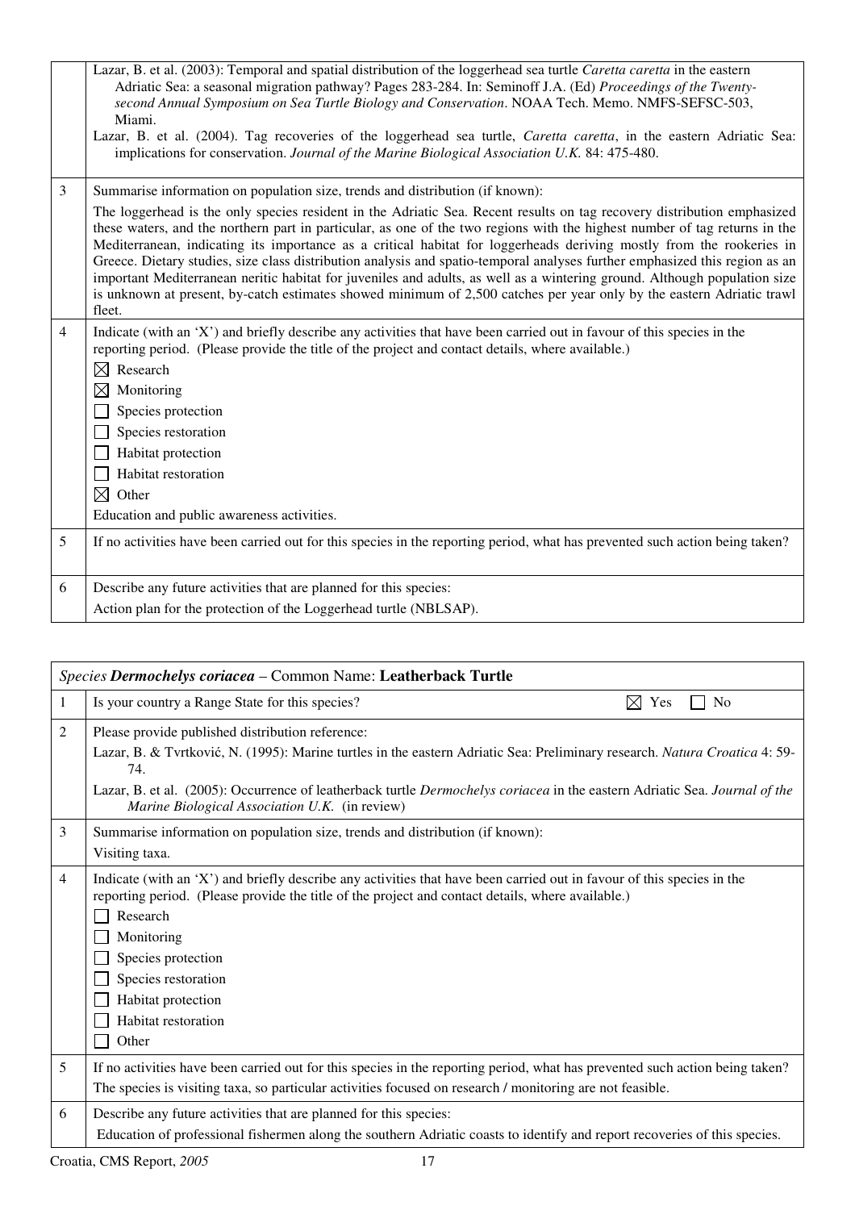| | |
|---|---|
| | Lazar, B. et al. (2003): Temporal and spatial distribution of the loggerhead sea turtle *Caretta caretta* in the eastern Adriatic Sea: a seasonal migration pathway? Pages 283-284. In: Seminoff J.A. (Ed) *Proceedings of the Twenty-second Annual Symposium on Sea Turtle Biology and Conservation*. NOAA Tech. Memo. NMFS-SEFSC-503, Miami.<br>Lazar, B. et al. (2004). Tag recoveries of the loggerhead sea turtle, *Caretta caretta*, in the eastern Adriatic Sea: implications for conservation. *Journal of the Marine Biological Association U.K.* 84: 475-480. |
| 3 | Summarise information on population size, trends and distribution (if known):<br>The loggerhead is the only species resident in the Adriatic Sea. Recent results on tag recovery distribution emphasized these waters, and the northern part in particular, as one of the two regions with the highest number of tag returns in the Mediterranean, indicating its importance as a critical habitat for loggerheads deriving mostly from the rookeries in Greece. Dietary studies, size class distribution analysis and spatio-temporal analyses further emphasized this region as an important Mediterranean neritic habitat for juveniles and adults, as well as a wintering ground. Although population size is unknown at present, by-catch estimates showed minimum of 2,500 catches per year only by the eastern Adriatic trawl fleet. |
| 4 | Indicate (with an 'X') and briefly describe any activities that have been carried out in favour of this species in the reporting period. (Please provide the title of the project and contact details, where available.)<br>☒ Research<br>☒ Monitoring<br>☐ Species protection<br>☐ Species restoration<br>☐ Habitat protection<br>☐ Habitat restoration<br>☒ Other<br>Education and public awareness activities. |
| 5 | If no activities have been carried out for this species in the reporting period, what has prevented such action being taken? |
| 6 | Describe any future activities that are planned for this species:<br>Action plan for the protection of the Loggerhead turtle (NBLSAP). |

| *Species* ***Dermochelys coriacea*** – Common Name: **Leatherback Turtle** | | |
|---|---|---|
| 1 | Is your country a Range State for this species? | ☒ Yes ☐ No |
| 2 | Please provide published distribution reference:<br>Lazar, B. & Tvrtković, N. (1995): Marine turtles in the eastern Adriatic Sea: Preliminary research. *Natura Croatica* 4: 59-74.<br>Lazar, B. et al. (2005): Occurrence of leatherback turtle *Dermochelys coriacea* in the eastern Adriatic Sea. *Journal of the Marine Biological Association U.K.* (in review) | |
| 3 | Summarise information on population size, trends and distribution (if known):<br>Visiting taxa. | |
| 4 | Indicate (with an 'X') and briefly describe any activities that have been carried out in favour of this species in the reporting period. (Please provide the title of the project and contact details, where available.)<br>☐ Research<br>☐ Monitoring<br>☐ Species protection<br>☐ Species restoration<br>☐ Habitat protection<br>☐ Habitat restoration<br>☐ Other | |
| 5 | If no activities have been carried out for this species in the reporting period, what has prevented such action being taken?<br>The species is visiting taxa, so particular activities focused on research / monitoring are not feasible. | |
| 6 | Describe any future activities that are planned for this species:<br>Education of professional fishermen along the southern Adriatic coasts to identify and report recoveries of this species. | |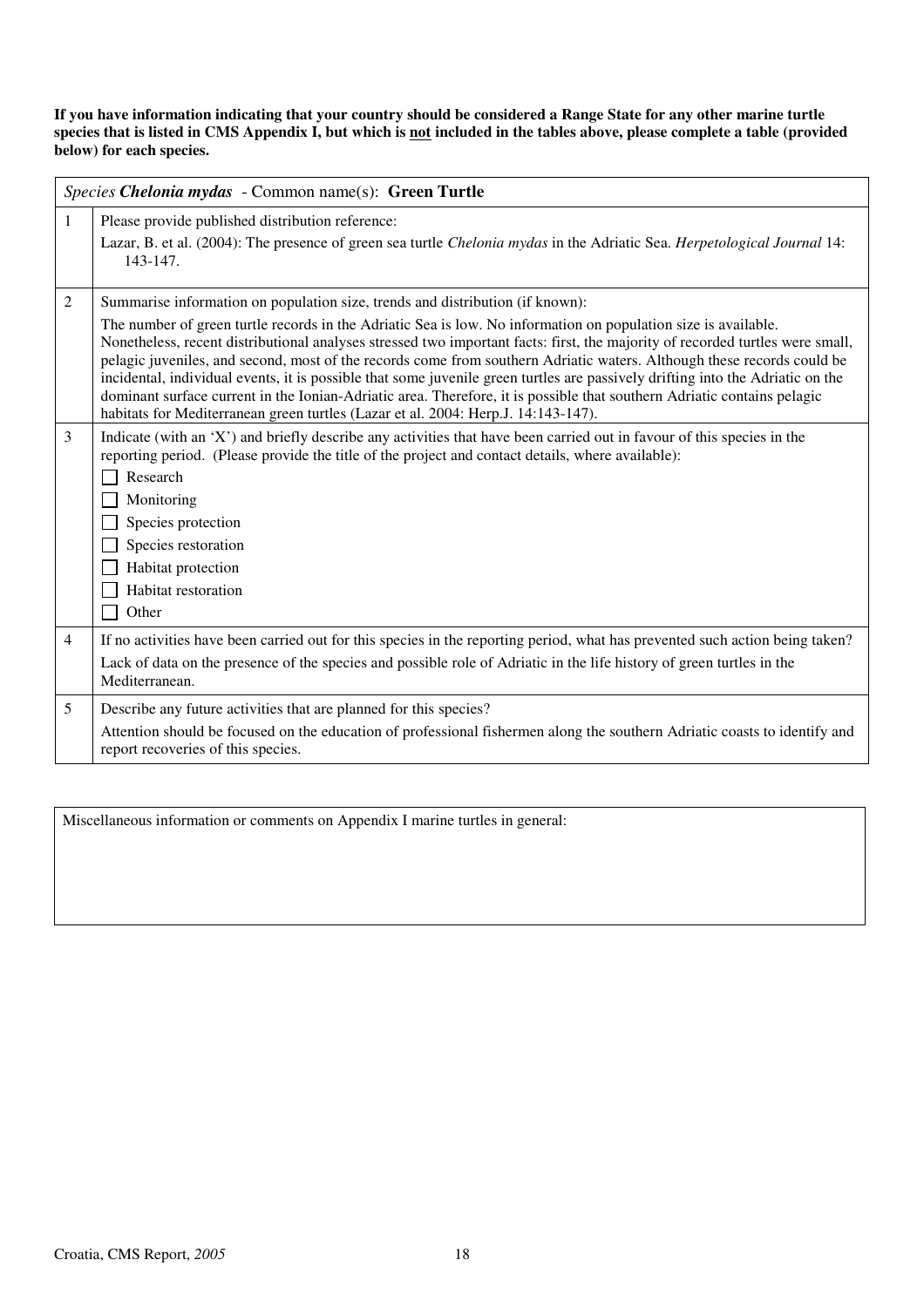**If you have information indicating that your country should be considered a Range State for any other marine turtle species that is listed in CMS Appendix I, but which is not included in the tables above, please complete a table (provided below) for each species.**

| *Species* ***Chelonia mydas*** - Common name(s): **Green Turtle** | |
|---|---|
| 1 | Please provide published distribution reference:<br>Lazar, B. et al. (2004): The presence of green sea turtle *Chelonia mydas* in the Adriatic Sea. *Herpetological Journal* 14: 143-147. |
| 2 | Summarise information on population size, trends and distribution (if known):<br>The number of green turtle records in the Adriatic Sea is low. No information on population size is available. Nonetheless, recent distributional analyses stressed two important facts: first, the majority of recorded turtles were small, pelagic juveniles, and second, most of the records come from southern Adriatic waters. Although these records could be incidental, individual events, it is possible that some juvenile green turtles are passively drifting into the Adriatic on the dominant surface current in the Ionian-Adriatic area. Therefore, it is possible that southern Adriatic contains pelagic habitats for Mediterranean green turtles (Lazar et al. 2004: Herp.J. 14:143-147). |
| 3 | Indicate (with an 'X') and briefly describe any activities that have been carried out in favour of this species in the reporting period. (Please provide the title of the project and contact details, where available):<br>☐ Research<br>☐ Monitoring<br>☐ Species protection<br>☐ Species restoration<br>☐ Habitat protection<br>☐ Habitat restoration<br>☐ Other |
| 4 | If no activities have been carried out for this species in the reporting period, what has prevented such action being taken?<br>Lack of data on the presence of the species and possible role of Adriatic in the life history of green turtles in the Mediterranean. |
| 5 | Describe any future activities that are planned for this species?<br>Attention should be focused on the education of professional fishermen along the southern Adriatic coasts to identify and report recoveries of this species. |

| Miscellaneous information or comments on Appendix I marine turtles in general: |
|---|
| |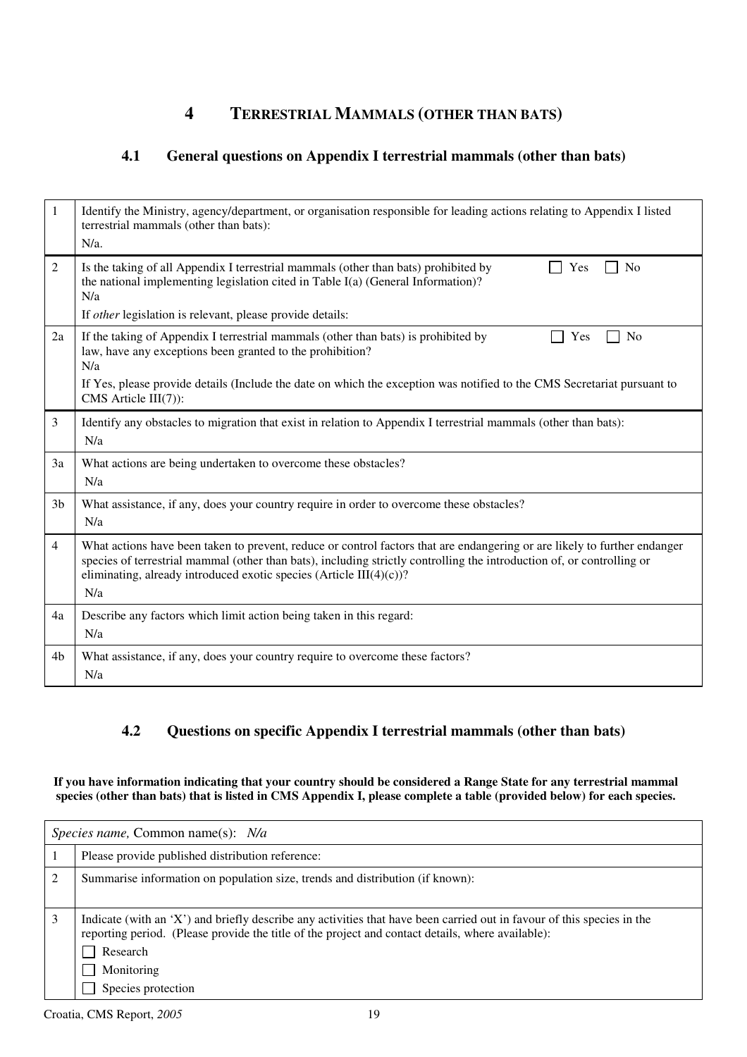# 4 TERRESTRIAL MAMMALS (OTHER THAN BATS)

## 4.1 General questions on Appendix I terrestrial mammals (other than bats)

| | |
|---|---|
| 1 | Identify the Ministry, agency/department, or organisation responsible for leading actions relating to Appendix I listed terrestrial mammals (other than bats):<br>N/a. |
| 2 | Is the taking of all Appendix I terrestrial mammals (other than bats) prohibited by the national implementing legislation cited in Table I(a) (General Information)? ☐ Yes ☐ No<br>N/a<br>If *other* legislation is relevant, please provide details: |
| 2a | If the taking of Appendix I terrestrial mammals (other than bats) is prohibited by law, have any exceptions been granted to the prohibition? ☐ Yes ☐ No<br>N/a<br>If Yes, please provide details (Include the date on which the exception was notified to the CMS Secretariat pursuant to CMS Article III(7)): |
| 3 | Identify any obstacles to migration that exist in relation to Appendix I terrestrial mammals (other than bats):<br>N/a |
| 3a | What actions are being undertaken to overcome these obstacles?<br>N/a |
| 3b | What assistance, if any, does your country require in order to overcome these obstacles?<br>N/a |
| 4 | What actions have been taken to prevent, reduce or control factors that are endangering or are likely to further endanger species of terrestrial mammal (other than bats), including strictly controlling the introduction of, or controlling or eliminating, already introduced exotic species (Article III(4)(c))?<br>N/a |
| 4a | Describe any factors which limit action being taken in this regard:<br>N/a |
| 4b | What assistance, if any, does your country require to overcome these factors?<br>N/a |

## 4.2 Questions on specific Appendix I terrestrial mammals (other than bats)

**If you have information indicating that your country should be considered a Range State for any terrestrial mammal species (other than bats) that is listed in CMS Appendix I, please complete a table (provided below) for each species.**

| *Species name,* Common name(s): *N/a* | |
|---|---|
| 1 | Please provide published distribution reference: |
| 2 | Summarise information on population size, trends and distribution (if known): |
| 3 | Indicate (with an 'X') and briefly describe any activities that have been carried out in favour of this species in the reporting period. (Please provide the title of the project and contact details, where available):<br>☐ Research<br>☐ Monitoring<br>☐ Species protection |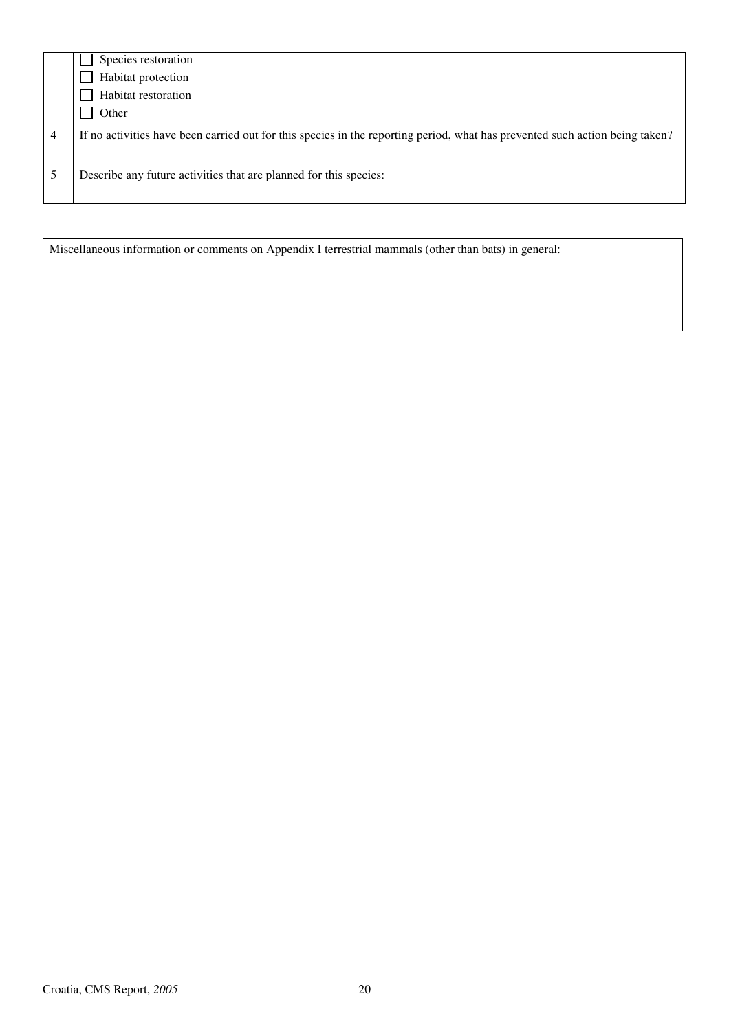| | |
|---|---|
| | ☐ Species restoration<br>☐ Habitat protection<br>☐ Habitat restoration<br>☐ Other |
| 4 | If no activities have been carried out for this species in the reporting period, what has prevented such action being taken? |
| 5 | Describe any future activities that are planned for this species: |

| Miscellaneous information or comments on Appendix I terrestrial mammals (other than bats) in general: |
|---|
| |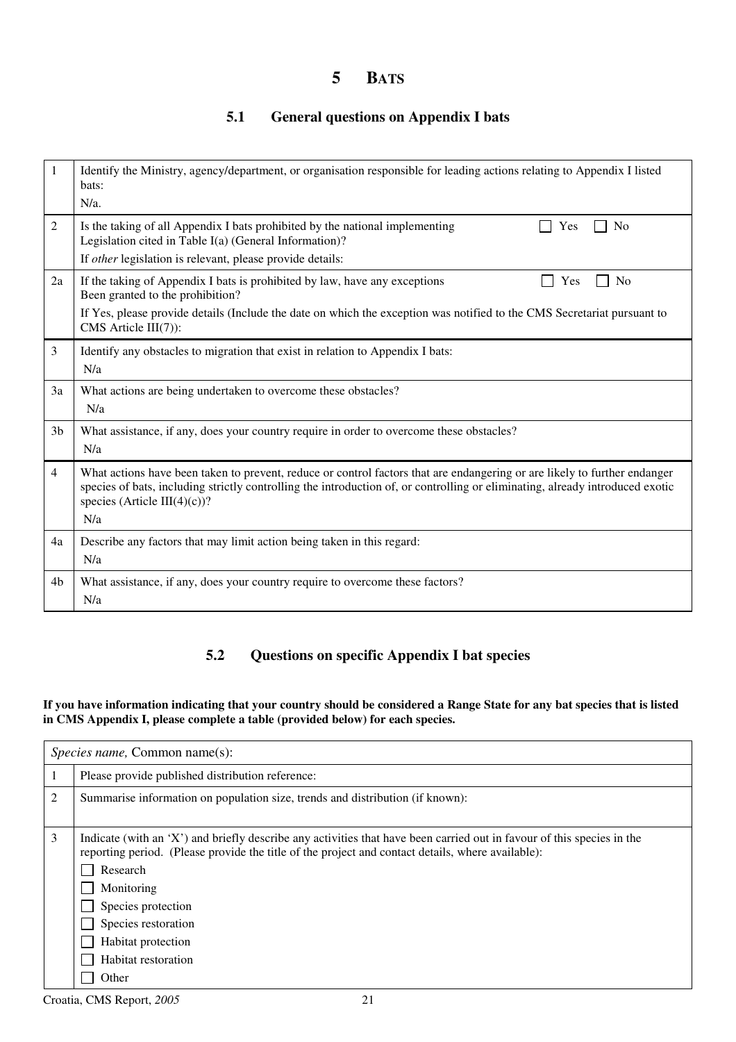# 5 BATS

## 5.1 General questions on Appendix I bats

| | |
|---|---|
| 1 | Identify the Ministry, agency/department, or organisation responsible for leading actions relating to Appendix I listed bats:<br>N/a. |
| 2 | Is the taking of all Appendix I bats prohibited by the national implementing Legislation cited in Table I(a) (General Information)? ☐ Yes ☐ No<br>If *other* legislation is relevant, please provide details: |
| 2a | If the taking of Appendix I bats is prohibited by law, have any exceptions Been granted to the prohibition? ☐ Yes ☐ No<br>If Yes, please provide details (Include the date on which the exception was notified to the CMS Secretariat pursuant to CMS Article III(7)): |
| 3 | Identify any obstacles to migration that exist in relation to Appendix I bats:<br>N/a |
| 3a | What actions are being undertaken to overcome these obstacles?<br>N/a |
| 3b | What assistance, if any, does your country require in order to overcome these obstacles?<br>N/a |
| 4 | What actions have been taken to prevent, reduce or control factors that are endangering or are likely to further endanger species of bats, including strictly controlling the introduction of, or controlling or eliminating, already introduced exotic species (Article III(4)(c))?<br>N/a |
| 4a | Describe any factors that may limit action being taken in this regard:<br>N/a |
| 4b | What assistance, if any, does your country require to overcome these factors?<br>N/a |

## 5.2 Questions on specific Appendix I bat species

**If you have information indicating that your country should be considered a Range State for any bat species that is listed in CMS Appendix I, please complete a table (provided below) for each species.**

| *Species name,* Common name(s): | |
|---|---|
| 1 | Please provide published distribution reference: |
| 2 | Summarise information on population size, trends and distribution (if known): |
| 3 | Indicate (with an 'X') and briefly describe any activities that have been carried out in favour of this species in the reporting period. (Please provide the title of the project and contact details, where available):<br>☐ Research<br>☐ Monitoring<br>☐ Species protection<br>☐ Species restoration<br>☐ Habitat protection<br>☐ Habitat restoration<br>☐ Other |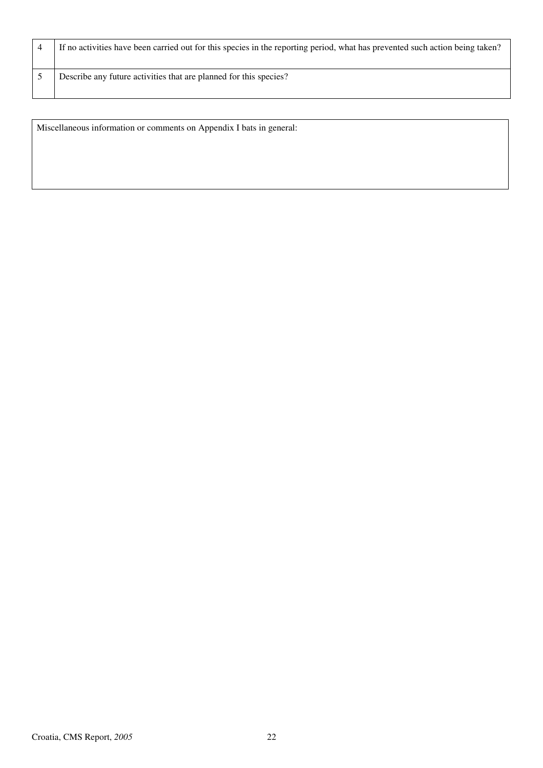| | |
|---|---|
| 4 | If no activities have been carried out for this species in the reporting period, what has prevented such action being taken? |
| 5 | Describe any future activities that are planned for this species? |

| Miscellaneous information or comments on Appendix I bats in general: |
|---|
| |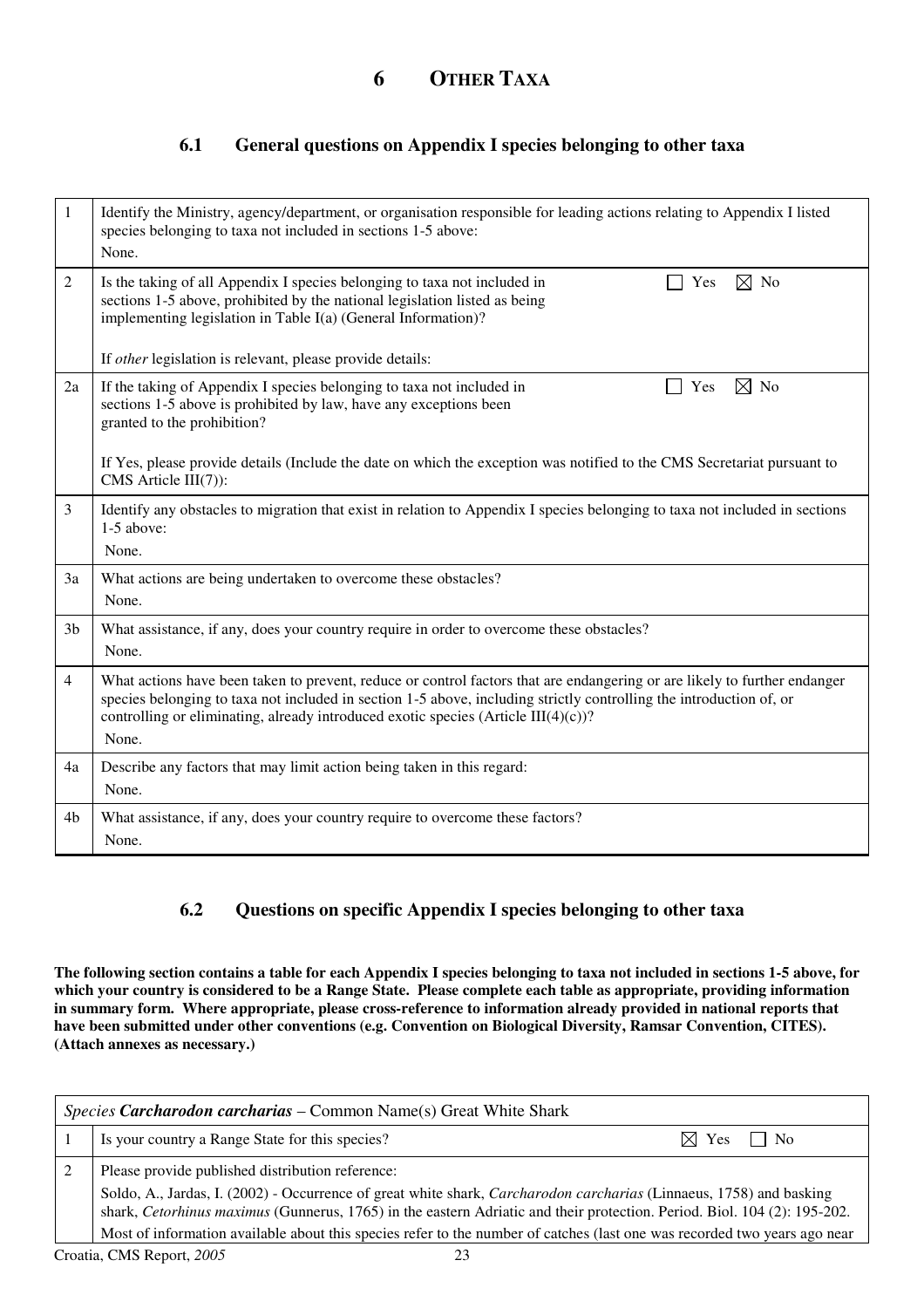# 6 OTHER TAXA

## 6.1 General questions on Appendix I species belonging to other taxa

| | |
|---|---|
| 1 | Identify the Ministry, agency/department, or organisation responsible for leading actions relating to Appendix I listed species belonging to taxa not included in sections 1-5 above:<br>None. |
| 2 | Is the taking of all Appendix I species belonging to taxa not included in sections 1-5 above, prohibited by the national legislation listed as being implementing legislation in Table I(a) (General Information)? ☐ Yes ☒ No<br><br>If *other* legislation is relevant, please provide details: |
| 2a | If the taking of Appendix I species belonging to taxa not included in sections 1-5 above is prohibited by law, have any exceptions been granted to the prohibition? ☐ Yes ☒ No<br><br>If Yes, please provide details (Include the date on which the exception was notified to the CMS Secretariat pursuant to CMS Article III(7)): |
| 3 | Identify any obstacles to migration that exist in relation to Appendix I species belonging to taxa not included in sections 1-5 above:<br>None. |
| 3a | What actions are being undertaken to overcome these obstacles?<br>None. |
| 3b | What assistance, if any, does your country require in order to overcome these obstacles?<br>None. |
| 4 | What actions have been taken to prevent, reduce or control factors that are endangering or are likely to further endanger species belonging to taxa not included in section 1-5 above, including strictly controlling the introduction of, or controlling or eliminating, already introduced exotic species (Article III(4)(c))?<br>None. |
| 4a | Describe any factors that may limit action being taken in this regard:<br>None. |
| 4b | What assistance, if any, does your country require to overcome these factors?<br>None. |

## 6.2 Questions on specific Appendix I species belonging to other taxa

**The following section contains a table for each Appendix I species belonging to taxa not included in sections 1-5 above, for which your country is considered to be a Range State. Please complete each table as appropriate, providing information in summary form. Where appropriate, please cross-reference to information already provided in national reports that have been submitted under other conventions (e.g. Convention on Biological Diversity, Ramsar Convention, CITES). (Attach annexes as necessary.)**

| *Species* ***Carcharodon carcharias*** – Common Name(s) Great White Shark | |
|---|---|
| 1 | Is your country a Range State for this species? ☒ Yes ☐ No |
| 2 | Please provide published distribution reference:<br>Soldo, A., Jardas, I. (2002) - Occurrence of great white shark, *Carcharodon carcharias* (Linnaeus, 1758) and basking shark, *Cetorhinus maximus* (Gunnerus, 1765) in the eastern Adriatic and their protection. Period. Biol. 104 (2): 195-202.<br>Most of information available about this species refer to the number of catches (last one was recorded two years ago near |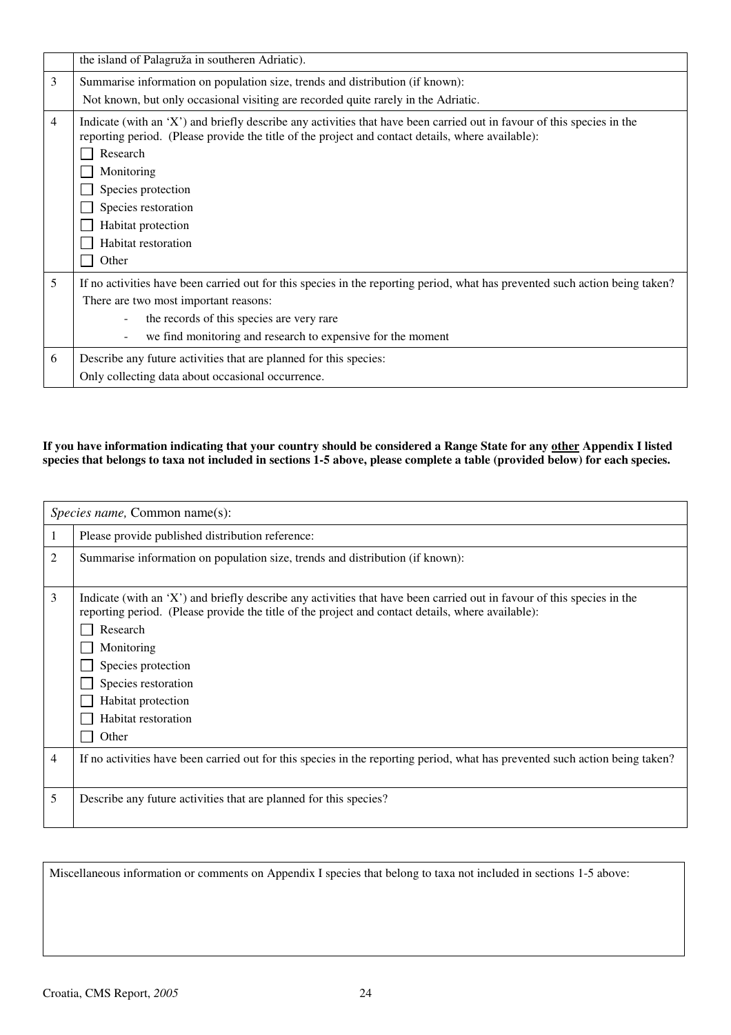| | |
|---|---|
| | the island of Palagruža in southeren Adriatic). |
| 3 | Summarise information on population size, trends and distribution (if known):<br>Not known, but only occasional visiting are recorded quite rarely in the Adriatic. |
| 4 | Indicate (with an 'X') and briefly describe any activities that have been carried out in favour of this species in the reporting period. (Please provide the title of the project and contact details, where available):<br>☐ Research<br>☐ Monitoring<br>☐ Species protection<br>☐ Species restoration<br>☐ Habitat protection<br>☐ Habitat restoration<br>☐ Other |
| 5 | If no activities have been carried out for this species in the reporting period, what has prevented such action being taken?<br>There are two most important reasons:<br>- the records of this species are very rare<br>- we find monitoring and research to expensive for the moment |
| 6 | Describe any future activities that are planned for this species:<br>Only collecting data about occasional occurrence. |

**If you have information indicating that your country should be considered a Range State for any other Appendix I listed species that belongs to taxa not included in sections 1-5 above, please complete a table (provided below) for each species.**

| *Species name,* Common name(s): | |
|---|---|
| 1 | Please provide published distribution reference: |
| 2 | Summarise information on population size, trends and distribution (if known): |
| 3 | Indicate (with an 'X') and briefly describe any activities that have been carried out in favour of this species in the reporting period. (Please provide the title of the project and contact details, where available):<br>☐ Research<br>☐ Monitoring<br>☐ Species protection<br>☐ Species restoration<br>☐ Habitat protection<br>☐ Habitat restoration<br>☐ Other |
| 4 | If no activities have been carried out for this species in the reporting period, what has prevented such action being taken? |
| 5 | Describe any future activities that are planned for this species? |

| Miscellaneous information or comments on Appendix I species that belong to taxa not included in sections 1-5 above: |
|---|
| |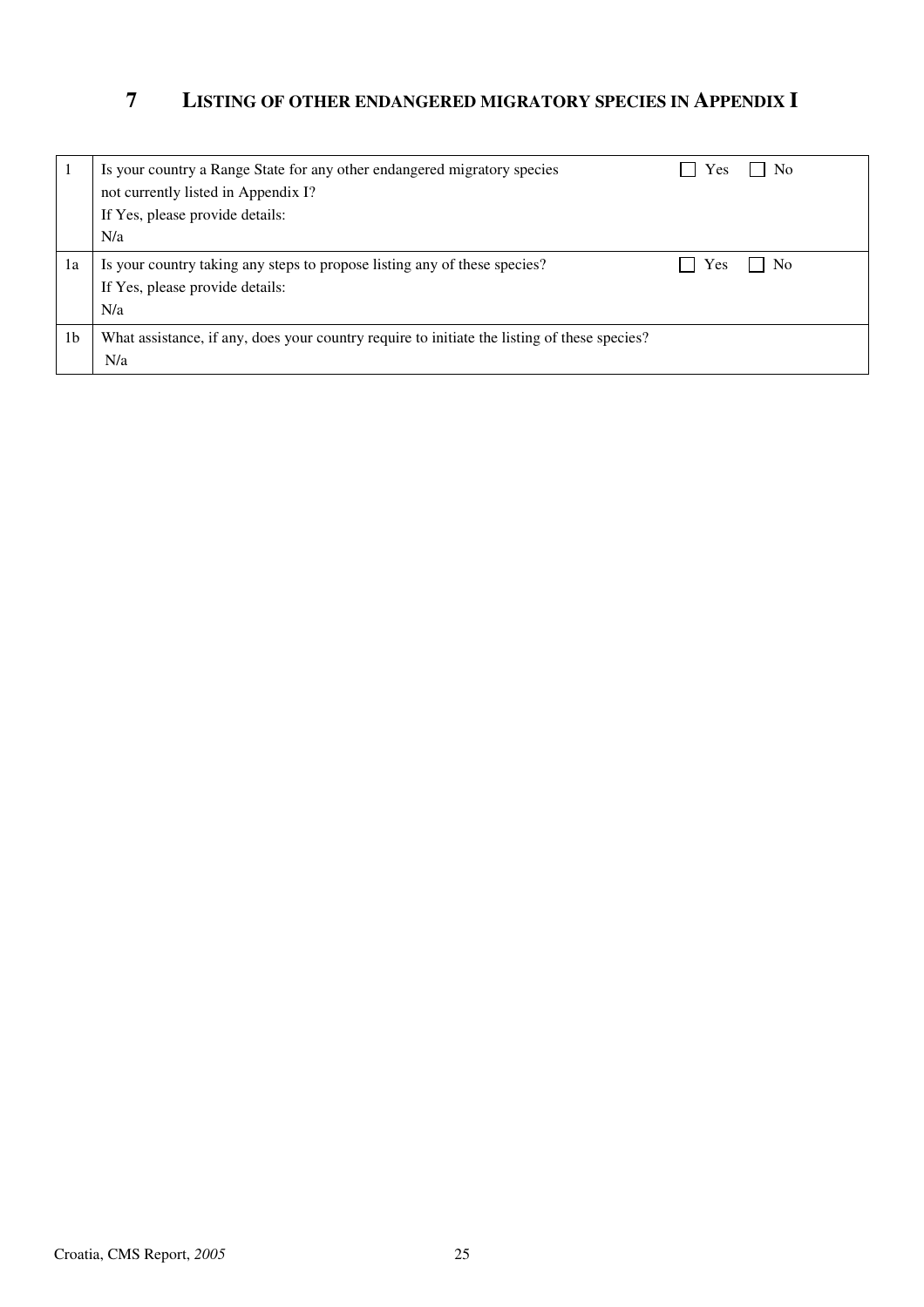# 7 LISTING OF OTHER ENDANGERED MIGRATORY SPECIES IN APPENDIX I

| | | |
|---|---|---|
| 1 | Is your country a Range State for any other endangered migratory species not currently listed in Appendix I?<br>If Yes, please provide details:<br>N/a | ☐ Yes ☐ No |
| 1a | Is your country taking any steps to propose listing any of these species?<br>If Yes, please provide details:<br>N/a | ☐ Yes ☐ No |
| 1b | What assistance, if any, does your country require to initiate the listing of these species?<br>N/a | |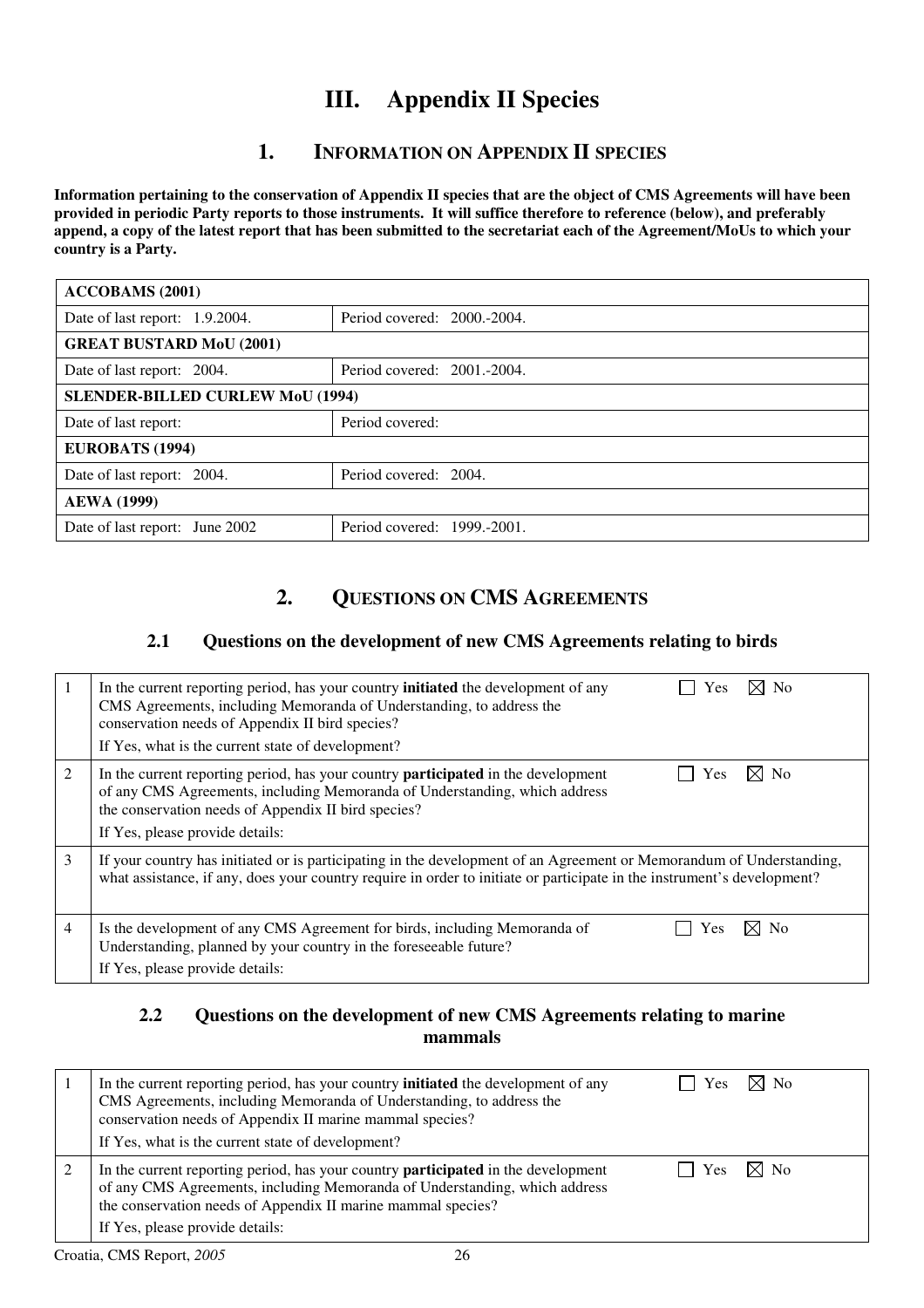# III. Appendix II Species

## 1. INFORMATION ON APPENDIX II SPECIES

**Information pertaining to the conservation of Appendix II species that are the object of CMS Agreements will have been provided in periodic Party reports to those instruments. It will suffice therefore to reference (below), and preferably append, a copy of the latest report that has been submitted to the secretariat each of the Agreement/MoUs to which your country is a Party.**

| **ACCOBAMS (2001)** | |
|---|---|
| Date of last report: 1.9.2004. | Period covered: 2000.-2004. |
| **GREAT BUSTARD MoU (2001)** | |
| Date of last report: 2004. | Period covered: 2001.-2004. |
| **SLENDER-BILLED CURLEW MoU (1994)** | |
| Date of last report: | Period covered: |
| **EUROBATS (1994)** | |
| Date of last report: 2004. | Period covered: 2004. |
| **AEWA (1999)** | |
| Date of last report: June 2002 | Period covered: 1999.-2001. |

## 2. QUESTIONS ON CMS AGREEMENTS

### 2.1 Questions on the development of new CMS Agreements relating to birds

| | | |
|---|---|---|
| 1 | In the current reporting period, has your country **initiated** the development of any CMS Agreements, including Memoranda of Understanding, to address the conservation needs of Appendix II bird species?<br>If Yes, what is the current state of development? | ☐ Yes ☒ No |
| 2 | In the current reporting period, has your country **participated** in the development of any CMS Agreements, including Memoranda of Understanding, which address the conservation needs of Appendix II bird species?<br>If Yes, please provide details: | ☐ Yes ☒ No |
| 3 | If your country has initiated or is participating in the development of an Agreement or Memorandum of Understanding, what assistance, if any, does your country require in order to initiate or participate in the instrument's development? | |
| 4 | Is the development of any CMS Agreement for birds, including Memoranda of Understanding, planned by your country in the foreseeable future?<br>If Yes, please provide details: | ☐ Yes ☒ No |

### 2.2 Questions on the development of new CMS Agreements relating to marine mammals

| | | |
|---|---|---|
| 1 | In the current reporting period, has your country **initiated** the development of any CMS Agreements, including Memoranda of Understanding, to address the conservation needs of Appendix II marine mammal species?<br>If Yes, what is the current state of development? | ☐ Yes ☒ No |
| 2 | In the current reporting period, has your country **participated** in the development of any CMS Agreements, including Memoranda of Understanding, which address the conservation needs of Appendix II marine mammal species?<br>If Yes, please provide details: | ☐ Yes ☒ No |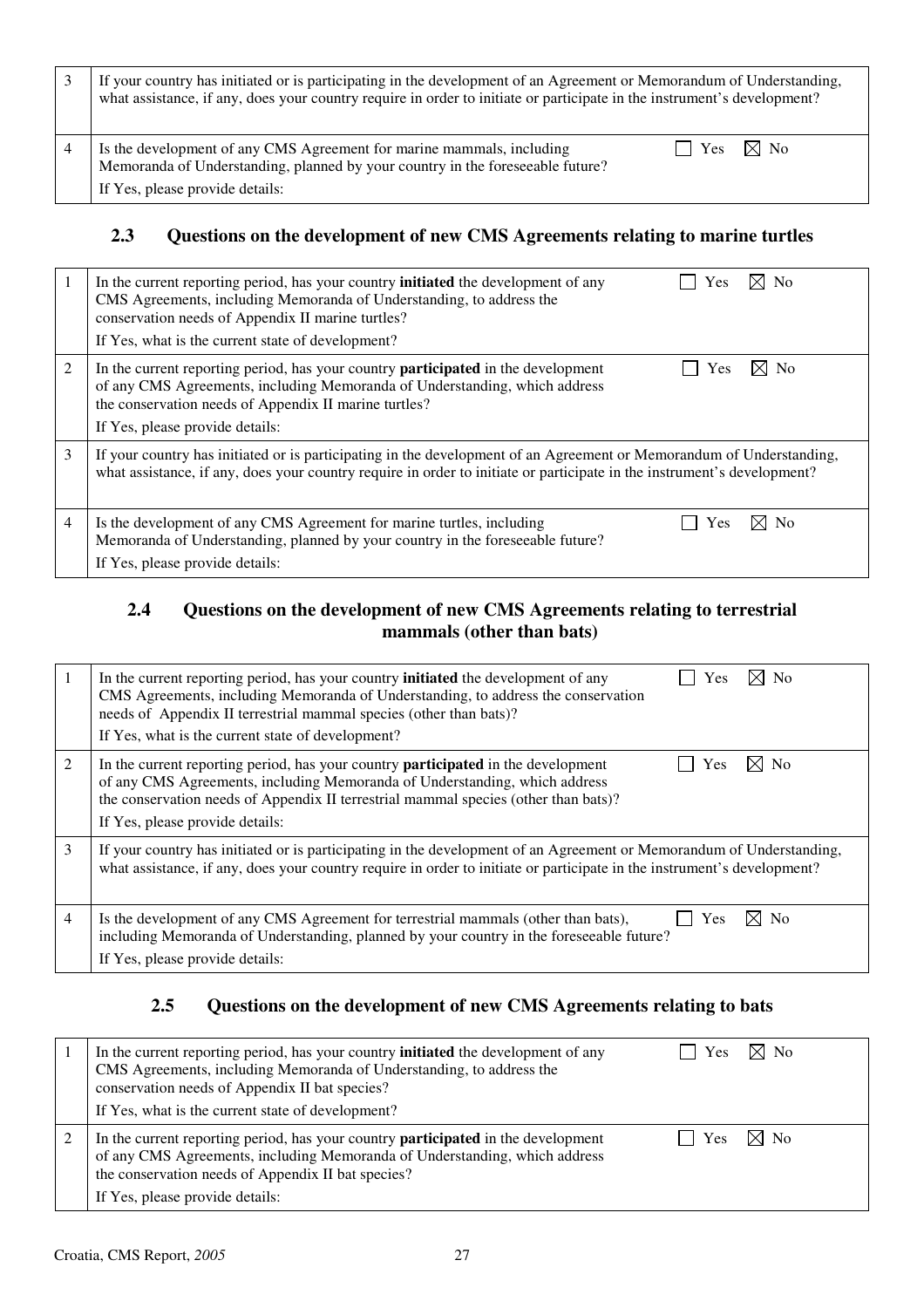| | | |
|---|---|---|
| 3 | If your country has initiated or is participating in the development of an Agreement or Memorandum of Understanding, what assistance, if any, does your country require in order to initiate or participate in the instrument's development? | |
| 4 | Is the development of any CMS Agreement for marine mammals, including Memoranda of Understanding, planned by your country in the foreseeable future?<br>If Yes, please provide details: | ☐ Yes ☒ No |

## 2.3 Questions on the development of new CMS Agreements relating to marine turtles

| | | |
|---|---|---|
| 1 | In the current reporting period, has your country **initiated** the development of any CMS Agreements, including Memoranda of Understanding, to address the conservation needs of Appendix II marine turtles?<br>If Yes, what is the current state of development? | ☐ Yes ☒ No |
| 2 | In the current reporting period, has your country **participated** in the development of any CMS Agreements, including Memoranda of Understanding, which address the conservation needs of Appendix II marine turtles?<br>If Yes, please provide details: | ☐ Yes ☒ No |
| 3 | If your country has initiated or is participating in the development of an Agreement or Memorandum of Understanding, what assistance, if any, does your country require in order to initiate or participate in the instrument's development? | |
| 4 | Is the development of any CMS Agreement for marine turtles, including Memoranda of Understanding, planned by your country in the foreseeable future?<br>If Yes, please provide details: | ☐ Yes ☒ No |

## 2.4 Questions on the development of new CMS Agreements relating to terrestrial mammals (other than bats)

| | | |
|---|---|---|
| 1 | In the current reporting period, has your country **initiated** the development of any CMS Agreements, including Memoranda of Understanding, to address the conservation needs of Appendix II terrestrial mammal species (other than bats)?<br>If Yes, what is the current state of development? | ☐ Yes ☒ No |
| 2 | In the current reporting period, has your country **participated** in the development of any CMS Agreements, including Memoranda of Understanding, which address the conservation needs of Appendix II terrestrial mammal species (other than bats)?<br>If Yes, please provide details: | ☐ Yes ☒ No |
| 3 | If your country has initiated or is participating in the development of an Agreement or Memorandum of Understanding, what assistance, if any, does your country require in order to initiate or participate in the instrument's development? | |
| 4 | Is the development of any CMS Agreement for terrestrial mammals (other than bats), including Memoranda of Understanding, planned by your country in the foreseeable future?<br>If Yes, please provide details: | ☐ Yes ☒ No |

## 2.5 Questions on the development of new CMS Agreements relating to bats

| | | |
|---|---|---|
| 1 | In the current reporting period, has your country **initiated** the development of any CMS Agreements, including Memoranda of Understanding, to address the conservation needs of Appendix II bat species?<br>If Yes, what is the current state of development? | ☐ Yes ☒ No |
| 2 | In the current reporting period, has your country **participated** in the development of any CMS Agreements, including Memoranda of Understanding, which address the conservation needs of Appendix II bat species?<br>If Yes, please provide details: | ☐ Yes ☒ No |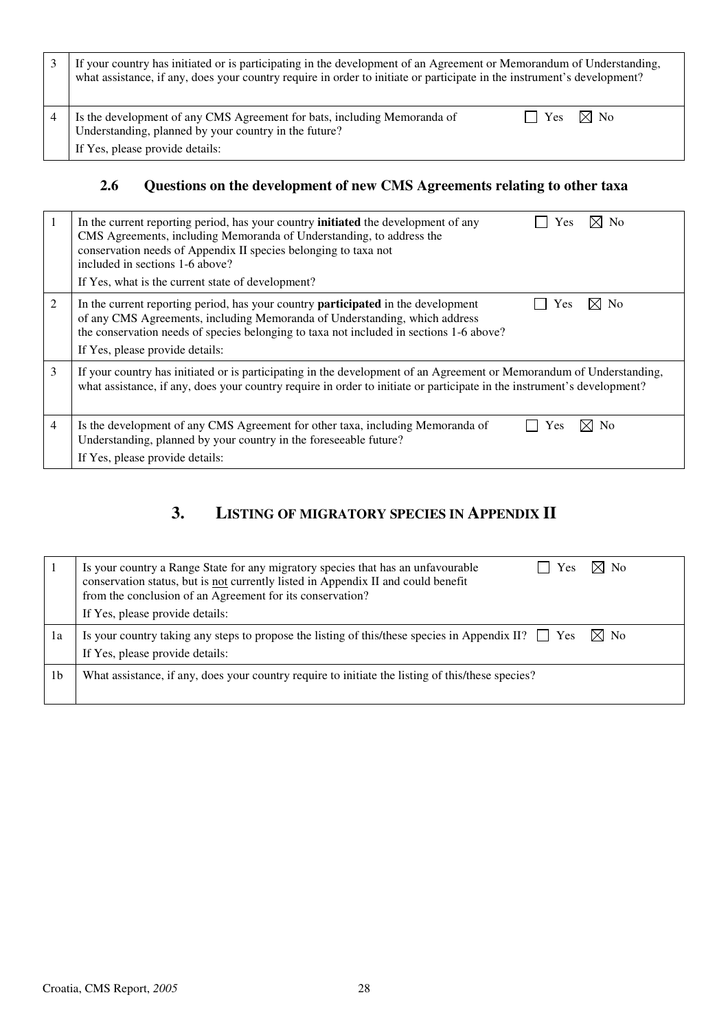| | | |
|---|---|---|
| 3 | If your country has initiated or is participating in the development of an Agreement or Memorandum of Understanding, what assistance, if any, does your country require in order to initiate or participate in the instrument's development? | |
| 4 | Is the development of any CMS Agreement for bats, including Memoranda of Understanding, planned by your country in the future?<br>If Yes, please provide details: | ☐ Yes ☒ No |

### 2.6 Questions on the development of new CMS Agreements relating to other taxa

| | | |
|---|---|---|
| 1 | In the current reporting period, has your country **initiated** the development of any CMS Agreements, including Memoranda of Understanding, to address the conservation needs of Appendix II species belonging to taxa not included in sections 1-6 above?<br>If Yes, what is the current state of development? | ☐ Yes ☒ No |
| 2 | In the current reporting period, has your country **participated** in the development of any CMS Agreements, including Memoranda of Understanding, which address the conservation needs of species belonging to taxa not included in sections 1-6 above?<br>If Yes, please provide details: | ☐ Yes ☒ No |
| 3 | If your country has initiated or is participating in the development of an Agreement or Memorandum of Understanding, what assistance, if any, does your country require in order to initiate or participate in the instrument's development? | |
| 4 | Is the development of any CMS Agreement for other taxa, including Memoranda of Understanding, planned by your country in the foreseeable future?<br>If Yes, please provide details: | ☐ Yes ☒ No |

## 3. LISTING OF MIGRATORY SPECIES IN APPENDIX II

| | | |
|---|---|---|
| 1 | Is your country a Range State for any migratory species that has an unfavourable conservation status, but is <u>not</u> currently listed in Appendix II and could benefit from the conclusion of an Agreement for its conservation?<br>If Yes, please provide details: | ☐ Yes ☒ No |
| 1a | Is your country taking any steps to propose the listing of this/these species in Appendix II?<br>If Yes, please provide details: | ☐ Yes ☒ No |
| 1b | What assistance, if any, does your country require to initiate the listing of this/these species? | |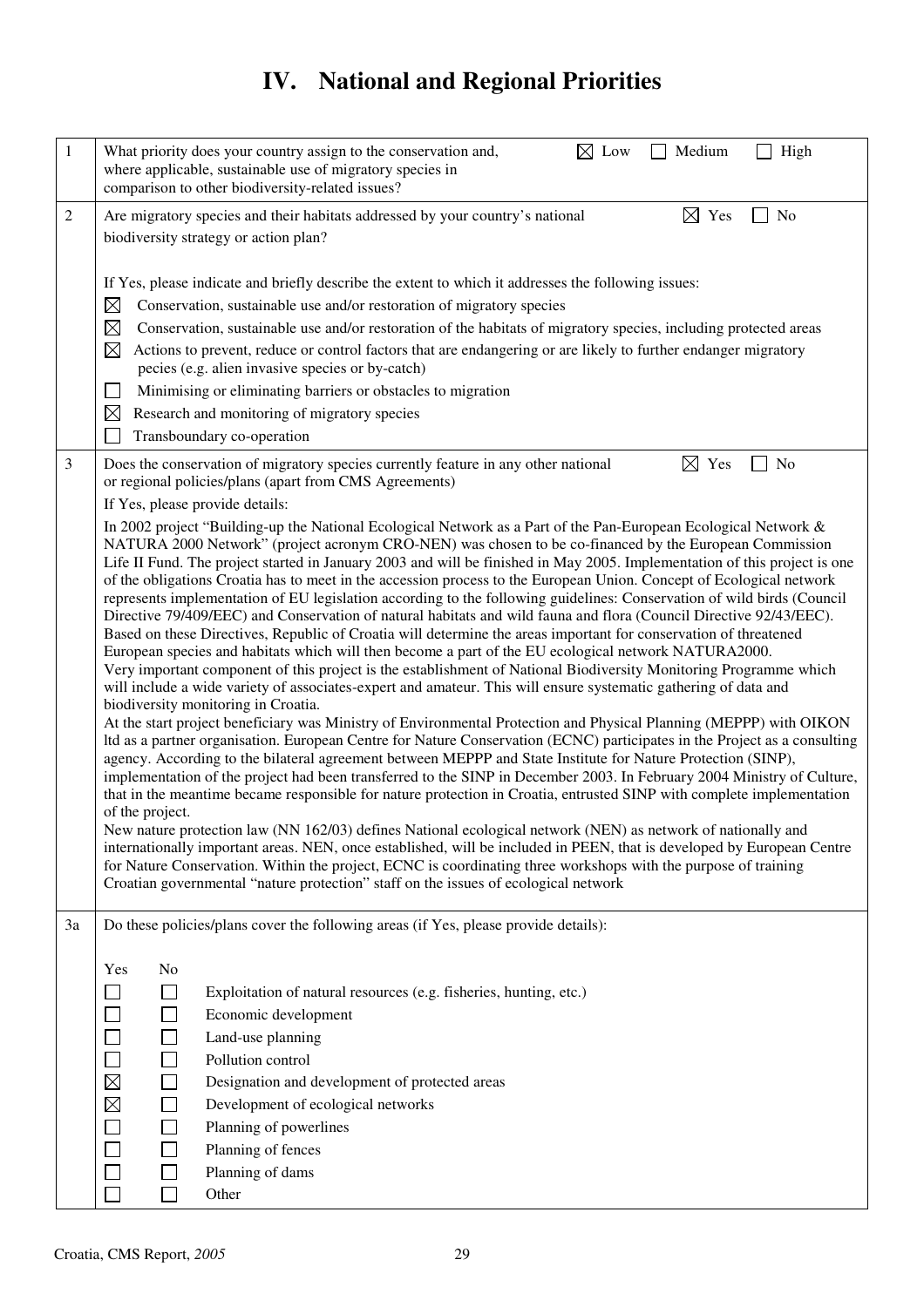# IV. National and Regional Priorities

| | | |
|---|---|---|
| 1 | What priority does your country assign to the conservation and, where applicable, sustainable use of migratory species in comparison to other biodiversity-related issues? | ☒ Low ☐ Medium ☐ High |
| 2 | Are migratory species and their habitats addressed by your country's national biodiversity strategy or action plan? | ☒ Yes ☐ No |

If Yes, please indicate and briefly describe the extent to which it addresses the following issues:

- ☒ Conservation, sustainable use and/or restoration of migratory species
- ☒ Conservation, sustainable use and/or restoration of the habitats of migratory species, including protected areas
- ☒ Actions to prevent, reduce or control factors that are endangering or are likely to further endanger migratory pecies (e.g. alien invasive species or by-catch)
- ☐ Minimising or eliminating barriers or obstacles to migration
- ☒ Research and monitoring of migratory species
- ☐ Transboundary co-operation

**3** Does the conservation of migratory species currently feature in any other national or regional policies/plans (apart from CMS Agreements) ☒ Yes ☐ No

If Yes, please provide details:

In 2002 project "Building-up the National Ecological Network as a Part of the Pan-European Ecological Network & NATURA 2000 Network" (project acronym CRO-NEN) was chosen to be co-financed by the European Commission Life II Fund. The project started in January 2003 and will be finished in May 2005. Implementation of this project is one of the obligations Croatia has to meet in the accession process to the European Union. Concept of Ecological network represents implementation of EU legislation according to the following guidelines: Conservation of wild birds (Council Directive 79/409/EEC) and Conservation of natural habitats and wild fauna and flora (Council Directive 92/43/EEC). Based on these Directives, Republic of Croatia will determine the areas important for conservation of threatened European species and habitats which will then become a part of the EU ecological network NATURA2000.
Very important component of this project is the establishment of National Biodiversity Monitoring Programme which will include a wide variety of associates-expert and amateur. This will ensure systematic gathering of data and biodiversity monitoring in Croatia.
At the start project beneficiary was Ministry of Environmental Protection and Physical Planning (MEPPP) with OIKON ltd as a partner organisation. European Centre for Nature Conservation (ECNC) participates in the Project as a consulting agency. According to the bilateral agreement between MEPPP and State Institute for Nature Protection (SINP), implementation of the project had been transferred to the SINP in December 2003. In February 2004 Ministry of Culture, that in the meantime became responsible for nature protection in Croatia, entrusted SINP with complete implementation of the project.
New nature protection law (NN 162/03) defines National ecological network (NEN) as network of nationally and internationally important areas. NEN, once established, will be included in PEEN, that is developed by European Centre for Nature Conservation. Within the project, ECNC is coordinating three workshops with the purpose of training Croatian governmental "nature protection" staff on the issues of ecological network

**3a** Do these policies/plans cover the following areas (if Yes, please provide details):

| Yes | No | |
|---|---|---|
| ☐ | ☐ | Exploitation of natural resources (e.g. fisheries, hunting, etc.) |
| ☐ | ☐ | Economic development |
| ☐ | ☐ | Land-use planning |
| ☐ | ☐ | Pollution control |
| ☒ | ☐ | Designation and development of protected areas |
| ☒ | ☐ | Development of ecological networks |
| ☐ | ☐ | Planning of powerlines |
| ☐ | ☐ | Planning of fences |
| ☐ | ☐ | Planning of dams |
| ☐ | ☐ | Other |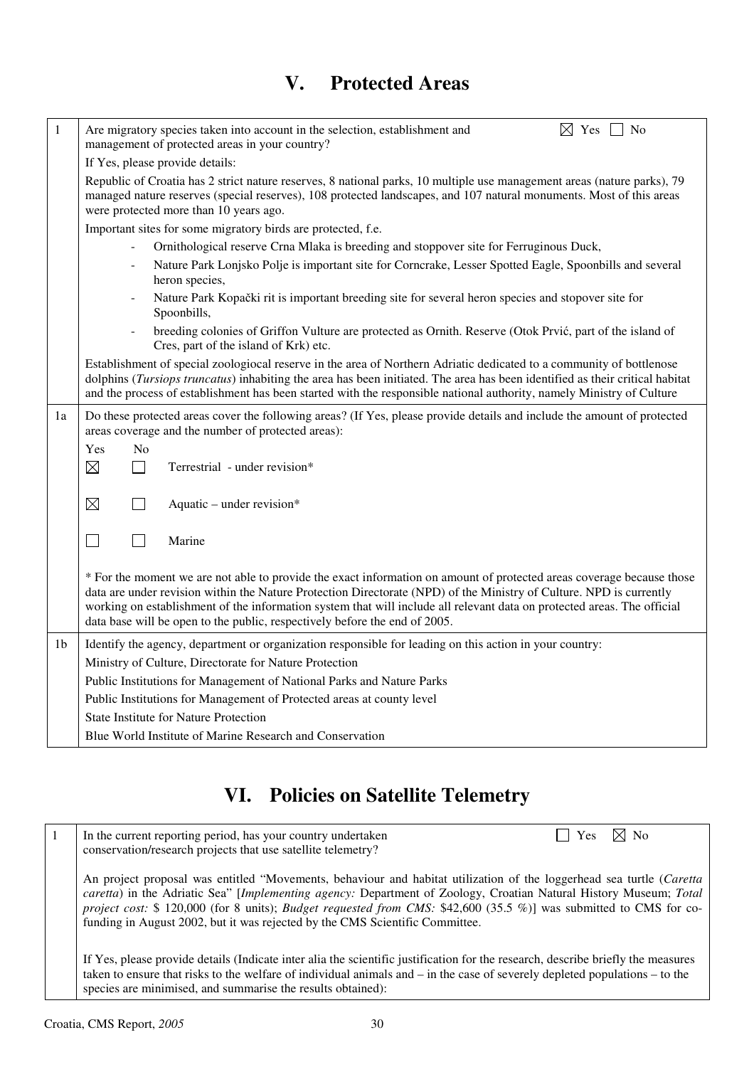# V. Protected Areas

| | |
|---|---|
| 1 | Are migratory species taken into account in the selection, establishment and management of protected areas in your country? ☒ Yes ☐ No<br><br>If Yes, please provide details:<br><br>Republic of Croatia has 2 strict nature reserves, 8 national parks, 10 multiple use management areas (nature parks), 79 managed nature reserves (special reserves), 108 protected landscapes, and 107 natural monuments. Most of this areas were protected more than 10 years ago.<br><br>Important sites for some migratory birds are protected, f.e.<br>- Ornithological reserve Crna Mlaka is breeding and stoppover site for Ferruginous Duck,<br>- Nature Park Lonjsko Polje is important site for Corncrake, Lesser Spotted Eagle, Spoonbills and several heron species,<br>- Nature Park Kopački rit is important breeding site for several heron species and stopover site for Spoonbills,<br>- breeding colonies of Griffon Vulture are protected as Ornith. Reserve (Otok Prvić, part of the island of Cres, part of the island of Krk) etc.<br><br>Establishment of special zoologiocal reserve in the area of Northern Adriatic dedicated to a community of bottlenose dolphins (*Tursiops truncatus*) inhabiting the area has been initiated. The area has been identified as their critical habitat and the process of establishment has been started with the responsible national authority, namely Ministry of Culture |
| 1a | Do these protected areas cover the following areas? (If Yes, please provide details and include the amount of protected areas coverage and the number of protected areas):<br><br>Yes / No<br>☒ ☐ Terrestrial - under revision*<br>☒ ☐ Aquatic – under revision*<br>☐ ☐ Marine<br><br>* For the moment we are not able to provide the exact information on amount of protected areas coverage because those data are under revision within the Nature Protection Directorate (NPD) of the Ministry of Culture. NPD is currently working on establishment of the information system that will include all relevant data on protected areas. The official data base will be open to the public, respectively before the end of 2005. |
| 1b | Identify the agency, department or organization responsible for leading on this action in your country:<br><br>Ministry of Culture, Directorate for Nature Protection<br>Public Institutions for Management of National Parks and Nature Parks<br>Public Institutions for Management of Protected areas at county level<br>State Institute for Nature Protection<br>Blue World Institute of Marine Research and Conservation |

# VI. Policies on Satellite Telemetry

| | |
|---|---|
| 1 | In the current reporting period, has your country undertaken conservation/research projects that use satellite telemetry? ☐ Yes ☒ No<br><br>An project proposal was entitled "Movements, behaviour and habitat utilization of the loggerhead sea turtle (*Caretta caretta*) in the Adriatic Sea" [*Implementing agency:* Department of Zoology, Croatian Natural History Museum; *Total project cost:* $ 120,000 (for 8 units); *Budget requested from CMS:* $42,600 (35.5 %)] was submitted to CMS for co-funding in August 2002, but it was rejected by the CMS Scientific Committee.<br><br>If Yes, please provide details (Indicate inter alia the scientific justification for the research, describe briefly the measures taken to ensure that risks to the welfare of individual animals and – in the case of severely depleted populations – to the species are minimised, and summarise the results obtained): |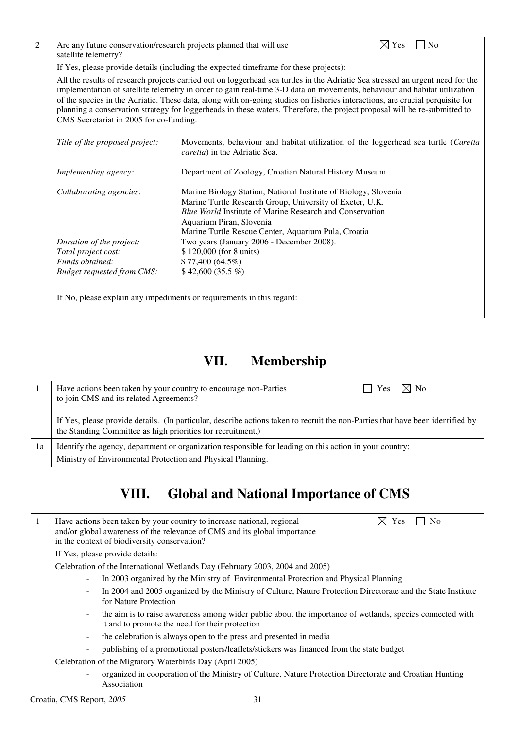| | |
|---|---|
| 2 | Are any future conservation/research projects planned that will use satellite telemetry? ☒ Yes ☐ No |
| | If Yes, please provide details (including the expected timeframe for these projects): |
| | All the results of research projects carried out on loggerhead sea turtles in the Adriatic Sea stressed an urgent need for the implementation of satellite telemetry in order to gain real-time 3-D data on movements, behaviour and habitat utilization of the species in the Adriatic. These data, along with on-going studies on fisheries interactions, are crucial perquisite for planning a conservation strategy for loggerheads in these waters. Therefore, the project proposal will be re-submitted to CMS Secretariat in 2005 for co-funding. |
| | *Title of the proposed project:* Movements, behaviour and habitat utilization of the loggerhead sea turtle (*Caretta caretta*) in the Adriatic Sea. |
| | *Implementing agency:* Department of Zoology, Croatian Natural History Museum. |
| | *Collaborating agencies*: Marine Biology Station, National Institute of Biology, Slovenia; Marine Turtle Research Group, University of Exeter, U.K.; *Blue World* Institute of Marine Research and Conservation; Aquarium Piran, Slovenia; Marine Turtle Rescue Center, Aquarium Pula, Croatia |
| | *Duration of the project:* Two years (January 2006 - December 2008). |
| | *Total project cost:* $ 120,000 (for 8 units) |
| | *Funds obtained:* $ 77,400 (64.5%) |
| | *Budget requested from CMS:* $ 42,600 (35.5 %) |
| | If No, please explain any impediments or requirements in this regard: |

# VII. Membership

| | |
|---|---|
| 1 | Have actions been taken by your country to encourage non-Parties to join CMS and its related Agreements? ☐ Yes ☒ No |
| | If Yes, please provide details. (In particular, describe actions taken to recruit the non-Parties that have been identified by the Standing Committee as high priorities for recruitment.) |
| 1a | Identify the agency, department or organization responsible for leading on this action in your country: Ministry of Environmental Protection and Physical Planning. |

# VIII. Global and National Importance of CMS

| | |
|---|---|
| 1 | Have actions been taken by your country to increase national, regional and/or global awareness of the relevance of CMS and its global importance in the context of biodiversity conservation? ☒ Yes ☐ No |
| | If Yes, please provide details: |
| | Celebration of the International Wetlands Day (February 2003, 2004 and 2005) |
| | - In 2003 organized by the Ministry of Environmental Protection and Physical Planning |
| | - In 2004 and 2005 organized by the Ministry of Culture, Nature Protection Directorate and the State Institute for Nature Protection |
| | - the aim is to raise awareness among wider public about the importance of wetlands, species connected with it and to promote the need for their protection |
| | - the celebration is always open to the press and presented in media |
| | - publishing of a promotional posters/leaflets/stickers was financed from the state budget |
| | Celebration of the Migratory Waterbirds Day (April 2005) |
| | - organized in cooperation of the Ministry of Culture, Nature Protection Directorate and Croatian Hunting Association |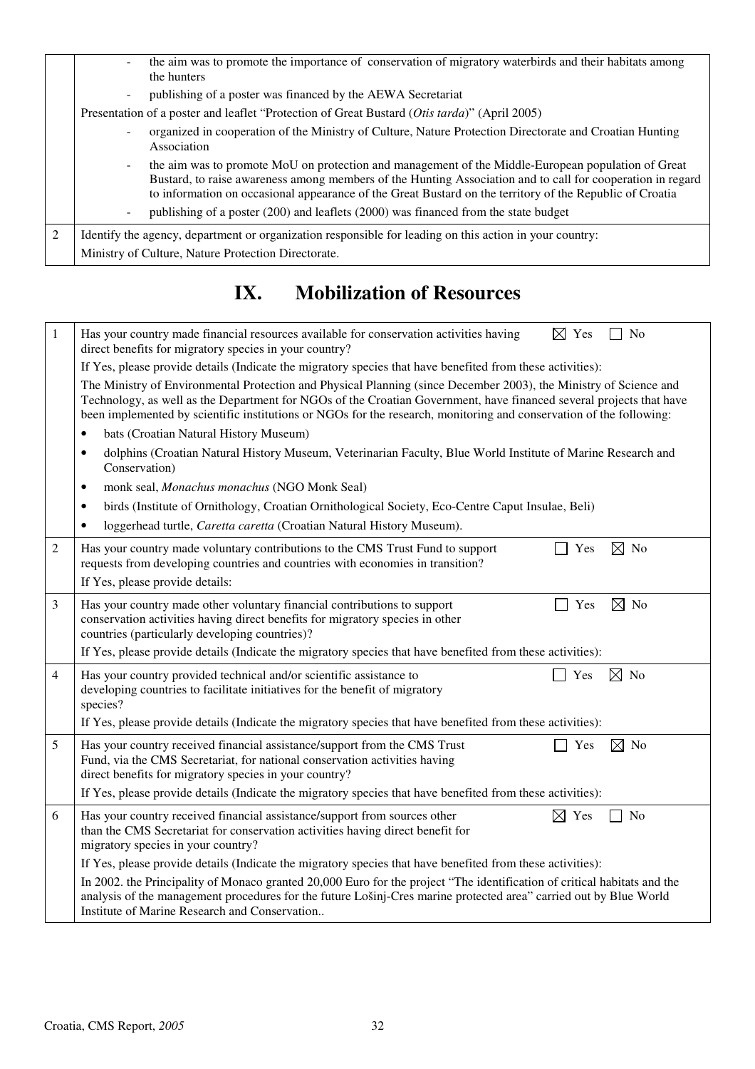| | |
|---|---|
| | - the aim was to promote the importance of conservation of migratory waterbirds and their habitats among the hunters<br>- publishing of a poster was financed by the AEWA Secretariat<br>Presentation of a poster and leaflet "Protection of Great Bustard (*Otis tarda*)" (April 2005)<br>- organized in cooperation of the Ministry of Culture, Nature Protection Directorate and Croatian Hunting Association<br>- the aim was to promote MoU on protection and management of the Middle-European population of Great Bustard, to raise awareness among members of the Hunting Association and to call for cooperation in regard to information on occasional appearance of the Great Bustard on the territory of the Republic of Croatia<br>- publishing of a poster (200) and leaflets (2000) was financed from the state budget |
| 2 | Identify the agency, department or organization responsible for leading on this action in your country:<br>Ministry of Culture, Nature Protection Directorate. |

# IX. Mobilization of Resources

| | |
|---|---|
| 1 | Has your country made financial resources available for conservation activities having direct benefits for migratory species in your country? ☒ Yes ☐ No<br>If Yes, please provide details (Indicate the migratory species that have benefited from these activities):<br>The Ministry of Environmental Protection and Physical Planning (since December 2003), the Ministry of Science and Technology, as well as the Department for NGOs of the Croatian Government, have financed several projects that have been implemented by scientific institutions or NGOs for the research, monitoring and conservation of the following:<br>• bats (Croatian Natural History Museum)<br>• dolphins (Croatian Natural History Museum, Veterinarian Faculty, Blue World Institute of Marine Research and Conservation)<br>• monk seal, *Monachus monachus* (NGO Monk Seal)<br>• birds (Institute of Ornithology, Croatian Ornithological Society, Eco-Centre Caput Insulae, Beli)<br>• loggerhead turtle, *Caretta caretta* (Croatian Natural History Museum). |
| 2 | Has your country made voluntary contributions to the CMS Trust Fund to support requests from developing countries and countries with economies in transition? ☐ Yes ☒ No<br>If Yes, please provide details: |
| 3 | Has your country made other voluntary financial contributions to support conservation activities having direct benefits for migratory species in other countries (particularly developing countries)? ☐ Yes ☒ No<br>If Yes, please provide details (Indicate the migratory species that have benefited from these activities): |
| 4 | Has your country provided technical and/or scientific assistance to developing countries to facilitate initiatives for the benefit of migratory species? ☐ Yes ☒ No<br>If Yes, please provide details (Indicate the migratory species that have benefited from these activities): |
| 5 | Has your country received financial assistance/support from the CMS Trust Fund, via the CMS Secretariat, for national conservation activities having direct benefits for migratory species in your country? ☐ Yes ☒ No<br>If Yes, please provide details (Indicate the migratory species that have benefited from these activities): |
| 6 | Has your country received financial assistance/support from sources other than the CMS Secretariat for conservation activities having direct benefit for migratory species in your country? ☒ Yes ☐ No<br>If Yes, please provide details (Indicate the migratory species that have benefited from these activities):<br>In 2002. the Principality of Monaco granted 20,000 Euro for the project "The identification of critical habitats and the analysis of the management procedures for the future Lošinj-Cres marine protected area" carried out by Blue World Institute of Marine Research and Conservation.. |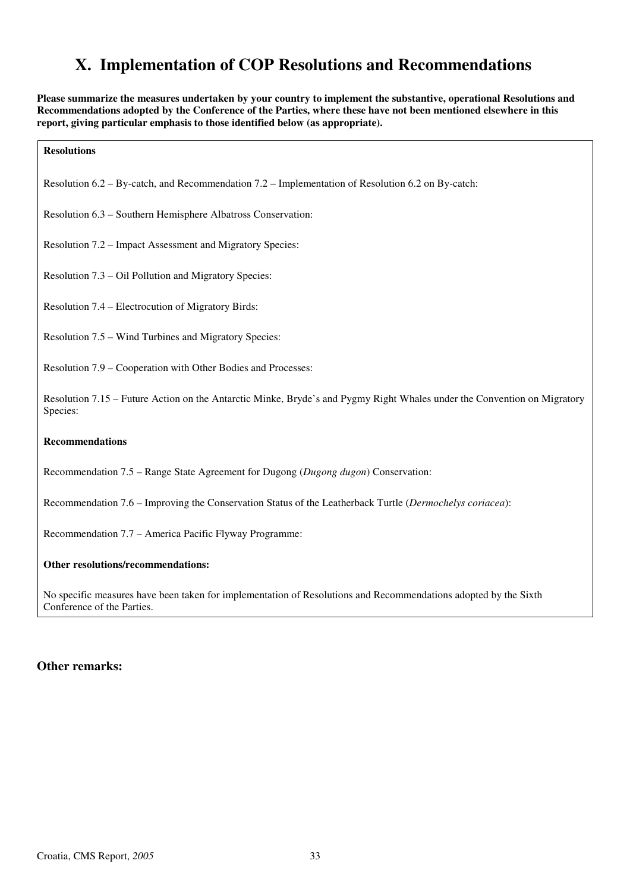# X. Implementation of COP Resolutions and Recommendations

**Please summarize the measures undertaken by your country to implement the substantive, operational Resolutions and Recommendations adopted by the Conference of the Parties, where these have not been mentioned elsewhere in this report, giving particular emphasis to those identified below (as appropriate).**

**Resolutions**

Resolution 6.2 – By-catch, and Recommendation 7.2 – Implementation of Resolution 6.2 on By-catch:

Resolution 6.3 – Southern Hemisphere Albatross Conservation:

Resolution 7.2 – Impact Assessment and Migratory Species:

Resolution 7.3 – Oil Pollution and Migratory Species:

Resolution 7.4 – Electrocution of Migratory Birds:

Resolution 7.5 – Wind Turbines and Migratory Species:

Resolution 7.9 – Cooperation with Other Bodies and Processes:

Resolution 7.15 – Future Action on the Antarctic Minke, Bryde's and Pygmy Right Whales under the Convention on Migratory Species:

**Recommendations**

Recommendation 7.5 – Range State Agreement for Dugong (*Dugong dugon*) Conservation:

Recommendation 7.6 – Improving the Conservation Status of the Leatherback Turtle (*Dermochelys coriacea*):

Recommendation 7.7 – America Pacific Flyway Programme:

**Other resolutions/recommendations:**

No specific measures have been taken for implementation of Resolutions and Recommendations adopted by the Sixth Conference of the Parties.

## Other remarks: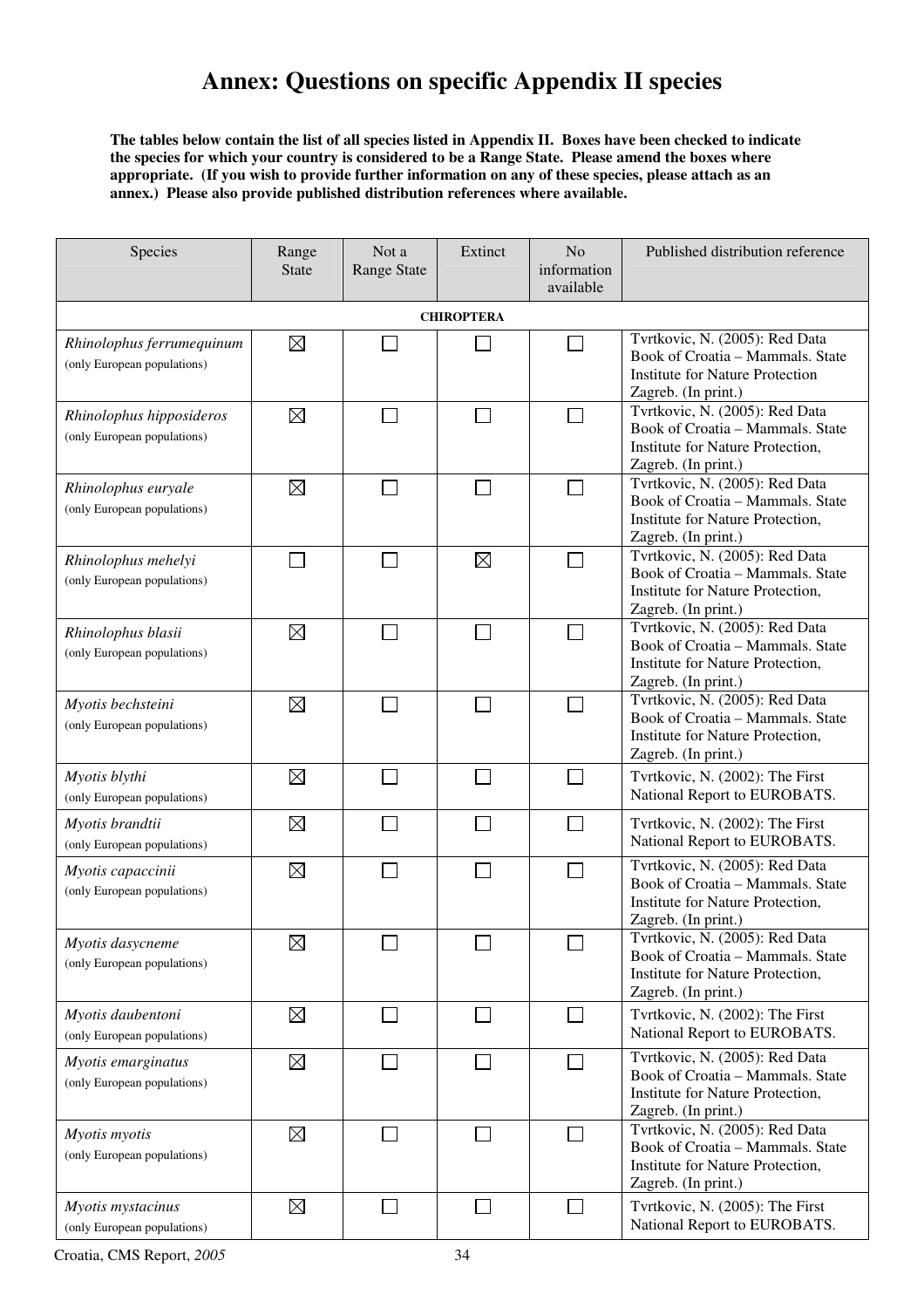# Annex: Questions on specific Appendix II species

**The tables below contain the list of all species listed in Appendix II. Boxes have been checked to indicate the species for which your country is considered to be a Range State. Please amend the boxes where appropriate. (If you wish to provide further information on any of these species, please attach as an annex.) Please also provide published distribution references where available.**

| Species | Range State | Not a Range State | Extinct | No information available | Published distribution reference |
|---|---|---|---|---|---|
| | | | **CHIROPTERA** | | |
| *Rhinolophus ferrumequinum* (only European populations) | ☒ | ☐ | ☐ | ☐ | Tvrtkovic, N. (2005): Red Data Book of Croatia – Mammals. State Institute for Nature Protection Zagreb. (In print.) |
| *Rhinolophus hipposideros* (only European populations) | ☒ | ☐ | ☐ | ☐ | Tvrtkovic, N. (2005): Red Data Book of Croatia – Mammals. State Institute for Nature Protection, Zagreb. (In print.) |
| *Rhinolophus euryale* (only European populations) | ☒ | ☐ | ☐ | ☐ | Tvrtkovic, N. (2005): Red Data Book of Croatia – Mammals. State Institute for Nature Protection, Zagreb. (In print.) |
| *Rhinolophus mehelyi* (only European populations) | ☐ | ☐ | ☒ | ☐ | Tvrtkovic, N. (2005): Red Data Book of Croatia – Mammals. State Institute for Nature Protection, Zagreb. (In print.) |
| *Rhinolophus blasii* (only European populations) | ☒ | ☐ | ☐ | ☐ | Tvrtkovic, N. (2005): Red Data Book of Croatia – Mammals. State Institute for Nature Protection, Zagreb. (In print.) |
| *Myotis bechsteini* (only European populations) | ☒ | ☐ | ☐ | ☐ | Tvrtkovic, N. (2005): Red Data Book of Croatia – Mammals. State Institute for Nature Protection, Zagreb. (In print.) |
| *Myotis blythi* (only European populations) | ☒ | ☐ | ☐ | ☐ | Tvrtkovic, N. (2002): The First National Report to EUROBATS. |
| *Myotis brandtii* (only European populations) | ☒ | ☐ | ☐ | ☐ | Tvrtkovic, N. (2002): The First National Report to EUROBATS. |
| *Myotis capaccinii* (only European populations) | ☒ | ☐ | ☐ | ☐ | Tvrtkovic, N. (2005): Red Data Book of Croatia – Mammals. State Institute for Nature Protection, Zagreb. (In print.) |
| *Myotis dasycneme* (only European populations) | ☒ | ☐ | ☐ | ☐ | Tvrtkovic, N. (2005): Red Data Book of Croatia – Mammals. State Institute for Nature Protection, Zagreb. (In print.) |
| *Myotis daubentoni* (only European populations) | ☒ | ☐ | ☐ | ☐ | Tvrtkovic, N. (2002): The First National Report to EUROBATS. |
| *Myotis emarginatus* (only European populations) | ☒ | ☐ | ☐ | ☐ | Tvrtkovic, N. (2005): Red Data Book of Croatia – Mammals. State Institute for Nature Protection, Zagreb. (In print.) |
| *Myotis myotis* (only European populations) | ☒ | ☐ | ☐ | ☐ | Tvrtkovic, N. (2005): Red Data Book of Croatia – Mammals. State Institute for Nature Protection, Zagreb. (In print.) |
| *Myotis mystacinus* (only European populations) | ☒ | ☐ | ☐ | ☐ | Tvrtkovic, N. (2005): The First National Report to EUROBATS. |

Croatia, CMS Report, *2005*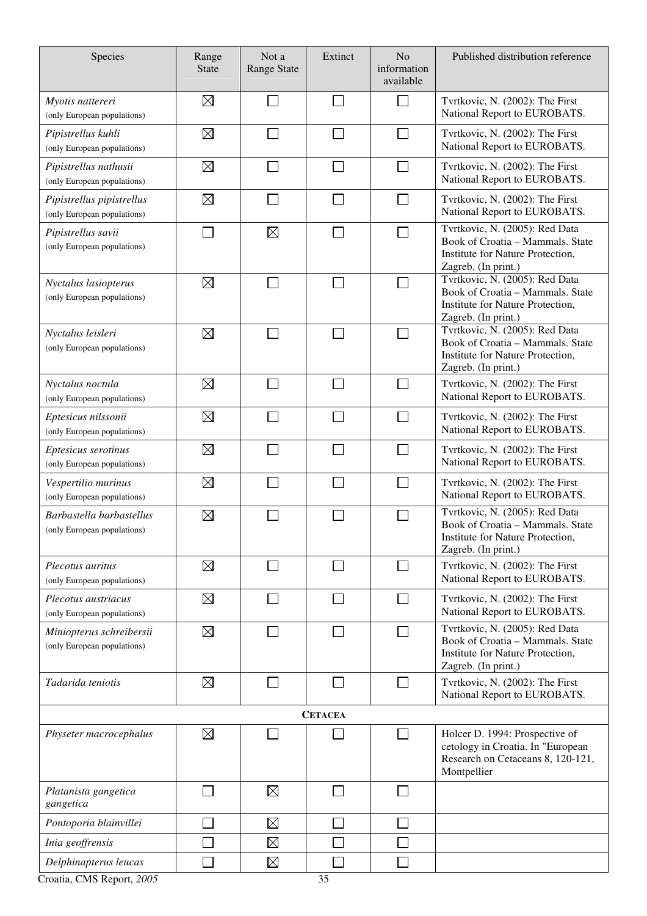| Species | Range State | Not a Range State | Extinct | No information available | Published distribution reference |
|---|---|---|---|---|---|
| *Myotis nattereri* (only European populations) | ☒ | ☐ | ☐ | ☐ | Tvrtkovic, N. (2002): The First National Report to EUROBATS. |
| *Pipistrellus kuhli* (only European populations) | ☒ | ☐ | ☐ | ☐ | Tvrtkovic, N. (2002): The First National Report to EUROBATS. |
| *Pipistrellus nathusii* (only European populations) | ☒ | ☐ | ☐ | ☐ | Tvrtkovic, N. (2002): The First National Report to EUROBATS. |
| *Pipistrellus pipistrellus* (only European populations) | ☒ | ☐ | ☐ | ☐ | Tvrtkovic, N. (2002): The First National Report to EUROBATS. |
| *Pipistrellus savii* (only European populations) | ☐ | ☒ | ☐ | ☐ | Tvrtkovic, N. (2005): Red Data Book of Croatia – Mammals. State Institute for Nature Protection, Zagreb. (In print.) |
| *Nyctalus lasiopterus* (only European populations) | ☒ | ☐ | ☐ | ☐ | Tvrtkovic, N. (2005): Red Data Book of Croatia – Mammals. State Institute for Nature Protection, Zagreb. (In print.) |
| *Nyctalus leisleri* (only European populations) | ☒ | ☐ | ☐ | ☐ | Tvrtkovic, N. (2005): Red Data Book of Croatia – Mammals. State Institute for Nature Protection, Zagreb. (In print.) |
| *Nyctalus noctula* (only European populations) | ☒ | ☐ | ☐ | ☐ | Tvrtkovic, N. (2002): The First National Report to EUROBATS. |
| *Eptesicus nilssonii* (only European populations) | ☒ | ☐ | ☐ | ☐ | Tvrtkovic, N. (2002): The First National Report to EUROBATS. |
| *Eptesicus serotinus* (only European populations) | ☒ | ☐ | ☐ | ☐ | Tvrtkovic, N. (2002): The First National Report to EUROBATS. |
| *Vespertilio murinus* (only European populations) | ☒ | ☐ | ☐ | ☐ | Tvrtkovic, N. (2002): The First National Report to EUROBATS. |
| *Barbastella barbastellus* (only European populations) | ☒ | ☐ | ☐ | ☐ | Tvrtkovic, N. (2005): Red Data Book of Croatia – Mammals. State Institute for Nature Protection, Zagreb. (In print.) |
| *Plecotus auritus* (only European populations) | ☒ | ☐ | ☐ | ☐ | Tvrtkovic, N. (2002): The First National Report to EUROBATS. |
| *Plecotus austriacus* (only European populations) | ☒ | ☐ | ☐ | ☐ | Tvrtkovic, N. (2002): The First National Report to EUROBATS. |
| *Miniopterus schreibersii* (only European populations) | ☒ | ☐ | ☐ | ☐ | Tvrtkovic, N. (2005): Red Data Book of Croatia – Mammals. State Institute for Nature Protection, Zagreb. (In print.) |
| *Tadarida teniotis* | ☒ | ☐ | ☐ | ☐ | Tvrtkovic, N. (2002): The First National Report to EUROBATS. |
| **CETACEA** | | | | | |
| *Physeter macrocephalus* | ☒ | ☐ | ☐ | ☐ | Holcer D. 1994: Prospective of cetology in Croatia. In "European Research on Cetaceans 8, 120-121, Montpellier |
| *Platanista gangetica gangetica* | ☐ | ☒ | ☐ | ☐ | |
| *Pontoporia blainvillei* | ☐ | ☒ | ☐ | ☐ | |
| *Inia geoffrensis* | ☐ | ☒ | ☐ | ☐ | |
| *Delphinapterus leucas* | ☐ | ☒ | ☐ | ☐ | |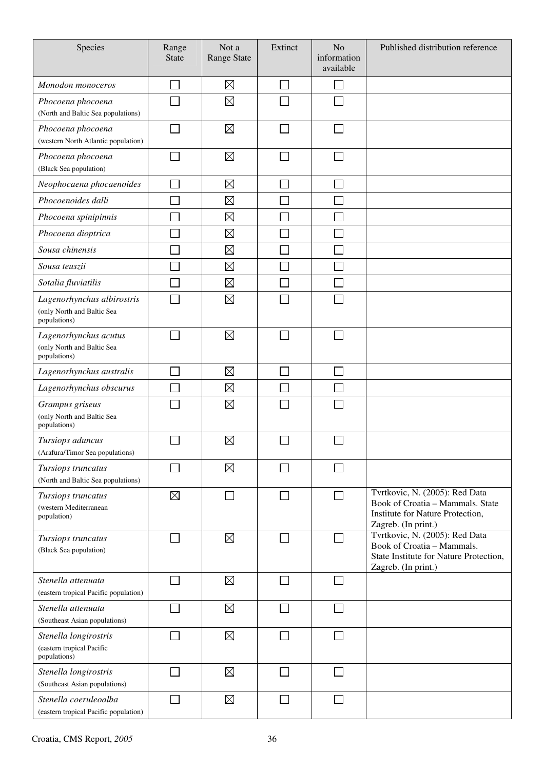| Species | Range State | Not a Range State | Extinct | No information available | Published distribution reference |
| --- | --- | --- | --- | --- | --- |
| *Monodon monoceros* | ☐ | ☒ | ☐ | ☐ | |
| *Phocoena phocoena* (North and Baltic Sea populations) | ☐ | ☒ | ☐ | ☐ | |
| *Phocoena phocoena* (western North Atlantic population) | ☐ | ☒ | ☐ | ☐ | |
| *Phocoena phocoena* (Black Sea population) | ☐ | ☒ | ☐ | ☐ | |
| *Neophocaena phocaenoides* | ☐ | ☒ | ☐ | ☐ | |
| *Phocoenoides dalli* | ☐ | ☒ | ☐ | ☐ | |
| *Phocoena spinipinnis* | ☐ | ☒ | ☐ | ☐ | |
| *Phocoena dioptrica* | ☐ | ☒ | ☐ | ☐ | |
| *Sousa chinensis* | ☐ | ☒ | ☐ | ☐ | |
| *Sousa teuszii* | ☐ | ☒ | ☐ | ☐ | |
| *Sotalia fluviatilis* | ☐ | ☒ | ☐ | ☐ | |
| *Lagenorhynchus albirostris* (only North and Baltic Sea populations) | ☐ | ☒ | ☐ | ☐ | |
| *Lagenorhynchus acutus* (only North and Baltic Sea populations) | ☐ | ☒ | ☐ | ☐ | |
| *Lagenorhynchus australis* | ☐ | ☒ | ☐ | ☐ | |
| *Lagenorhynchus obscurus* | ☐ | ☒ | ☐ | ☐ | |
| *Grampus griseus* (only North and Baltic Sea populations) | ☐ | ☒ | ☐ | ☐ | |
| *Tursiops aduncus* (Arafura/Timor Sea populations) | ☐ | ☒ | ☐ | ☐ | |
| *Tursiops truncatus* (North and Baltic Sea populations) | ☐ | ☒ | ☐ | ☐ | |
| *Tursiops truncatus* (western Mediterranean population) | ☒ | ☐ | ☐ | ☐ | Tvrtkovic, N. (2005): Red Data Book of Croatia – Mammals. State Institute for Nature Protection, Zagreb. (In print.) |
| *Tursiops truncatus* (Black Sea population) | ☐ | ☒ | ☐ | ☐ | Tvrtkovic, N. (2005): Red Data Book of Croatia – Mammals. State Institute for Nature Protection, Zagreb. (In print.) |
| *Stenella attenuata* (eastern tropical Pacific population) | ☐ | ☒ | ☐ | ☐ | |
| *Stenella attenuata* (Southeast Asian populations) | ☐ | ☒ | ☐ | ☐ | |
| *Stenella longirostris* (eastern tropical Pacific populations) | ☐ | ☒ | ☐ | ☐ | |
| *Stenella longirostris* (Southeast Asian populations) | ☐ | ☒ | ☐ | ☐ | |
| *Stenella coeruleoalba* (eastern tropical Pacific population) | ☐ | ☒ | ☐ | ☐ | |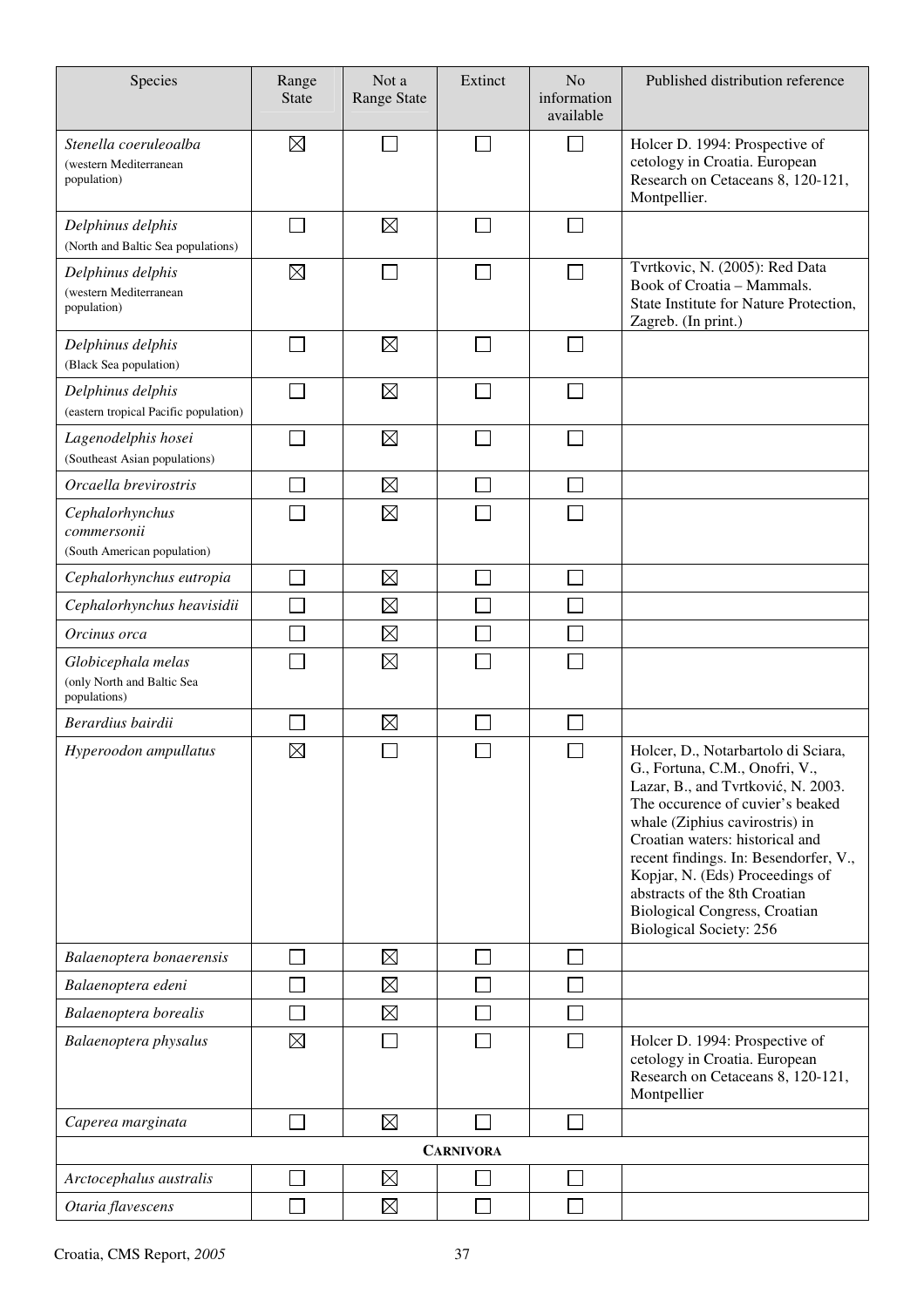| Species | Range State | Not a Range State | Extinct | No information available | Published distribution reference |
|---|---|---|---|---|---|
| *Stenella coeruleoalba* (western Mediterranean population) | ☒ | ☐ | ☐ | ☐ | Holcer D. 1994: Prospective of cetology in Croatia. European Research on Cetaceans 8, 120-121, Montpellier. |
| *Delphinus delphis* (North and Baltic Sea populations) | ☐ | ☒ | ☐ | ☐ | |
| *Delphinus delphis* (western Mediterranean population) | ☒ | ☐ | ☐ | ☐ | Tvrtkovic, N. (2005): Red Data Book of Croatia – Mammals. State Institute for Nature Protection, Zagreb. (In print.) |
| *Delphinus delphis* (Black Sea population) | ☐ | ☒ | ☐ | ☐ | |
| *Delphinus delphis* (eastern tropical Pacific population) | ☐ | ☒ | ☐ | ☐ | |
| *Lagenodelphis hosei* (Southeast Asian populations) | ☐ | ☒ | ☐ | ☐ | |
| *Orcaella brevirostris* | ☐ | ☒ | ☐ | ☐ | |
| *Cephalorhynchus commersonii* (South American population) | ☐ | ☒ | ☐ | ☐ | |
| *Cephalorhynchus eutropia* | ☐ | ☒ | ☐ | ☐ | |
| *Cephalorhynchus heavisidii* | ☐ | ☒ | ☐ | ☐ | |
| *Orcinus orca* | ☐ | ☒ | ☐ | ☐ | |
| *Globicephala melas* (only North and Baltic Sea populations) | ☐ | ☒ | ☐ | ☐ | |
| *Berardius bairdii* | ☐ | ☒ | ☐ | ☐ | |
| *Hyperoodon ampullatus* | ☒ | ☐ | ☐ | ☐ | Holcer, D., Notarbartolo di Sciara, G., Fortuna, C.M., Onofri, V., Lazar, B., and Tvrtković, N. 2003. The occurence of cuvier's beaked whale (Ziphius cavirostris) in Croatian waters: historical and recent findings. In: Besendorfer, V., Kopjar, N. (Eds) Proceedings of abstracts of the 8th Croatian Biological Congress, Croatian Biological Society: 256 |
| *Balaenoptera bonaerensis* | ☐ | ☒ | ☐ | ☐ | |
| *Balaenoptera edeni* | ☐ | ☒ | ☐ | ☐ | |
| *Balaenoptera borealis* | ☐ | ☒ | ☐ | ☐ | |
| *Balaenoptera physalus* | ☒ | ☐ | ☐ | ☐ | Holcer D. 1994: Prospective of cetology in Croatia. European Research on Cetaceans 8, 120-121, Montpellier |
| *Caperea marginata* | ☐ | ☒ | ☐ | ☐ | |
| **CARNIVORA** | | | | | |
| *Arctocephalus australis* | ☐ | ☒ | ☐ | ☐ | |
| *Otaria flavescens* | ☐ | ☒ | ☐ | ☐ | |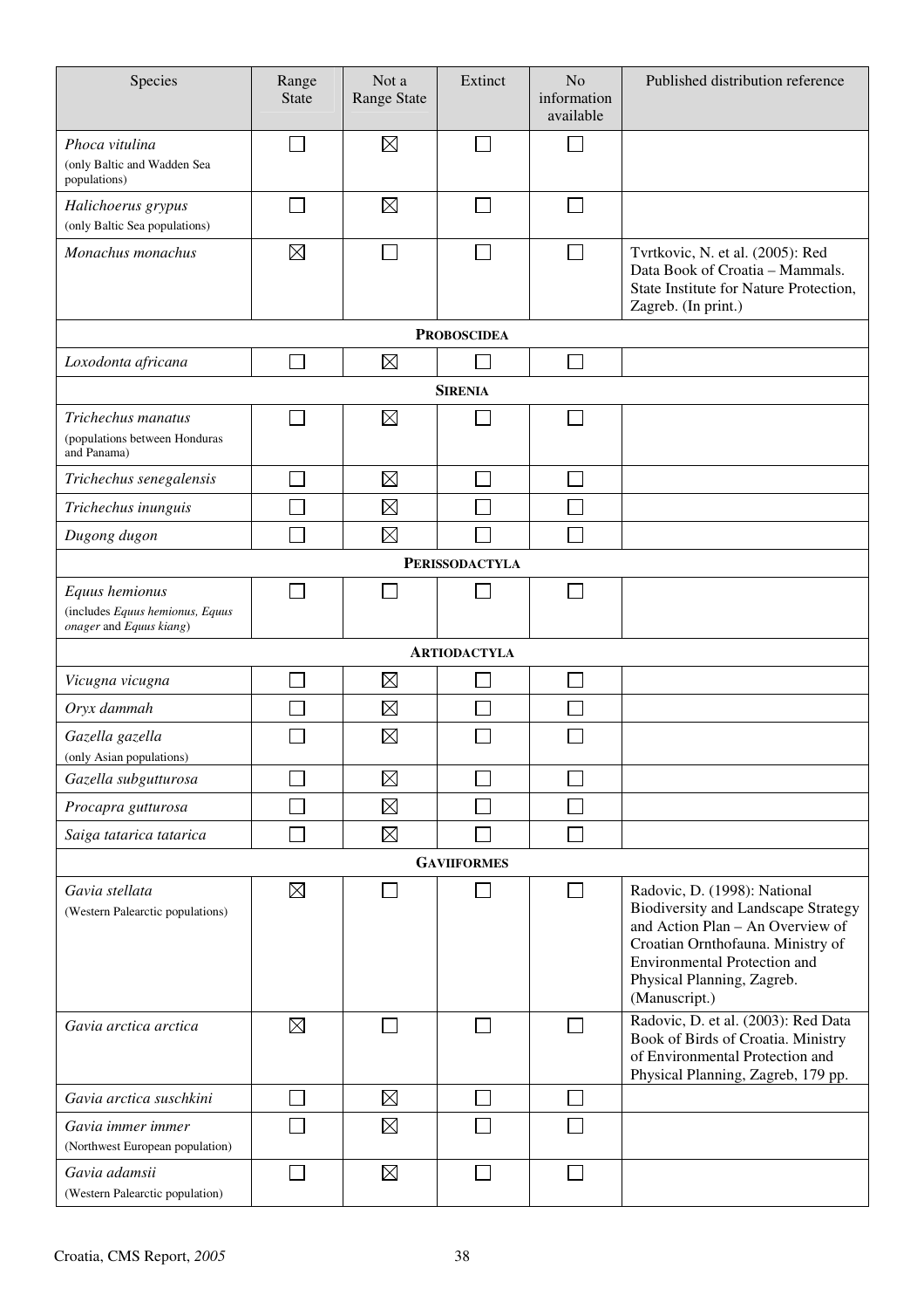| Species | Range State | Not a Range State | Extinct | No information available | Published distribution reference |
|---|---|---|---|---|---|
| *Phoca vitulina* (only Baltic and Wadden Sea populations) | ☐ | ☒ | ☐ | ☐ | |
| *Halichoerus grypus* (only Baltic Sea populations) | ☐ | ☒ | ☐ | ☐ | |
| *Monachus monachus* | ☒ | ☐ | ☐ | ☐ | Tvrtkovic, N. et al. (2005): Red Data Book of Croatia – Mammals. State Institute for Nature Protection, Zagreb. (In print.) |
| **PROBOSCIDEA** | | | | | |
| *Loxodonta africana* | ☐ | ☒ | ☐ | ☐ | |
| **SIRENIA** | | | | | |
| *Trichechus manatus* (populations between Honduras and Panama) | ☐ | ☒ | ☐ | ☐ | |
| *Trichechus senegalensis* | ☐ | ☒ | ☐ | ☐ | |
| *Trichechus inunguis* | ☐ | ☒ | ☐ | ☐ | |
| *Dugong dugon* | ☐ | ☒ | ☐ | ☐ | |
| **PERISSODACTYLA** | | | | | |
| *Equus hemionus* (includes *Equus hemionus, Equus onager* and *Equus kiang*) | ☐ | ☐ | ☐ | ☐ | |
| **ARTIODACTYLA** | | | | | |
| *Vicugna vicugna* | ☐ | ☒ | ☐ | ☐ | |
| *Oryx dammah* | ☐ | ☒ | ☐ | ☐ | |
| *Gazella gazella* (only Asian populations) | ☐ | ☒ | ☐ | ☐ | |
| *Gazella subgutturosa* | ☐ | ☒ | ☐ | ☐ | |
| *Procapra gutturosa* | ☐ | ☒ | ☐ | ☐ | |
| *Saiga tatarica tatarica* | ☐ | ☒ | ☐ | ☐ | |
| **GAVIIFORMES** | | | | | |
| *Gavia stellata* (Western Palearctic populations) | ☒ | ☐ | ☐ | ☐ | Radovic, D. (1998): National Biodiversity and Landscape Strategy and Action Plan – An Overview of Croatian Ornthofauna. Ministry of Environmental Protection and Physical Planning, Zagreb. (Manuscript.) |
| *Gavia arctica arctica* | ☒ | ☐ | ☐ | ☐ | Radovic, D. et al. (2003): Red Data Book of Birds of Croatia. Ministry of Environmental Protection and Physical Planning, Zagreb, 179 pp. |
| *Gavia arctica suschkini* | ☐ | ☒ | ☐ | ☐ | |
| *Gavia immer immer* (Northwest European population) | ☐ | ☒ | ☐ | ☐ | |
| *Gavia adamsii* (Western Palearctic population) | ☐ | ☒ | ☐ | ☐ | |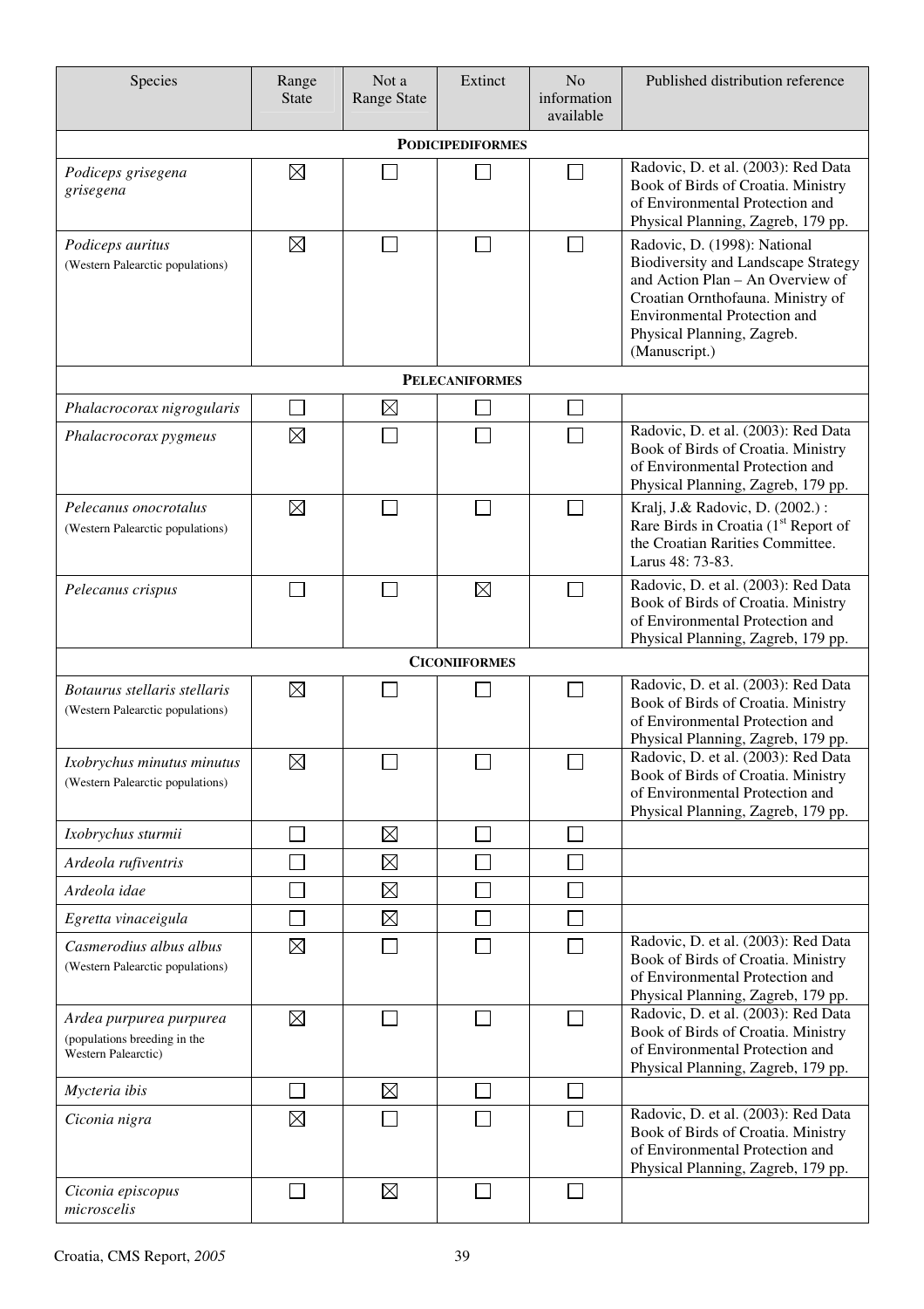| Species | Range State | Not a Range State | Extinct | No information available | Published distribution reference |
|---|---|---|---|---|---|
| **PODICIPEDIFORMES** | | | | | |
| *Podiceps grisegena grisegena* | ☒ | ☐ | ☐ | ☐ | Radovic, D. et al. (2003): Red Data Book of Birds of Croatia. Ministry of Environmental Protection and Physical Planning, Zagreb, 179 pp. |
| *Podiceps auritus* (Western Palearctic populations) | ☒ | ☐ | ☐ | ☐ | Radovic, D. (1998): National Biodiversity and Landscape Strategy and Action Plan – An Overview of Croatian Ornthofauna. Ministry of Environmental Protection and Physical Planning, Zagreb. (Manuscript.) |
| **PELECANIFORMES** | | | | | |
| *Phalacrocorax nigrogularis* | ☐ | ☒ | ☐ | ☐ | |
| *Phalacrocorax pygmeus* | ☒ | ☐ | ☐ | ☐ | Radovic, D. et al. (2003): Red Data Book of Birds of Croatia. Ministry of Environmental Protection and Physical Planning, Zagreb, 179 pp. |
| *Pelecanus onocrotalus* (Western Palearctic populations) | ☒ | ☐ | ☐ | ☐ | Kralj, J.& Radovic, D. (2002.) : Rare Birds in Croatia (1st Report of the Croatian Rarities Committee. Larus 48: 73-83. |
| *Pelecanus crispus* | ☐ | ☐ | ☒ | ☐ | Radovic, D. et al. (2003): Red Data Book of Birds of Croatia. Ministry of Environmental Protection and Physical Planning, Zagreb, 179 pp. |
| **CICONIIFORMES** | | | | | |
| *Botaurus stellaris stellaris* (Western Palearctic populations) | ☒ | ☐ | ☐ | ☐ | Radovic, D. et al. (2003): Red Data Book of Birds of Croatia. Ministry of Environmental Protection and Physical Planning, Zagreb, 179 pp. |
| *Ixobrychus minutus minutus* (Western Palearctic populations) | ☒ | ☐ | ☐ | ☐ | Radovic, D. et al. (2003): Red Data Book of Birds of Croatia. Ministry of Environmental Protection and Physical Planning, Zagreb, 179 pp. |
| *Ixobrychus sturmii* | ☐ | ☒ | ☐ | ☐ | |
| *Ardeola rufiventris* | ☐ | ☒ | ☐ | ☐ | |
| *Ardeola idae* | ☐ | ☒ | ☐ | ☐ | |
| *Egretta vinaceigula* | ☐ | ☒ | ☐ | ☐ | |
| *Casmerodius albus albus* (Western Palearctic populations) | ☒ | ☐ | ☐ | ☐ | Radovic, D. et al. (2003): Red Data Book of Birds of Croatia. Ministry of Environmental Protection and Physical Planning, Zagreb, 179 pp. |
| *Ardea purpurea purpurea* (populations breeding in the Western Palearctic) | ☒ | ☐ | ☐ | ☐ | Radovic, D. et al. (2003): Red Data Book of Birds of Croatia. Ministry of Environmental Protection and Physical Planning, Zagreb, 179 pp. |
| *Mycteria ibis* | ☐ | ☒ | ☐ | ☐ | |
| *Ciconia nigra* | ☒ | ☐ | ☐ | ☐ | Radovic, D. et al. (2003): Red Data Book of Birds of Croatia. Ministry of Environmental Protection and Physical Planning, Zagreb, 179 pp. |
| *Ciconia episcopus microscelis* | ☐ | ☒ | ☐ | ☐ | |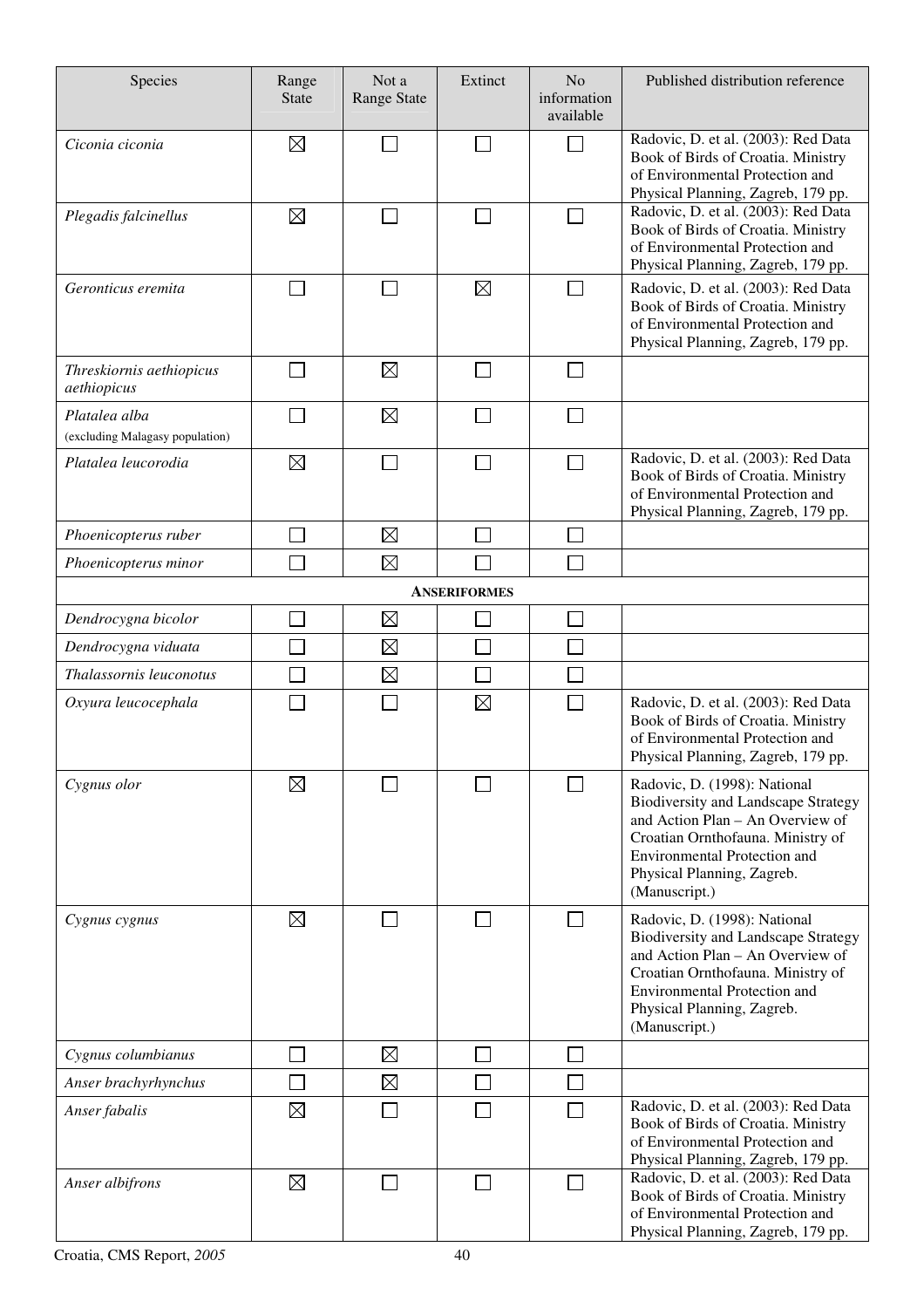| Species | Range State | Not a Range State | Extinct | No information available | Published distribution reference |
|---|---|---|---|---|---|
| *Ciconia ciconia* | ☒ | ☐ | ☐ | ☐ | Radovic, D. et al. (2003): Red Data Book of Birds of Croatia. Ministry of Environmental Protection and Physical Planning, Zagreb, 179 pp. |
| *Plegadis falcinellus* | ☒ | ☐ | ☐ | ☐ | Radovic, D. et al. (2003): Red Data Book of Birds of Croatia. Ministry of Environmental Protection and Physical Planning, Zagreb, 179 pp. |
| *Geronticus eremita* | ☐ | ☐ | ☒ | ☐ | Radovic, D. et al. (2003): Red Data Book of Birds of Croatia. Ministry of Environmental Protection and Physical Planning, Zagreb, 179 pp. |
| *Threskiornis aethiopicus aethiopicus* | ☐ | ☒ | ☐ | ☐ | |
| *Platalea alba* (excluding Malagasy population) | ☐ | ☒ | ☐ | ☐ | |
| *Platalea leucorodia* | ☒ | ☐ | ☐ | ☐ | Radovic, D. et al. (2003): Red Data Book of Birds of Croatia. Ministry of Environmental Protection and Physical Planning, Zagreb, 179 pp. |
| *Phoenicopterus ruber* | ☐ | ☒ | ☐ | ☐ | |
| *Phoenicopterus minor* | ☐ | ☒ | ☐ | ☐ | |
| | | | **ANSERIFORMES** | | |
| *Dendrocygna bicolor* | ☐ | ☒ | ☐ | ☐ | |
| *Dendrocygna viduata* | ☐ | ☒ | ☐ | ☐ | |
| *Thalassornis leuconotus* | ☐ | ☒ | ☐ | ☐ | |
| *Oxyura leucocephala* | ☐ | ☐ | ☒ | ☐ | Radovic, D. et al. (2003): Red Data Book of Birds of Croatia. Ministry of Environmental Protection and Physical Planning, Zagreb, 179 pp. |
| *Cygnus olor* | ☒ | ☐ | ☐ | ☐ | Radovic, D. (1998): National Biodiversity and Landscape Strategy and Action Plan – An Overview of Croatian Ornthofauna. Ministry of Environmental Protection and Physical Planning, Zagreb. (Manuscript.) |
| *Cygnus cygnus* | ☒ | ☐ | ☐ | ☐ | Radovic, D. (1998): National Biodiversity and Landscape Strategy and Action Plan – An Overview of Croatian Ornthofauna. Ministry of Environmental Protection and Physical Planning, Zagreb. (Manuscript.) |
| *Cygnus columbianus* | ☐ | ☒ | ☐ | ☐ | |
| *Anser brachyrhynchus* | ☐ | ☒ | ☐ | ☐ | |
| *Anser fabalis* | ☒ | ☐ | ☐ | ☐ | Radovic, D. et al. (2003): Red Data Book of Birds of Croatia. Ministry of Environmental Protection and Physical Planning, Zagreb, 179 pp. |
| *Anser albifrons* | ☒ | ☐ | ☐ | ☐ | Radovic, D. et al. (2003): Red Data Book of Birds of Croatia. Ministry of Environmental Protection and Physical Planning, Zagreb, 179 pp. |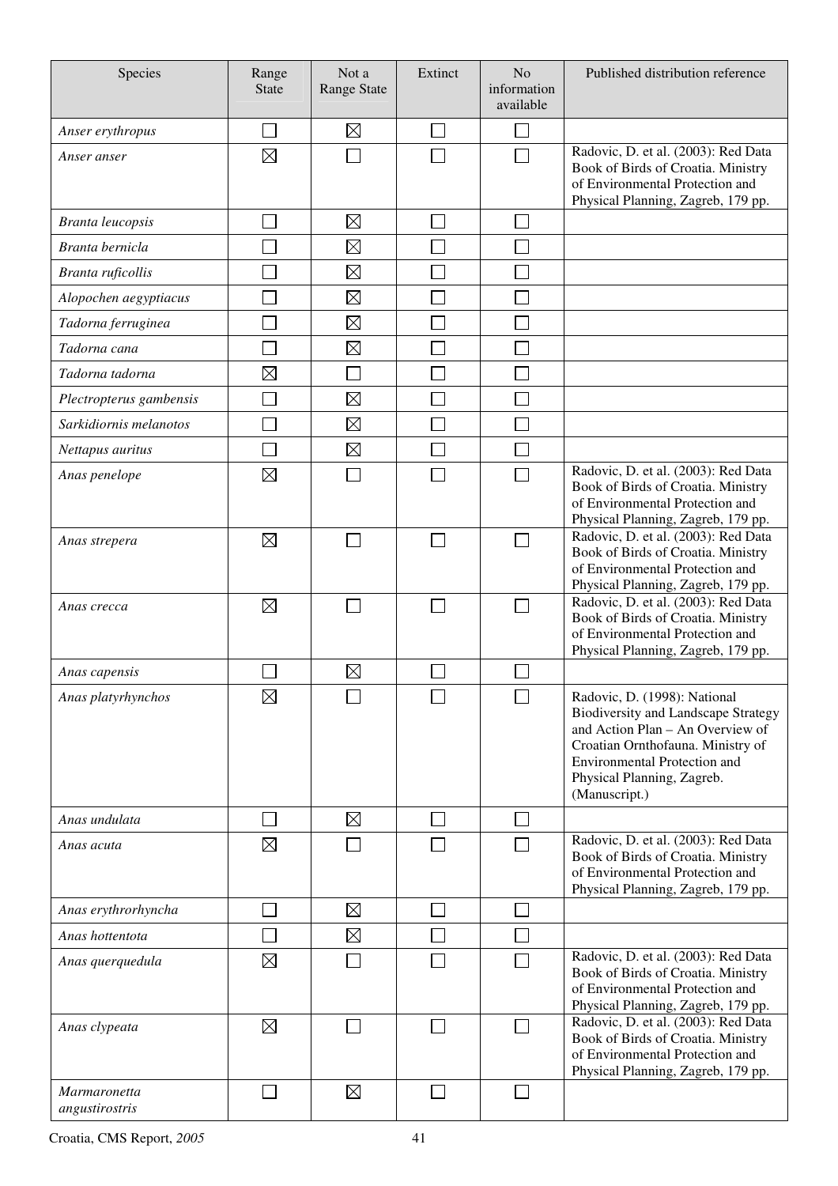| Species | Range State | Not a Range State | Extinct | No information available | Published distribution reference |
|---|---|---|---|---|---|
| *Anser erythropus* | ☐ | ☒ | ☐ | ☐ | |
| *Anser anser* | ☒ | ☐ | ☐ | ☐ | Radovic, D. et al. (2003): Red Data Book of Birds of Croatia. Ministry of Environmental Protection and Physical Planning, Zagreb, 179 pp. |
| *Branta leucopsis* | ☐ | ☒ | ☐ | ☐ | |
| *Branta bernicla* | ☐ | ☒ | ☐ | ☐ | |
| *Branta ruficollis* | ☐ | ☒ | ☐ | ☐ | |
| *Alopochen aegyptiacus* | ☐ | ☒ | ☐ | ☐ | |
| *Tadorna ferruginea* | ☐ | ☒ | ☐ | ☐ | |
| *Tadorna cana* | ☐ | ☒ | ☐ | ☐ | |
| *Tadorna tadorna* | ☒ | ☐ | ☐ | ☐ | |
| *Plectropterus gambensis* | ☐ | ☒ | ☐ | ☐ | |
| *Sarkidiornis melanotos* | ☐ | ☒ | ☐ | ☐ | |
| *Nettapus auritus* | ☐ | ☒ | ☐ | ☐ | |
| *Anas penelope* | ☒ | ☐ | ☐ | ☐ | Radovic, D. et al. (2003): Red Data Book of Birds of Croatia. Ministry of Environmental Protection and Physical Planning, Zagreb, 179 pp. |
| *Anas strepera* | ☒ | ☐ | ☐ | ☐ | Radovic, D. et al. (2003): Red Data Book of Birds of Croatia. Ministry of Environmental Protection and Physical Planning, Zagreb, 179 pp. |
| *Anas crecca* | ☒ | ☐ | ☐ | ☐ | Radovic, D. et al. (2003): Red Data Book of Birds of Croatia. Ministry of Environmental Protection and Physical Planning, Zagreb, 179 pp. |
| *Anas capensis* | ☐ | ☒ | ☐ | ☐ | |
| *Anas platyrhynchos* | ☒ | ☐ | ☐ | ☐ | Radovic, D. (1998): National Biodiversity and Landscape Strategy and Action Plan – An Overview of Croatian Ornthofauna. Ministry of Environmental Protection and Physical Planning, Zagreb. (Manuscript.) |
| *Anas undulata* | ☐ | ☒ | ☐ | ☐ | |
| *Anas acuta* | ☒ | ☐ | ☐ | ☐ | Radovic, D. et al. (2003): Red Data Book of Birds of Croatia. Ministry of Environmental Protection and Physical Planning, Zagreb, 179 pp. |
| *Anas erythrorhyncha* | ☐ | ☒ | ☐ | ☐ | |
| *Anas hottentota* | ☐ | ☒ | ☐ | ☐ | |
| *Anas querquedula* | ☒ | ☐ | ☐ | ☐ | Radovic, D. et al. (2003): Red Data Book of Birds of Croatia. Ministry of Environmental Protection and Physical Planning, Zagreb, 179 pp. |
| *Anas clypeata* | ☒ | ☐ | ☐ | ☐ | Radovic, D. et al. (2003): Red Data Book of Birds of Croatia. Ministry of Environmental Protection and Physical Planning, Zagreb, 179 pp. |
| *Marmaronetta angustirostris* | ☐ | ☒ | ☐ | ☐ | |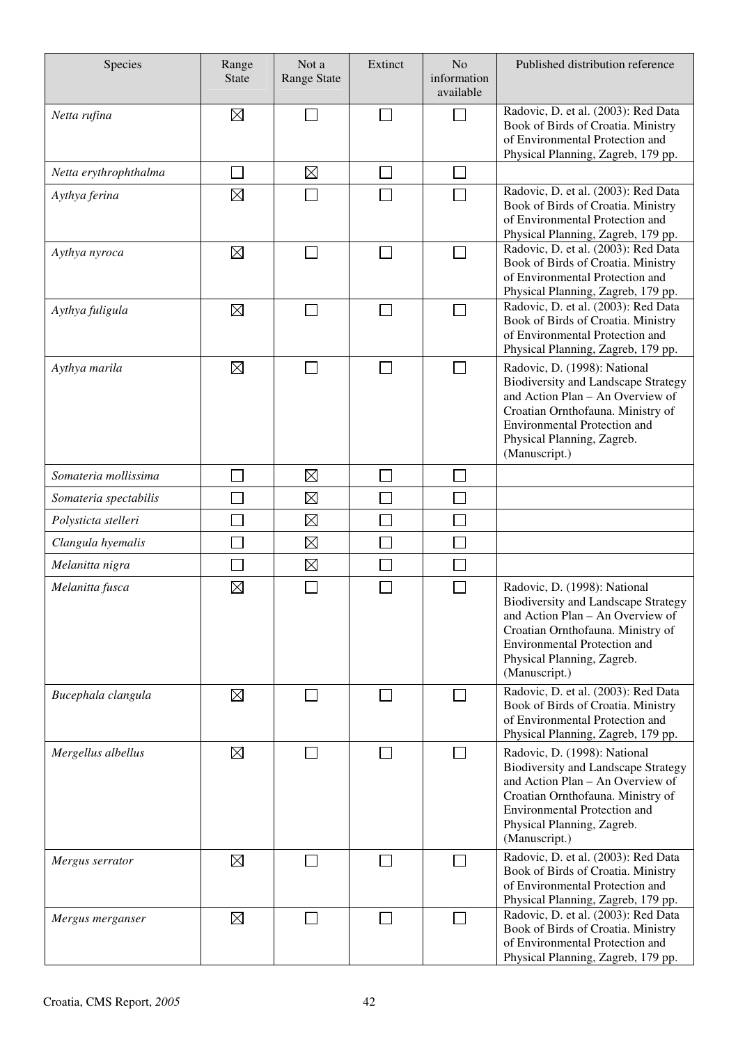| Species | Range State | Not a Range State | Extinct | No information available | Published distribution reference |
|---|---|---|---|---|---|
| *Netta rufina* | ☒ | ☐ | ☐ | ☐ | Radovic, D. et al. (2003): Red Data Book of Birds of Croatia. Ministry of Environmental Protection and Physical Planning, Zagreb, 179 pp. |
| *Netta erythrophthalma* | ☐ | ☒ | ☐ | ☐ | |
| *Aythya ferina* | ☒ | ☐ | ☐ | ☐ | Radovic, D. et al. (2003): Red Data Book of Birds of Croatia. Ministry of Environmental Protection and Physical Planning, Zagreb, 179 pp. |
| *Aythya nyroca* | ☒ | ☐ | ☐ | ☐ | Radovic, D. et al. (2003): Red Data Book of Birds of Croatia. Ministry of Environmental Protection and Physical Planning, Zagreb, 179 pp. |
| *Aythya fuligula* | ☒ | ☐ | ☐ | ☐ | Radovic, D. et al. (2003): Red Data Book of Birds of Croatia. Ministry of Environmental Protection and Physical Planning, Zagreb, 179 pp. |
| *Aythya marila* | ☒ | ☐ | ☐ | ☐ | Radovic, D. (1998): National Biodiversity and Landscape Strategy and Action Plan – An Overview of Croatian Ornthofauna. Ministry of Environmental Protection and Physical Planning, Zagreb. (Manuscript.) |
| *Somateria mollissima* | ☐ | ☒ | ☐ | ☐ | |
| *Somateria spectabilis* | ☐ | ☒ | ☐ | ☐ | |
| *Polysticta stelleri* | ☐ | ☒ | ☐ | ☐ | |
| *Clangula hyemalis* | ☐ | ☒ | ☐ | ☐ | |
| *Melanitta nigra* | ☐ | ☒ | ☐ | ☐ | |
| *Melanitta fusca* | ☒ | ☐ | ☐ | ☐ | Radovic, D. (1998): National Biodiversity and Landscape Strategy and Action Plan – An Overview of Croatian Ornthofauna. Ministry of Environmental Protection and Physical Planning, Zagreb. (Manuscript.) |
| *Bucephala clangula* | ☒ | ☐ | ☐ | ☐ | Radovic, D. et al. (2003): Red Data Book of Birds of Croatia. Ministry of Environmental Protection and Physical Planning, Zagreb, 179 pp. |
| *Mergellus albellus* | ☒ | ☐ | ☐ | ☐ | Radovic, D. (1998): National Biodiversity and Landscape Strategy and Action Plan – An Overview of Croatian Ornthofauna. Ministry of Environmental Protection and Physical Planning, Zagreb. (Manuscript.) |
| *Mergus serrator* | ☒ | ☐ | ☐ | ☐ | Radovic, D. et al. (2003): Red Data Book of Birds of Croatia. Ministry of Environmental Protection and Physical Planning, Zagreb, 179 pp. |
| *Mergus merganser* | ☒ | ☐ | ☐ | ☐ | Radovic, D. et al. (2003): Red Data Book of Birds of Croatia. Ministry of Environmental Protection and Physical Planning, Zagreb, 179 pp. |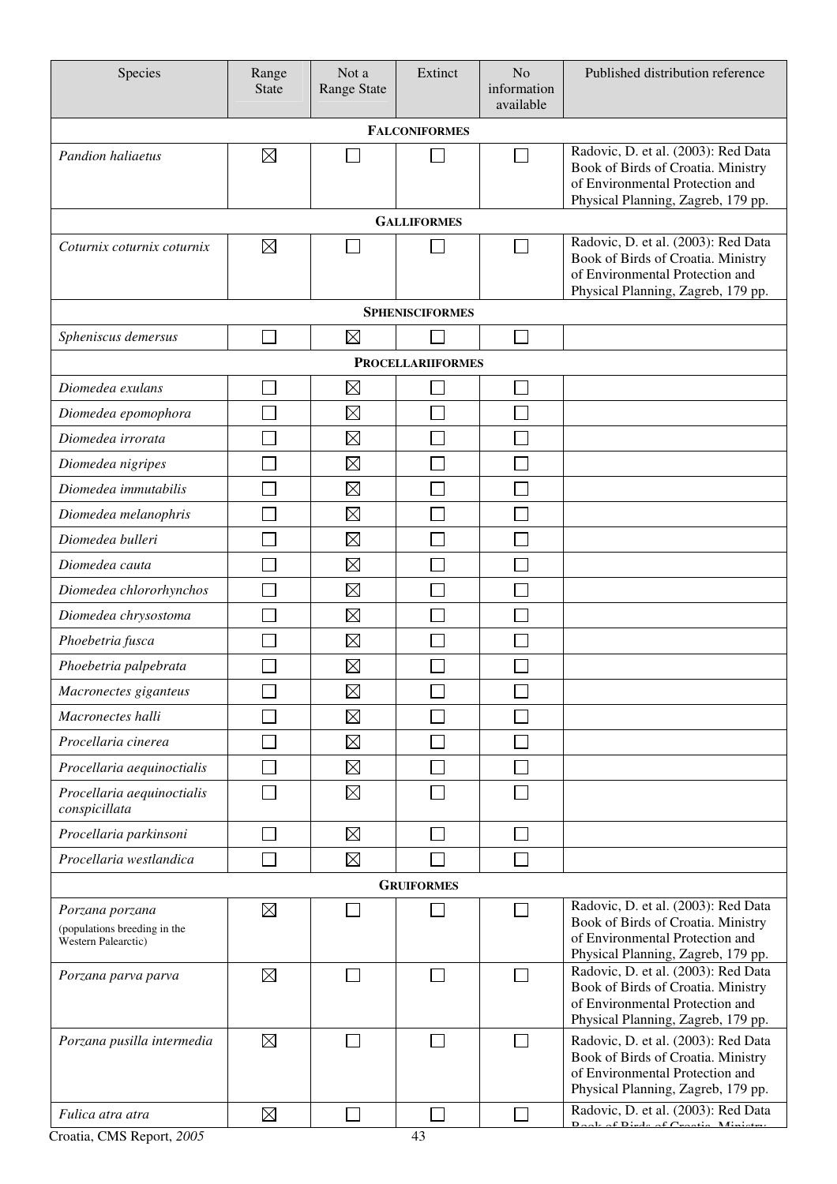| Species | Range State | Not a Range State | Extinct | No information available | Published distribution reference |
|---|---|---|---|---|---|
| **FALCONIFORMES** | | | | | |
| *Pandion haliaetus* | ☒ | ☐ | ☐ | ☐ | Radovic, D. et al. (2003): Red Data Book of Birds of Croatia. Ministry of Environmental Protection and Physical Planning, Zagreb, 179 pp. |
| **GALLIFORMES** | | | | | |
| *Coturnix coturnix coturnix* | ☒ | ☐ | ☐ | ☐ | Radovic, D. et al. (2003): Red Data Book of Birds of Croatia. Ministry of Environmental Protection and Physical Planning, Zagreb, 179 pp. |
| **SPHENISCIFORMES** | | | | | |
| *Spheniscus demersus* | ☐ | ☒ | ☐ | ☐ | |
| **PROCELLARIIFORMES** | | | | | |
| *Diomedea exulans* | ☐ | ☒ | ☐ | ☐ | |
| *Diomedea epomophora* | ☐ | ☒ | ☐ | ☐ | |
| *Diomedea irrorata* | ☐ | ☒ | ☐ | ☐ | |
| *Diomedea nigripes* | ☐ | ☒ | ☐ | ☐ | |
| *Diomedea immutabilis* | ☐ | ☒ | ☐ | ☐ | |
| *Diomedea melanophris* | ☐ | ☒ | ☐ | ☐ | |
| *Diomedea bulleri* | ☐ | ☒ | ☐ | ☐ | |
| *Diomedea cauta* | ☐ | ☒ | ☐ | ☐ | |
| *Diomedea chlororhynchos* | ☐ | ☒ | ☐ | ☐ | |
| *Diomedea chrysostoma* | ☐ | ☒ | ☐ | ☐ | |
| *Phoebetria fusca* | ☐ | ☒ | ☐ | ☐ | |
| *Phoebetria palpebrata* | ☐ | ☒ | ☐ | ☐ | |
| *Macronectes giganteus* | ☐ | ☒ | ☐ | ☐ | |
| *Macronectes halli* | ☐ | ☒ | ☐ | ☐ | |
| *Procellaria cinerea* | ☐ | ☒ | ☐ | ☐ | |
| *Procellaria aequinoctialis* | ☐ | ☒ | ☐ | ☐ | |
| *Procellaria aequinoctialis conspicillata* | ☐ | ☒ | ☐ | ☐ | |
| *Procellaria parkinsoni* | ☐ | ☒ | ☐ | ☐ | |
| *Procellaria westlandica* | ☐ | ☒ | ☐ | ☐ | |
| **GRUIFORMES** | | | | | |
| *Porzana porzana* (populations breeding in the Western Palearctic) | ☒ | ☐ | ☐ | ☐ | Radovic, D. et al. (2003): Red Data Book of Birds of Croatia. Ministry of Environmental Protection and Physical Planning, Zagreb, 179 pp. |
| *Porzana parva parva* | ☒ | ☐ | ☐ | ☐ | Radovic, D. et al. (2003): Red Data Book of Birds of Croatia. Ministry of Environmental Protection and Physical Planning, Zagreb, 179 pp. |
| *Porzana pusilla intermedia* | ☒ | ☐ | ☐ | ☐ | Radovic, D. et al. (2003): Red Data Book of Birds of Croatia. Ministry of Environmental Protection and Physical Planning, Zagreb, 179 pp. |
| *Fulica atra atra* | ☒ | ☐ | ☐ | ☐ | Radovic, D. et al. (2003): Red Data Book of Birds of Croatia. Ministry |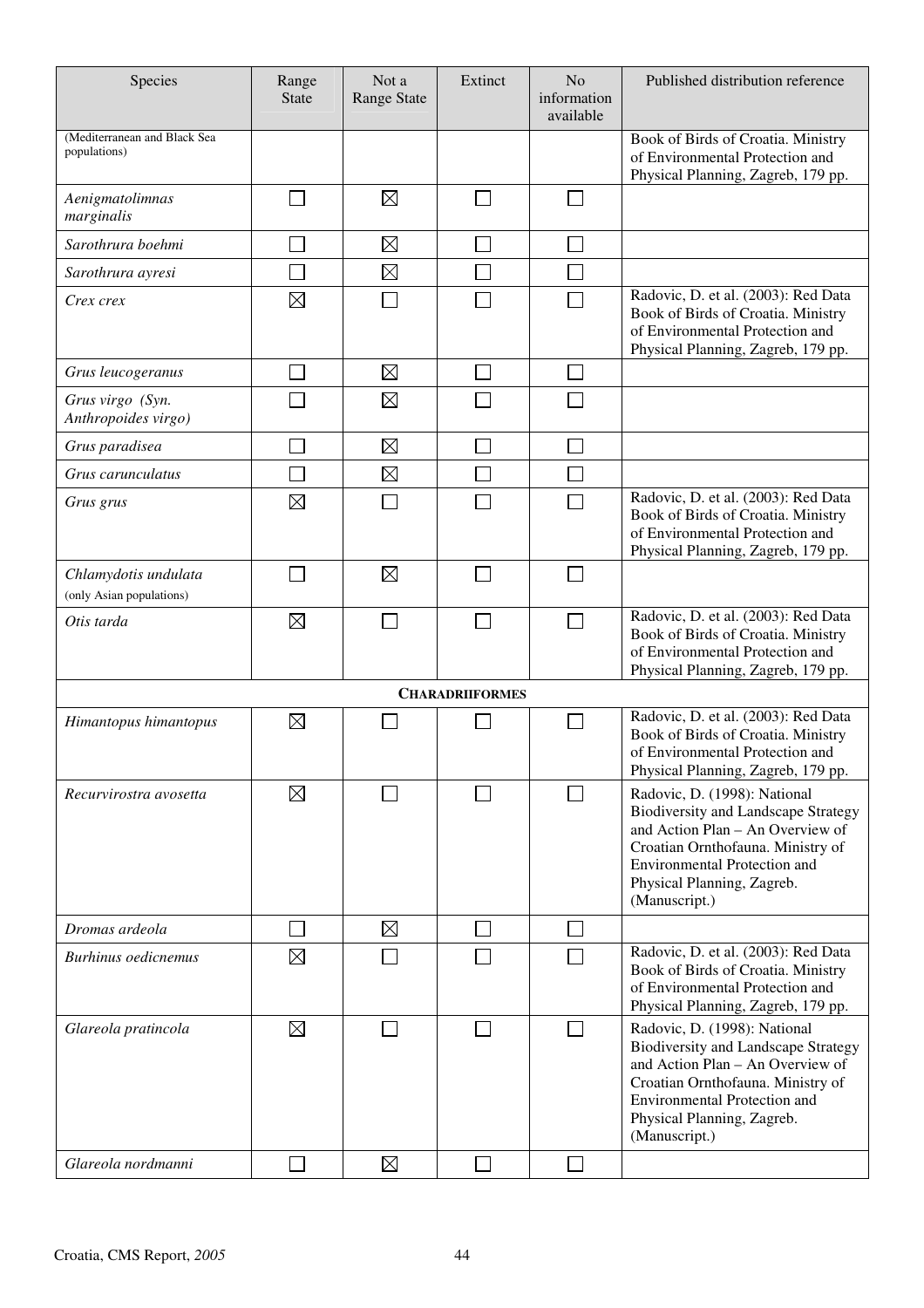| Species | Range State | Not a Range State | Extinct | No information available | Published distribution reference |
|---|---|---|---|---|---|
| (Mediterranean and Black Sea populations) | | | | | Book of Birds of Croatia. Ministry of Environmental Protection and Physical Planning, Zagreb, 179 pp. |
| *Aenigmatolimnas marginalis* | ☐ | ☒ | ☐ | ☐ | |
| *Sarothrura boehmi* | ☐ | ☒ | ☐ | ☐ | |
| *Sarothrura ayresi* | ☐ | ☒ | ☐ | ☐ | |
| *Crex crex* | ☒ | ☐ | ☐ | ☐ | Radovic, D. et al. (2003): Red Data Book of Birds of Croatia. Ministry of Environmental Protection and Physical Planning, Zagreb, 179 pp. |
| *Grus leucogeranus* | ☐ | ☒ | ☐ | ☐ | |
| *Grus virgo* (Syn. *Anthropoides virgo*) | ☐ | ☒ | ☐ | ☐ | |
| *Grus paradisea* | ☐ | ☒ | ☐ | ☐ | |
| *Grus carunculatus* | ☐ | ☒ | ☐ | ☐ | |
| *Grus grus* | ☒ | ☐ | ☐ | ☐ | Radovic, D. et al. (2003): Red Data Book of Birds of Croatia. Ministry of Environmental Protection and Physical Planning, Zagreb, 179 pp. |
| *Chlamydotis undulata* (only Asian populations) | ☐ | ☒ | ☐ | ☐ | |
| *Otis tarda* | ☒ | ☐ | ☐ | ☐ | Radovic, D. et al. (2003): Red Data Book of Birds of Croatia. Ministry of Environmental Protection and Physical Planning, Zagreb, 179 pp. |
| | | | **CHARADRIIFORMES** | | |
| *Himantopus himantopus* | ☒ | ☐ | ☐ | ☐ | Radovic, D. et al. (2003): Red Data Book of Birds of Croatia. Ministry of Environmental Protection and Physical Planning, Zagreb, 179 pp. |
| *Recurvirostra avosetta* | ☒ | ☐ | ☐ | ☐ | Radovic, D. (1998): National Biodiversity and Landscape Strategy and Action Plan – An Overview of Croatian Ornthofauna. Ministry of Environmental Protection and Physical Planning, Zagreb. (Manuscript.) |
| *Dromas ardeola* | ☐ | ☒ | ☐ | ☐ | |
| *Burhinus oedicnemus* | ☒ | ☐ | ☐ | ☐ | Radovic, D. et al. (2003): Red Data Book of Birds of Croatia. Ministry of Environmental Protection and Physical Planning, Zagreb, 179 pp. |
| *Glareola pratincola* | ☒ | ☐ | ☐ | ☐ | Radovic, D. (1998): National Biodiversity and Landscape Strategy and Action Plan – An Overview of Croatian Ornthofauna. Ministry of Environmental Protection and Physical Planning, Zagreb. (Manuscript.) |
| *Glareola nordmanni* | ☐ | ☒ | ☐ | ☐ | |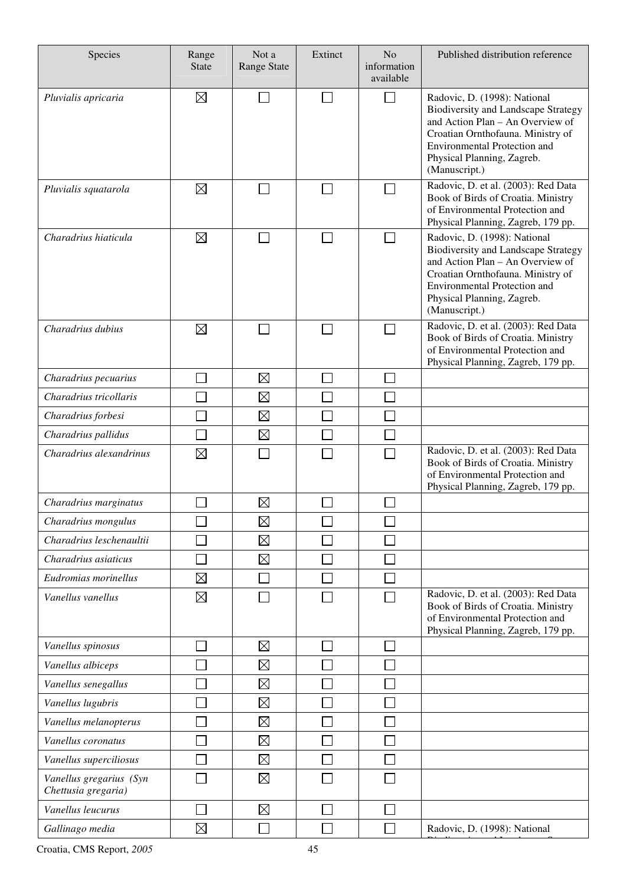| Species | Range State | Not a Range State | Extinct | No information available | Published distribution reference |
|---|---|---|---|---|---|
| *Pluvialis apricaria* | ☒ | ☐ | ☐ | ☐ | Radovic, D. (1998): National Biodiversity and Landscape Strategy and Action Plan – An Overview of Croatian Ornthofauna. Ministry of Environmental Protection and Physical Planning, Zagreb. (Manuscript.) |
| *Pluvialis squatarola* | ☒ | ☐ | ☐ | ☐ | Radovic, D. et al. (2003): Red Data Book of Birds of Croatia. Ministry of Environmental Protection and Physical Planning, Zagreb, 179 pp. |
| *Charadrius hiaticula* | ☒ | ☐ | ☐ | ☐ | Radovic, D. (1998): National Biodiversity and Landscape Strategy and Action Plan – An Overview of Croatian Ornthofauna. Ministry of Environmental Protection and Physical Planning, Zagreb. (Manuscript.) |
| *Charadrius dubius* | ☒ | ☐ | ☐ | ☐ | Radovic, D. et al. (2003): Red Data Book of Birds of Croatia. Ministry of Environmental Protection and Physical Planning, Zagreb, 179 pp. |
| *Charadrius pecuarius* | ☐ | ☒ | ☐ | ☐ | |
| *Charadrius tricollaris* | ☐ | ☒ | ☐ | ☐ | |
| *Charadrius forbesi* | ☐ | ☒ | ☐ | ☐ | |
| *Charadrius pallidus* | ☐ | ☒ | ☐ | ☐ | |
| *Charadrius alexandrinus* | ☒ | ☐ | ☐ | ☐ | Radovic, D. et al. (2003): Red Data Book of Birds of Croatia. Ministry of Environmental Protection and Physical Planning, Zagreb, 179 pp. |
| *Charadrius marginatus* | ☐ | ☒ | ☐ | ☐ | |
| *Charadrius mongulus* | ☐ | ☒ | ☐ | ☐ | |
| *Charadrius leschenaultii* | ☐ | ☒ | ☐ | ☐ | |
| *Charadrius asiaticus* | ☐ | ☒ | ☐ | ☐ | |
| *Eudromias morinellus* | ☒ | ☐ | ☐ | ☐ | |
| *Vanellus vanellus* | ☒ | ☐ | ☐ | ☐ | Radovic, D. et al. (2003): Red Data Book of Birds of Croatia. Ministry of Environmental Protection and Physical Planning, Zagreb, 179 pp. |
| *Vanellus spinosus* | ☐ | ☒ | ☐ | ☐ | |
| *Vanellus albiceps* | ☐ | ☒ | ☐ | ☐ | |
| *Vanellus senegallus* | ☐ | ☒ | ☐ | ☐ | |
| *Vanellus lugubris* | ☐ | ☒ | ☐ | ☐ | |
| *Vanellus melanopterus* | ☐ | ☒ | ☐ | ☐ | |
| *Vanellus coronatus* | ☐ | ☒ | ☐ | ☐ | |
| *Vanellus superciliosus* | ☐ | ☒ | ☐ | ☐ | |
| *Vanellus gregarius (Syn Chettusia gregaria)* | ☐ | ☒ | ☐ | ☐ | |
| *Vanellus leucurus* | ☐ | ☒ | ☐ | ☐ | |
| *Gallinago media* | ☒ | ☐ | ☐ | ☐ | Radovic, D. (1998): National |

Croatia, CMS Report, *2005*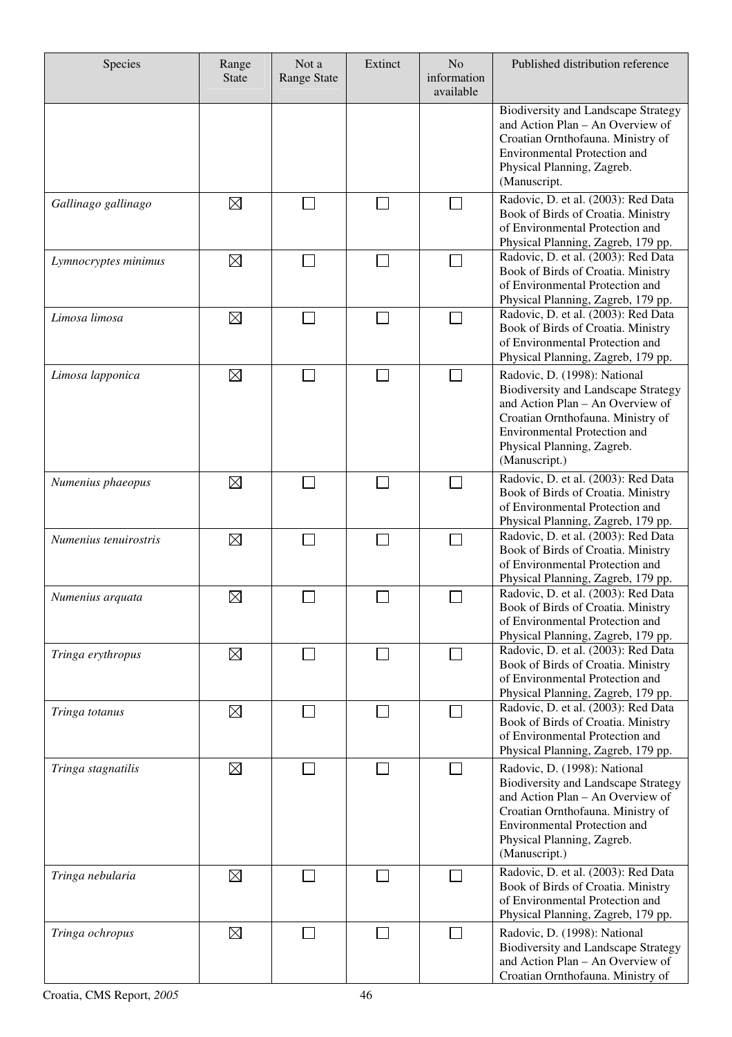| Species | Range State | Not a Range State | Extinct | No information available | Published distribution reference |
|---|---|---|---|---|---|
| | | | | | Biodiversity and Landscape Strategy and Action Plan – An Overview of Croatian Ornthofauna. Ministry of Environmental Protection and Physical Planning, Zagreb. (Manuscript. |
| *Gallinago gallinago* | ☒ | ☐ | ☐ | ☐ | Radovic, D. et al. (2003): Red Data Book of Birds of Croatia. Ministry of Environmental Protection and Physical Planning, Zagreb, 179 pp. |
| *Lymnocryptes minimus* | ☒ | ☐ | ☐ | ☐ | Radovic, D. et al. (2003): Red Data Book of Birds of Croatia. Ministry of Environmental Protection and Physical Planning, Zagreb, 179 pp. |
| *Limosa limosa* | ☒ | ☐ | ☐ | ☐ | Radovic, D. et al. (2003): Red Data Book of Birds of Croatia. Ministry of Environmental Protection and Physical Planning, Zagreb, 179 pp. |
| *Limosa lapponica* | ☒ | ☐ | ☐ | ☐ | Radovic, D. (1998): National Biodiversity and Landscape Strategy and Action Plan – An Overview of Croatian Ornthofauna. Ministry of Environmental Protection and Physical Planning, Zagreb. (Manuscript.) |
| *Numenius phaeopus* | ☒ | ☐ | ☐ | ☐ | Radovic, D. et al. (2003): Red Data Book of Birds of Croatia. Ministry of Environmental Protection and Physical Planning, Zagreb, 179 pp. |
| *Numenius tenuirostris* | ☒ | ☐ | ☐ | ☐ | Radovic, D. et al. (2003): Red Data Book of Birds of Croatia. Ministry of Environmental Protection and Physical Planning, Zagreb, 179 pp. |
| *Numenius arquata* | ☒ | ☐ | ☐ | ☐ | Radovic, D. et al. (2003): Red Data Book of Birds of Croatia. Ministry of Environmental Protection and Physical Planning, Zagreb, 179 pp. |
| *Tringa erythropus* | ☒ | ☐ | ☐ | ☐ | Radovic, D. et al. (2003): Red Data Book of Birds of Croatia. Ministry of Environmental Protection and Physical Planning, Zagreb, 179 pp. |
| *Tringa totanus* | ☒ | ☐ | ☐ | ☐ | Radovic, D. et al. (2003): Red Data Book of Birds of Croatia. Ministry of Environmental Protection and Physical Planning, Zagreb, 179 pp. |
| *Tringa stagnatilis* | ☒ | ☐ | ☐ | ☐ | Radovic, D. (1998): National Biodiversity and Landscape Strategy and Action Plan – An Overview of Croatian Ornthofauna. Ministry of Environmental Protection and Physical Planning, Zagreb. (Manuscript.) |
| *Tringa nebularia* | ☒ | ☐ | ☐ | ☐ | Radovic, D. et al. (2003): Red Data Book of Birds of Croatia. Ministry of Environmental Protection and Physical Planning, Zagreb, 179 pp. |
| *Tringa ochropus* | ☒ | ☐ | ☐ | ☐ | Radovic, D. (1998): National Biodiversity and Landscape Strategy and Action Plan – An Overview of Croatian Ornthofauna. Ministry of |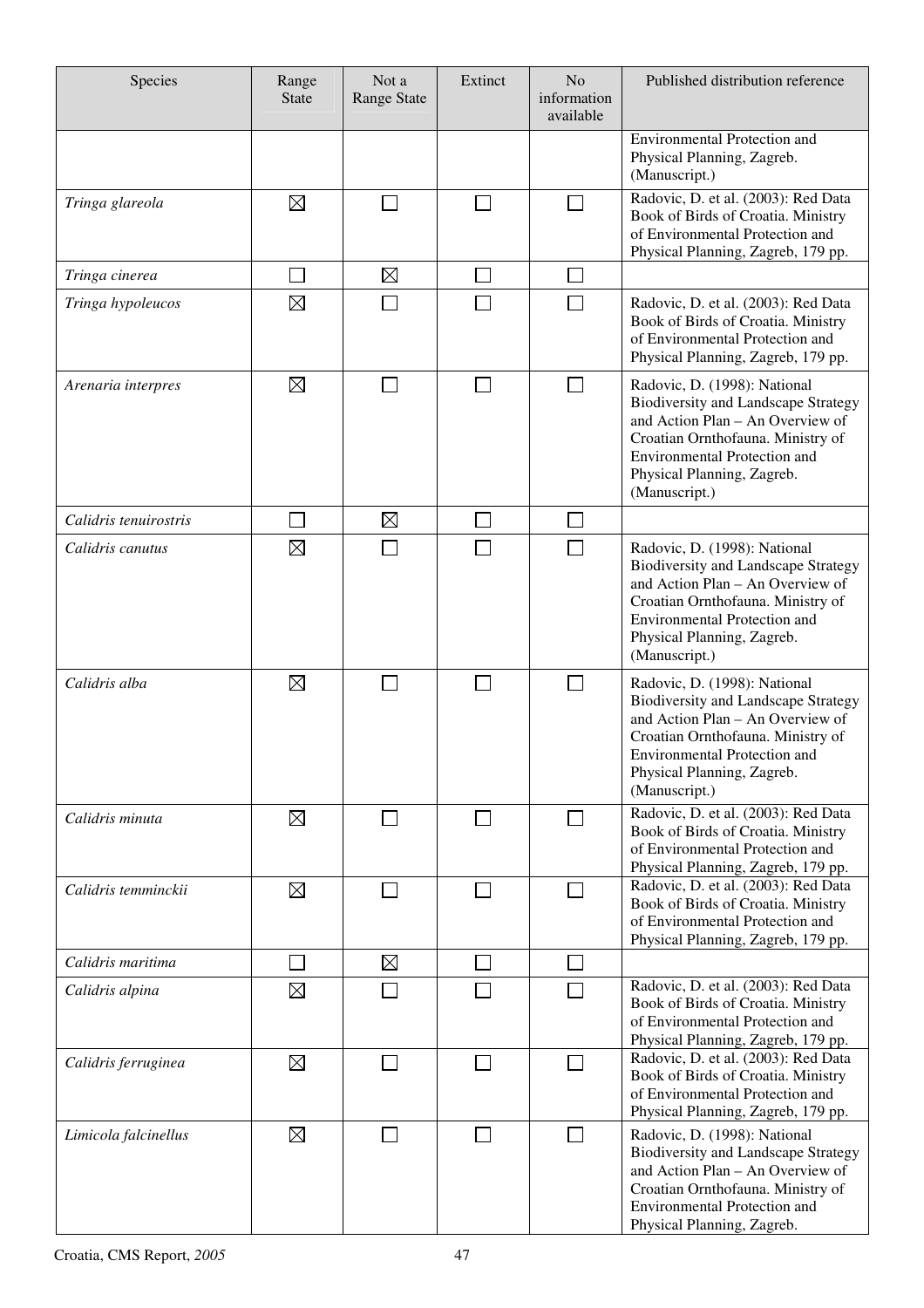| Species | Range State | Not a Range State | Extinct | No information available | Published distribution reference |
|---|---|---|---|---|---|
| | | | | | Environmental Protection and Physical Planning, Zagreb. (Manuscript.) |
| *Tringa glareola* | ☒ | ☐ | ☐ | ☐ | Radovic, D. et al. (2003): Red Data Book of Birds of Croatia. Ministry of Environmental Protection and Physical Planning, Zagreb, 179 pp. |
| *Tringa cinerea* | ☐ | ☒ | ☐ | ☐ | |
| *Tringa hypoleucos* | ☒ | ☐ | ☐ | ☐ | Radovic, D. et al. (2003): Red Data Book of Birds of Croatia. Ministry of Environmental Protection and Physical Planning, Zagreb, 179 pp. |
| *Arenaria interpres* | ☒ | ☐ | ☐ | ☐ | Radovic, D. (1998): National Biodiversity and Landscape Strategy and Action Plan – An Overview of Croatian Ornthofauna. Ministry of Environmental Protection and Physical Planning, Zagreb. (Manuscript.) |
| *Calidris tenuirostris* | ☐ | ☒ | ☐ | ☐ | |
| *Calidris canutus* | ☒ | ☐ | ☐ | ☐ | Radovic, D. (1998): National Biodiversity and Landscape Strategy and Action Plan – An Overview of Croatian Ornthofauna. Ministry of Environmental Protection and Physical Planning, Zagreb. (Manuscript.) |
| *Calidris alba* | ☒ | ☐ | ☐ | ☐ | Radovic, D. (1998): National Biodiversity and Landscape Strategy and Action Plan – An Overview of Croatian Ornthofauna. Ministry of Environmental Protection and Physical Planning, Zagreb. (Manuscript.) |
| *Calidris minuta* | ☒ | ☐ | ☐ | ☐ | Radovic, D. et al. (2003): Red Data Book of Birds of Croatia. Ministry of Environmental Protection and Physical Planning, Zagreb, 179 pp. |
| *Calidris temminckii* | ☒ | ☐ | ☐ | ☐ | Radovic, D. et al. (2003): Red Data Book of Birds of Croatia. Ministry of Environmental Protection and Physical Planning, Zagreb, 179 pp. |
| *Calidris maritima* | ☐ | ☒ | ☐ | ☐ | |
| *Calidris alpina* | ☒ | ☐ | ☐ | ☐ | Radovic, D. et al. (2003): Red Data Book of Birds of Croatia. Ministry of Environmental Protection and Physical Planning, Zagreb, 179 pp. |
| *Calidris ferruginea* | ☒ | ☐ | ☐ | ☐ | Radovic, D. et al. (2003): Red Data Book of Birds of Croatia. Ministry of Environmental Protection and Physical Planning, Zagreb, 179 pp. |
| *Limicola falcinellus* | ☒ | ☐ | ☐ | ☐ | Radovic, D. (1998): National Biodiversity and Landscape Strategy and Action Plan – An Overview of Croatian Ornthofauna. Ministry of Environmental Protection and Physical Planning, Zagreb. |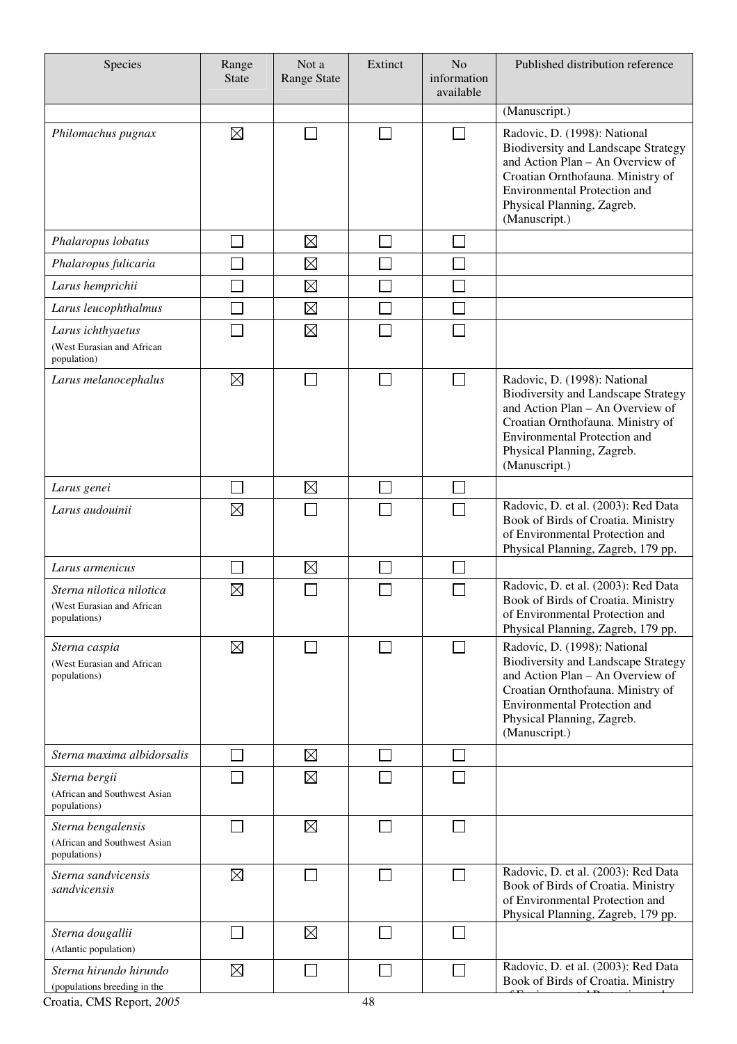| Species | Range State | Not a Range State | Extinct | No information available | Published distribution reference |
|---|---|---|---|---|---|
| | | | | | (Manuscript.) |
| *Philomachus pugnax* | ☒ | ☐ | ☐ | ☐ | Radovic, D. (1998): National Biodiversity and Landscape Strategy and Action Plan – An Overview of Croatian Ornthofauna. Ministry of Environmental Protection and Physical Planning, Zagreb. (Manuscript.) |
| *Phalaropus lobatus* | ☐ | ☒ | ☐ | ☐ | |
| *Phalaropus fulicaria* | ☐ | ☒ | ☐ | ☐ | |
| *Larus hemprichii* | ☐ | ☒ | ☐ | ☐ | |
| *Larus leucophthalmus* | ☐ | ☒ | ☐ | ☐ | |
| *Larus ichthyaetus* (West Eurasian and African population) | ☐ | ☒ | ☐ | ☐ | |
| *Larus melanocephalus* | ☒ | ☐ | ☐ | ☐ | Radovic, D. (1998): National Biodiversity and Landscape Strategy and Action Plan – An Overview of Croatian Ornthofauna. Ministry of Environmental Protection and Physical Planning, Zagreb. (Manuscript.) |
| *Larus genei* | ☐ | ☒ | ☐ | ☐ | |
| *Larus audouinii* | ☒ | ☐ | ☐ | ☐ | Radovic, D. et al. (2003): Red Data Book of Birds of Croatia. Ministry of Environmental Protection and Physical Planning, Zagreb, 179 pp. |
| *Larus armenicus* | ☐ | ☒ | ☐ | ☐ | |
| *Sterna nilotica nilotica* (West Eurasian and African populations) | ☒ | ☐ | ☐ | ☐ | Radovic, D. et al. (2003): Red Data Book of Birds of Croatia. Ministry of Environmental Protection and Physical Planning, Zagreb, 179 pp. |
| *Sterna caspia* (West Eurasian and African populations) | ☒ | ☐ | ☐ | ☐ | Radovic, D. (1998): National Biodiversity and Landscape Strategy and Action Plan – An Overview of Croatian Ornthofauna. Ministry of Environmental Protection and Physical Planning, Zagreb. (Manuscript.) |
| *Sterna maxima albidorsalis* | ☐ | ☒ | ☐ | ☐ | |
| *Sterna bergii* (African and Southwest Asian populations) | ☐ | ☒ | ☐ | ☐ | |
| *Sterna bengalensis* (African and Southwest Asian populations) | ☐ | ☒ | ☐ | ☐ | |
| *Sterna sandvicensis sandvicensis* | ☒ | ☐ | ☐ | ☐ | Radovic, D. et al. (2003): Red Data Book of Birds of Croatia. Ministry of Environmental Protection and Physical Planning, Zagreb, 179 pp. |
| *Sterna dougallii* (Atlantic population) | ☐ | ☒ | ☐ | ☐ | |
| *Sterna hirundo hirundo* (populations breeding in the | ☒ | ☐ | ☐ | ☐ | Radovic, D. et al. (2003): Red Data Book of Birds of Croatia. Ministry |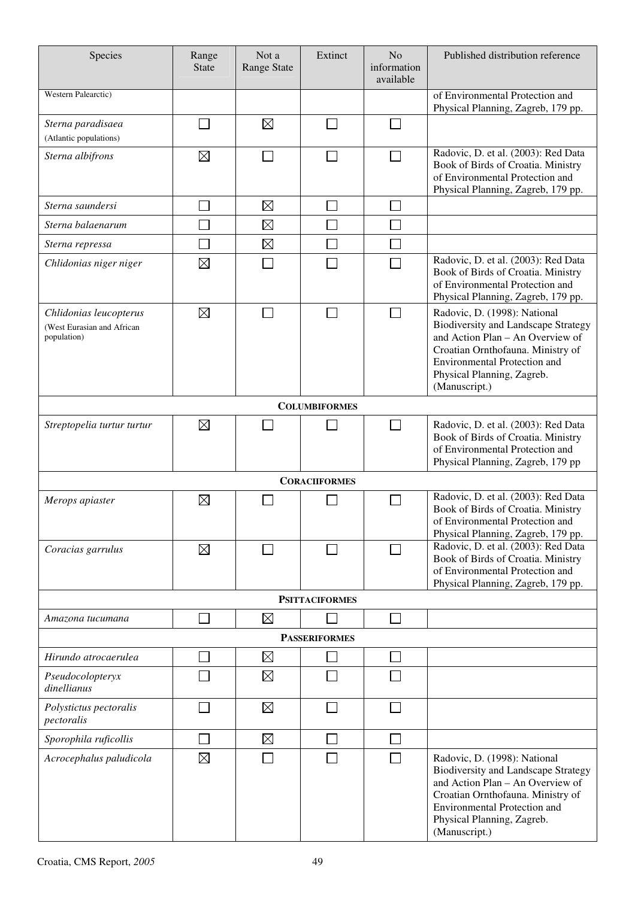| Species | Range State | Not a Range State | Extinct | No information available | Published distribution reference |
|---|---|---|---|---|---|
| Western Palearctic) | | | | | of Environmental Protection and Physical Planning, Zagreb, 179 pp. |
| *Sterna paradisaea* (Atlantic populations) | ☐ | ☒ | ☐ | ☐ | |
| *Sterna albifrons* | ☒ | ☐ | ☐ | ☐ | Radovic, D. et al. (2003): Red Data Book of Birds of Croatia. Ministry of Environmental Protection and Physical Planning, Zagreb, 179 pp. |
| *Sterna saundersi* | ☐ | ☒ | ☐ | ☐ | |
| *Sterna balaenarum* | ☐ | ☒ | ☐ | ☐ | |
| *Sterna repressa* | ☐ | ☒ | ☐ | ☐ | |
| *Chlidonias niger niger* | ☒ | ☐ | ☐ | ☐ | Radovic, D. et al. (2003): Red Data Book of Birds of Croatia. Ministry of Environmental Protection and Physical Planning, Zagreb, 179 pp. |
| *Chlidonias leucopterus* (West Eurasian and African population) | ☒ | ☐ | ☐ | ☐ | Radovic, D. (1998): National Biodiversity and Landscape Strategy and Action Plan – An Overview of Croatian Ornthofauna. Ministry of Environmental Protection and Physical Planning, Zagreb. (Manuscript.) |
| **COLUMBIFORMES** | | | | | |
| *Streptopelia turtur turtur* | ☒ | ☐ | ☐ | ☐ | Radovic, D. et al. (2003): Red Data Book of Birds of Croatia. Ministry of Environmental Protection and Physical Planning, Zagreb, 179 pp |
| **CORACIIFORMES** | | | | | |
| *Merops apiaster* | ☒ | ☐ | ☐ | ☐ | Radovic, D. et al. (2003): Red Data Book of Birds of Croatia. Ministry of Environmental Protection and Physical Planning, Zagreb, 179 pp. |
| *Coracias garrulus* | ☒ | ☐ | ☐ | ☐ | Radovic, D. et al. (2003): Red Data Book of Birds of Croatia. Ministry of Environmental Protection and Physical Planning, Zagreb, 179 pp. |
| **PSITTACIFORMES** | | | | | |
| *Amazona tucumana* | ☐ | ☒ | ☐ | ☐ | |
| **PASSERIFORMES** | | | | | |
| *Hirundo atrocaerulea* | ☐ | ☒ | ☐ | ☐ | |
| *Pseudocolopteryx dinellianus* | ☐ | ☒ | ☐ | ☐ | |
| *Polystictus pectoralis pectoralis* | ☐ | ☒ | ☐ | ☐ | |
| *Sporophila ruficollis* | ☐ | ☒ | ☐ | ☐ | |
| *Acrocephalus paludicola* | ☒ | ☐ | ☐ | ☐ | Radovic, D. (1998): National Biodiversity and Landscape Strategy and Action Plan – An Overview of Croatian Ornthofauna. Ministry of Environmental Protection and Physical Planning, Zagreb. (Manuscript.) |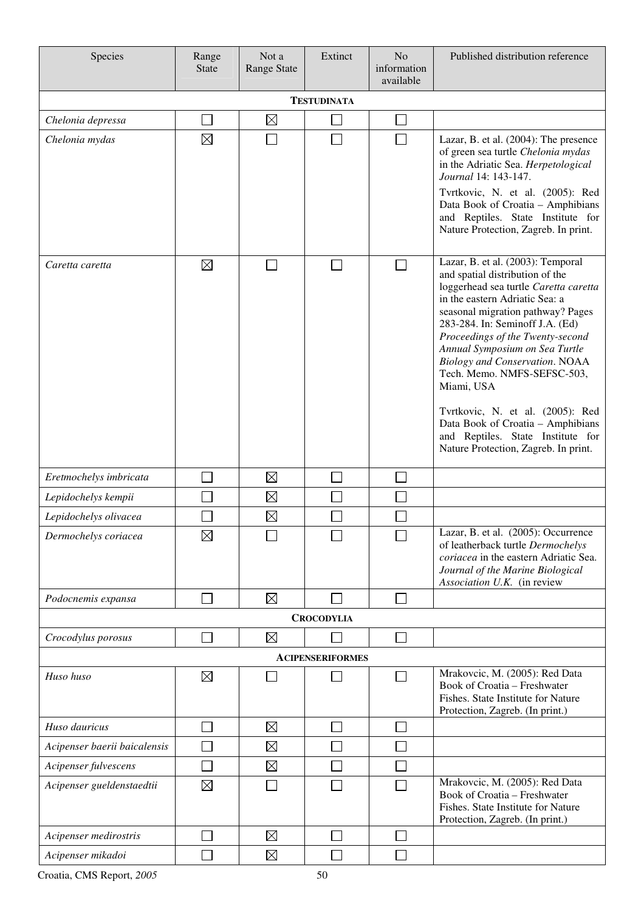| Species | Range State | Not a Range State | Extinct | No information available | Published distribution reference |
|---|---|---|---|---|---|
| **TESTUDINATA** | | | | | |
| *Chelonia depressa* | ☐ | ☒ | ☐ | ☐ | |
| *Chelonia mydas* | ☒ | ☐ | ☐ | ☐ | Lazar, B. et al. (2004): The presence of green sea turtle *Chelonia mydas* in the Adriatic Sea. *Herpetological Journal* 14: 143-147. Tvrtkovic, N. et al. (2005): Red Data Book of Croatia – Amphibians and Reptiles. State Institute for Nature Protection, Zagreb. In print. |
| *Caretta caretta* | ☒ | ☐ | ☐ | ☐ | Lazar, B. et al. (2003): Temporal and spatial distribution of the loggerhead sea turtle *Caretta caretta* in the eastern Adriatic Sea: a seasonal migration pathway? Pages 283-284. In: Seminoff J.A. (Ed) *Proceedings of the Twenty-second Annual Symposium on Sea Turtle Biology and Conservation*. NOAA Tech. Memo. NMFS-SEFSC-503, Miami, USA Tvrtkovic, N. et al. (2005): Red Data Book of Croatia – Amphibians and Reptiles. State Institute for Nature Protection, Zagreb. In print. |
| *Eretmochelys imbricata* | ☐ | ☒ | ☐ | ☐ | |
| *Lepidochelys kempii* | ☐ | ☒ | ☐ | ☐ | |
| *Lepidochelys olivacea* | ☐ | ☒ | ☐ | ☐ | |
| *Dermochelys coriacea* | ☒ | ☐ | ☐ | ☐ | Lazar, B. et al. (2005): Occurrence of leatherback turtle *Dermochelys coriacea* in the eastern Adriatic Sea. *Journal of the Marine Biological Association U.K.* (in review |
| *Podocnemis expansa* | ☐ | ☒ | ☐ | ☐ | |
| **CROCODYLIA** | | | | | |
| *Crocodylus porosus* | ☐ | ☒ | ☐ | ☐ | |
| **ACIPENSERIFORMES** | | | | | |
| *Huso huso* | ☒ | ☐ | ☐ | ☐ | Mrakovcic, M. (2005): Red Data Book of Croatia – Freshwater Fishes. State Institute for Nature Protection, Zagreb. (In print.) |
| *Huso dauricus* | ☐ | ☒ | ☐ | ☐ | |
| *Acipenser baerii baicalensis* | ☐ | ☒ | ☐ | ☐ | |
| *Acipenser fulvescens* | ☐ | ☒ | ☐ | ☐ | |
| *Acipenser gueldenstaedtii* | ☒ | ☐ | ☐ | ☐ | Mrakovcic, M. (2005): Red Data Book of Croatia – Freshwater Fishes. State Institute for Nature Protection, Zagreb. (In print.) |
| *Acipenser medirostris* | ☐ | ☒ | ☐ | ☐ | |
| *Acipenser mikadoi* | ☐ | ☒ | ☐ | ☐ | |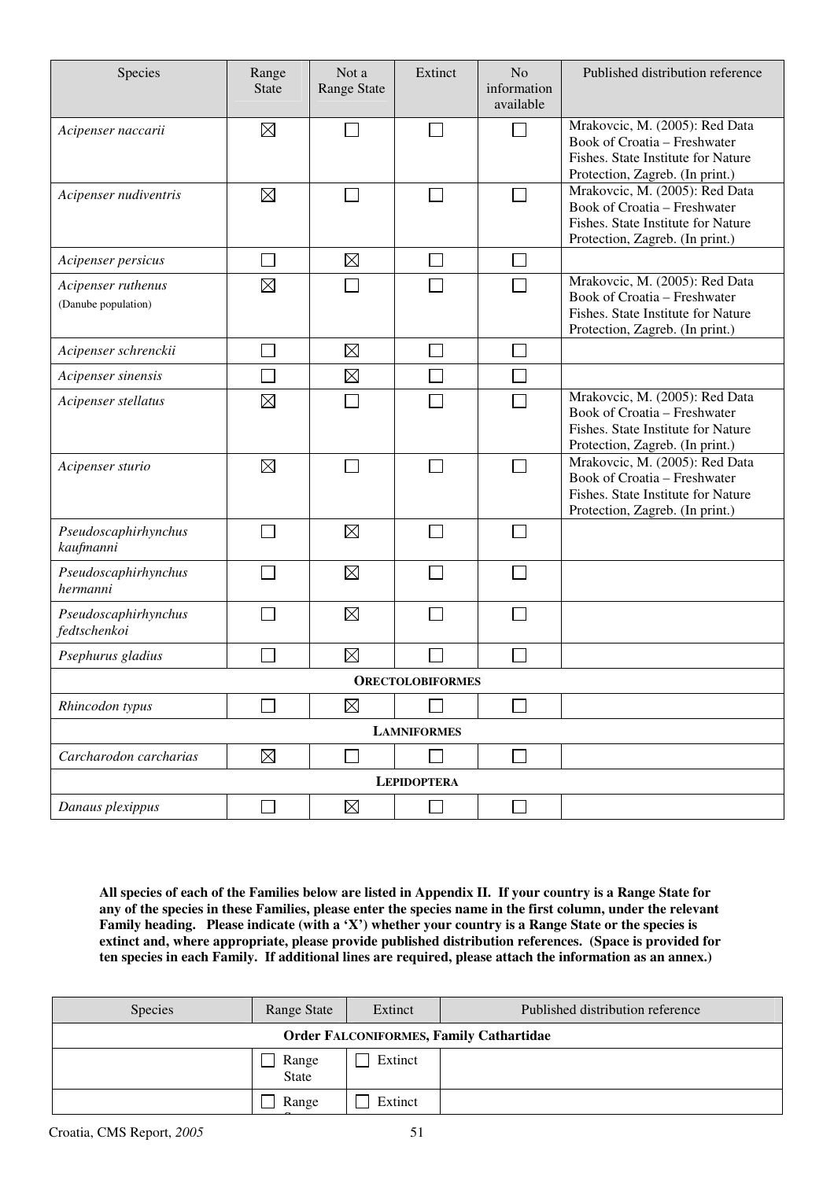| Species | Range State | Not a Range State | Extinct | No information available | Published distribution reference |
|---|---|---|---|---|---|
| *Acipenser naccarii* | ☒ | ☐ | ☐ | ☐ | Mrakovcic, M. (2005): Red Data Book of Croatia – Freshwater Fishes. State Institute for Nature Protection, Zagreb. (In print.) |
| *Acipenser nudiventris* | ☒ | ☐ | ☐ | ☐ | Mrakovcic, M. (2005): Red Data Book of Croatia – Freshwater Fishes. State Institute for Nature Protection, Zagreb. (In print.) |
| *Acipenser persicus* | ☐ | ☒ | ☐ | ☐ | |
| *Acipenser ruthenus* (Danube population) | ☒ | ☐ | ☐ | ☐ | Mrakovcic, M. (2005): Red Data Book of Croatia – Freshwater Fishes. State Institute for Nature Protection, Zagreb. (In print.) |
| *Acipenser schrenckii* | ☐ | ☒ | ☐ | ☐ | |
| *Acipenser sinensis* | ☐ | ☒ | ☐ | ☐ | |
| *Acipenser stellatus* | ☒ | ☐ | ☐ | ☐ | Mrakovcic, M. (2005): Red Data Book of Croatia – Freshwater Fishes. State Institute for Nature Protection, Zagreb. (In print.) |
| *Acipenser sturio* | ☒ | ☐ | ☐ | ☐ | Mrakovcic, M. (2005): Red Data Book of Croatia – Freshwater Fishes. State Institute for Nature Protection, Zagreb. (In print.) |
| *Pseudoscaphirhynchus kaufmanni* | ☐ | ☒ | ☐ | ☐ | |
| *Pseudoscaphirhynchus hermanni* | ☐ | ☒ | ☐ | ☐ | |
| *Pseudoscaphirhynchus fedtschenkoi* | ☐ | ☒ | ☐ | ☐ | |
| *Psephurus gladius* | ☐ | ☒ | ☐ | ☐ | |
| **ORECTOLOBIFORMES** | | | | | |
| *Rhincodon typus* | ☐ | ☒ | ☐ | ☐ | |
| **LAMNIFORMES** | | | | | |
| *Carcharodon carcharias* | ☒ | ☐ | ☐ | ☐ | |
| **LEPIDOPTERA** | | | | | |
| *Danaus plexippus* | ☐ | ☒ | ☐ | ☐ | |

**All species of each of the Families below are listed in Appendix II. If your country is a Range State for any of the species in these Families, please enter the species name in the first column, under the relevant Family heading. Please indicate (with a 'X') whether your country is a Range State or the species is extinct and, where appropriate, please provide published distribution references. (Space is provided for ten species in each Family. If additional lines are required, please attach the information as an annex.)**

| Species | Range State | Extinct | Published distribution reference |
|---|---|---|---|
| **Order FALCONIFORMES, Family Cathartidae** | | | |
| | ☐ Range State | ☐ Extinct | |
| | ☐ Range State | ☐ Extinct | |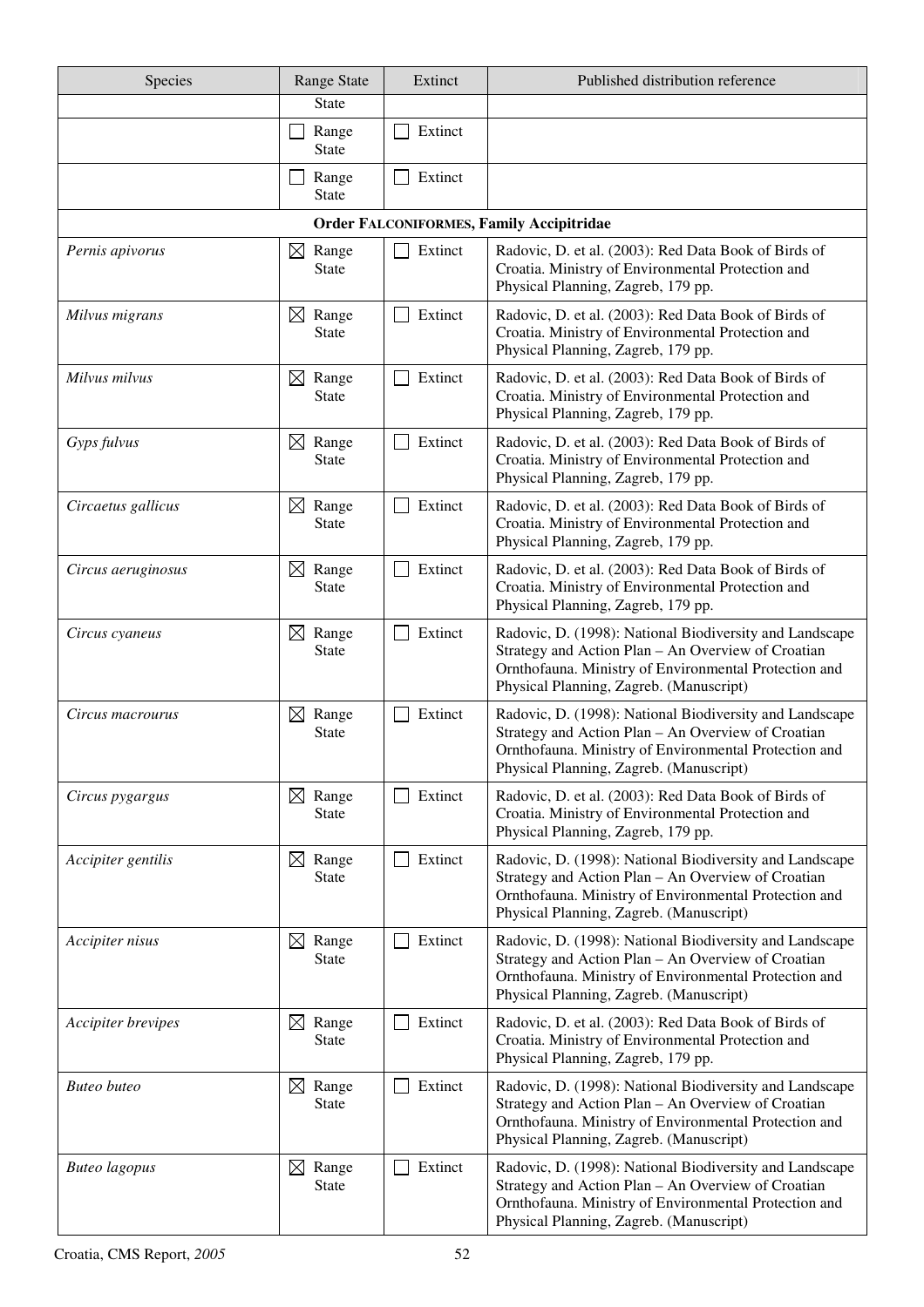| Species | Range State | Extinct | Published distribution reference |
|---|---|---|---|
| | State | | |
| | ☐ Range State | ☐ Extinct | |
| | ☐ Range State | ☐ Extinct | |
| **Order FALCONIFORMES, Family Accipitridae** | | | |
| *Pernis apivorus* | ☒ Range State | ☐ Extinct | Radovic, D. et al. (2003): Red Data Book of Birds of Croatia. Ministry of Environmental Protection and Physical Planning, Zagreb, 179 pp. |
| *Milvus migrans* | ☒ Range State | ☐ Extinct | Radovic, D. et al. (2003): Red Data Book of Birds of Croatia. Ministry of Environmental Protection and Physical Planning, Zagreb, 179 pp. |
| *Milvus milvus* | ☒ Range State | ☐ Extinct | Radovic, D. et al. (2003): Red Data Book of Birds of Croatia. Ministry of Environmental Protection and Physical Planning, Zagreb, 179 pp. |
| *Gyps fulvus* | ☒ Range State | ☐ Extinct | Radovic, D. et al. (2003): Red Data Book of Birds of Croatia. Ministry of Environmental Protection and Physical Planning, Zagreb, 179 pp. |
| *Circaetus gallicus* | ☒ Range State | ☐ Extinct | Radovic, D. et al. (2003): Red Data Book of Birds of Croatia. Ministry of Environmental Protection and Physical Planning, Zagreb, 179 pp. |
| *Circus aeruginosus* | ☒ Range State | ☐ Extinct | Radovic, D. et al. (2003): Red Data Book of Birds of Croatia. Ministry of Environmental Protection and Physical Planning, Zagreb, 179 pp. |
| *Circus cyaneus* | ☒ Range State | ☐ Extinct | Radovic, D. (1998): National Biodiversity and Landscape Strategy and Action Plan – An Overview of Croatian Ornthofauna. Ministry of Environmental Protection and Physical Planning, Zagreb. (Manuscript) |
| *Circus macrourus* | ☒ Range State | ☐ Extinct | Radovic, D. (1998): National Biodiversity and Landscape Strategy and Action Plan – An Overview of Croatian Ornthofauna. Ministry of Environmental Protection and Physical Planning, Zagreb. (Manuscript) |
| *Circus pygargus* | ☒ Range State | ☐ Extinct | Radovic, D. et al. (2003): Red Data Book of Birds of Croatia. Ministry of Environmental Protection and Physical Planning, Zagreb, 179 pp. |
| *Accipiter gentilis* | ☒ Range State | ☐ Extinct | Radovic, D. (1998): National Biodiversity and Landscape Strategy and Action Plan – An Overview of Croatian Ornthofauna. Ministry of Environmental Protection and Physical Planning, Zagreb. (Manuscript) |
| *Accipiter nisus* | ☒ Range State | ☐ Extinct | Radovic, D. (1998): National Biodiversity and Landscape Strategy and Action Plan – An Overview of Croatian Ornthofauna. Ministry of Environmental Protection and Physical Planning, Zagreb. (Manuscript) |
| *Accipiter brevipes* | ☒ Range State | ☐ Extinct | Radovic, D. et al. (2003): Red Data Book of Birds of Croatia. Ministry of Environmental Protection and Physical Planning, Zagreb, 179 pp. |
| *Buteo buteo* | ☒ Range State | ☐ Extinct | Radovic, D. (1998): National Biodiversity and Landscape Strategy and Action Plan – An Overview of Croatian Ornthofauna. Ministry of Environmental Protection and Physical Planning, Zagreb. (Manuscript) |
| *Buteo lagopus* | ☒ Range State | ☐ Extinct | Radovic, D. (1998): National Biodiversity and Landscape Strategy and Action Plan – An Overview of Croatian Ornthofauna. Ministry of Environmental Protection and Physical Planning, Zagreb. (Manuscript) |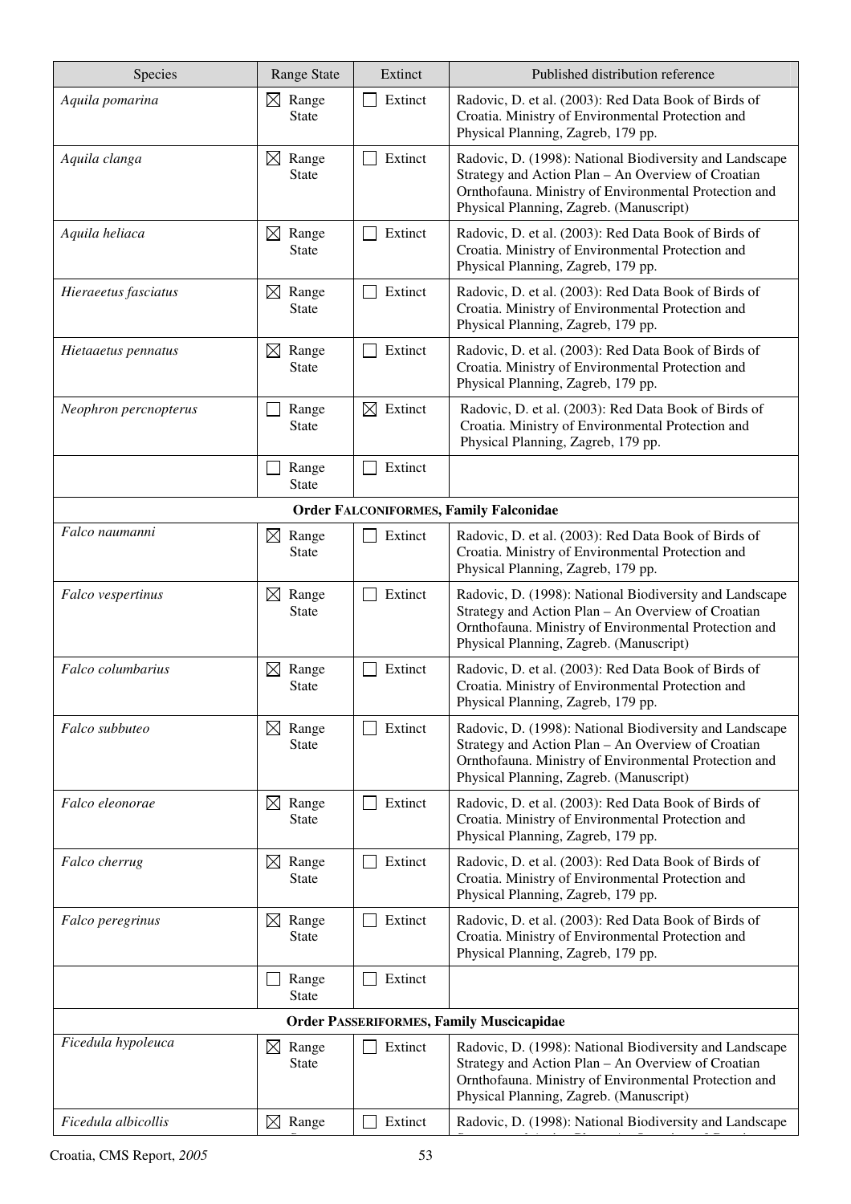| Species | Range State | Extinct | Published distribution reference |
|---|---|---|---|
| *Aquila pomarina* | ☒ Range State | ☐ Extinct | Radovic, D. et al. (2003): Red Data Book of Birds of Croatia. Ministry of Environmental Protection and Physical Planning, Zagreb, 179 pp. |
| *Aquila clanga* | ☒ Range State | ☐ Extinct | Radovic, D. (1998): National Biodiversity and Landscape Strategy and Action Plan – An Overview of Croatian Ornthofauna. Ministry of Environmental Protection and Physical Planning, Zagreb. (Manuscript) |
| *Aquila heliaca* | ☒ Range State | ☐ Extinct | Radovic, D. et al. (2003): Red Data Book of Birds of Croatia. Ministry of Environmental Protection and Physical Planning, Zagreb, 179 pp. |
| *Hieraeetus fasciatus* | ☒ Range State | ☐ Extinct | Radovic, D. et al. (2003): Red Data Book of Birds of Croatia. Ministry of Environmental Protection and Physical Planning, Zagreb, 179 pp. |
| *Hietaaetus pennatus* | ☒ Range State | ☐ Extinct | Radovic, D. et al. (2003): Red Data Book of Birds of Croatia. Ministry of Environmental Protection and Physical Planning, Zagreb, 179 pp. |
| *Neophron percnopterus* | ☐ Range State | ☒ Extinct | Radovic, D. et al. (2003): Red Data Book of Birds of Croatia. Ministry of Environmental Protection and Physical Planning, Zagreb, 179 pp. |
| | ☐ Range State | ☐ Extinct | |
| **Order FALCONIFORMES, Family Falconidae** | | | |
| *Falco naumanni* | ☒ Range State | ☐ Extinct | Radovic, D. et al. (2003): Red Data Book of Birds of Croatia. Ministry of Environmental Protection and Physical Planning, Zagreb, 179 pp. |
| *Falco vespertinus* | ☒ Range State | ☐ Extinct | Radovic, D. (1998): National Biodiversity and Landscape Strategy and Action Plan – An Overview of Croatian Ornthofauna. Ministry of Environmental Protection and Physical Planning, Zagreb. (Manuscript) |
| *Falco columbarius* | ☒ Range State | ☐ Extinct | Radovic, D. et al. (2003): Red Data Book of Birds of Croatia. Ministry of Environmental Protection and Physical Planning, Zagreb, 179 pp. |
| *Falco subbuteo* | ☒ Range State | ☐ Extinct | Radovic, D. (1998): National Biodiversity and Landscape Strategy and Action Plan – An Overview of Croatian Ornthofauna. Ministry of Environmental Protection and Physical Planning, Zagreb. (Manuscript) |
| *Falco eleonorae* | ☒ Range State | ☐ Extinct | Radovic, D. et al. (2003): Red Data Book of Birds of Croatia. Ministry of Environmental Protection and Physical Planning, Zagreb, 179 pp. |
| *Falco cherrug* | ☒ Range State | ☐ Extinct | Radovic, D. et al. (2003): Red Data Book of Birds of Croatia. Ministry of Environmental Protection and Physical Planning, Zagreb, 179 pp. |
| *Falco peregrinus* | ☒ Range State | ☐ Extinct | Radovic, D. et al. (2003): Red Data Book of Birds of Croatia. Ministry of Environmental Protection and Physical Planning, Zagreb, 179 pp. |
| | ☐ Range State | ☐ Extinct | |
| **Order PASSERIFORMES, Family Muscicapidae** | | | |
| *Ficedula hypoleuca* | ☒ Range State | ☐ Extinct | Radovic, D. (1998): National Biodiversity and Landscape Strategy and Action Plan – An Overview of Croatian Ornthofauna. Ministry of Environmental Protection and Physical Planning, Zagreb. (Manuscript) |
| *Ficedula albicollis* | ☒ Range | ☐ Extinct | Radovic, D. (1998): National Biodiversity and Landscape |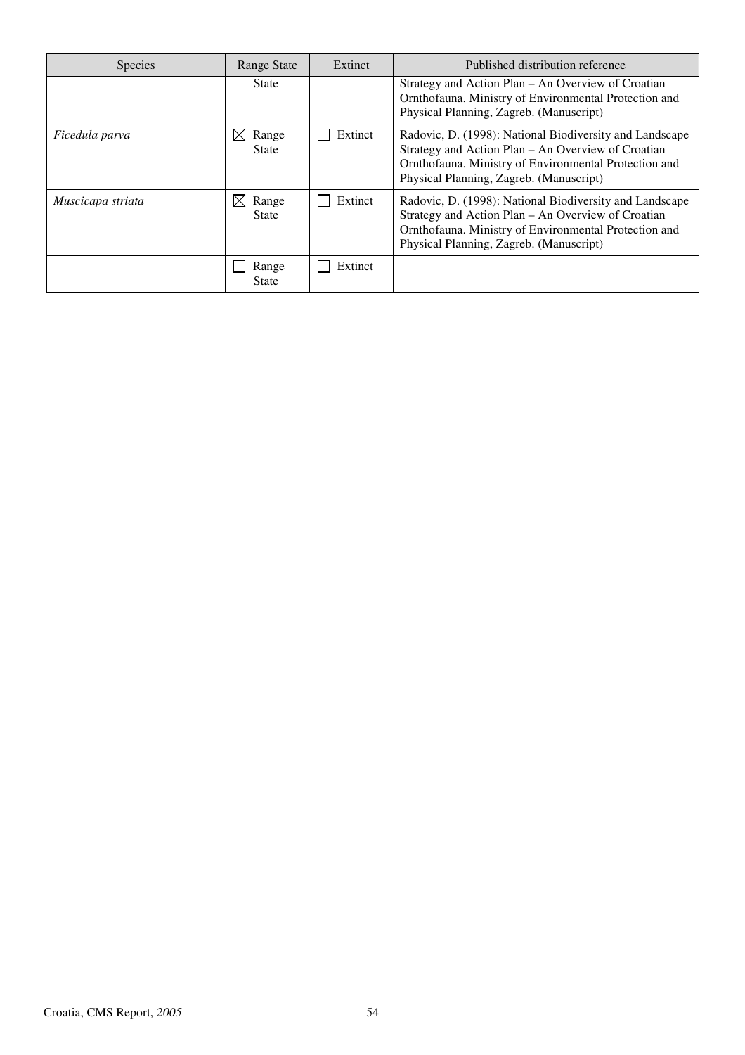| Species | Range State | Extinct | Published distribution reference |
|---|---|---|---|
| | State | | Strategy and Action Plan – An Overview of Croatian Ornthofauna. Ministry of Environmental Protection and Physical Planning, Zagreb. (Manuscript) |
| *Ficedula parva* | ☒ Range State | ☐ Extinct | Radovic, D. (1998): National Biodiversity and Landscape Strategy and Action Plan – An Overview of Croatian Ornthofauna. Ministry of Environmental Protection and Physical Planning, Zagreb. (Manuscript) |
| *Muscicapa striata* | ☒ Range State | ☐ Extinct | Radovic, D. (1998): National Biodiversity and Landscape Strategy and Action Plan – An Overview of Croatian Ornthofauna. Ministry of Environmental Protection and Physical Planning, Zagreb. (Manuscript) |
| | ☐ Range State | ☐ Extinct | |